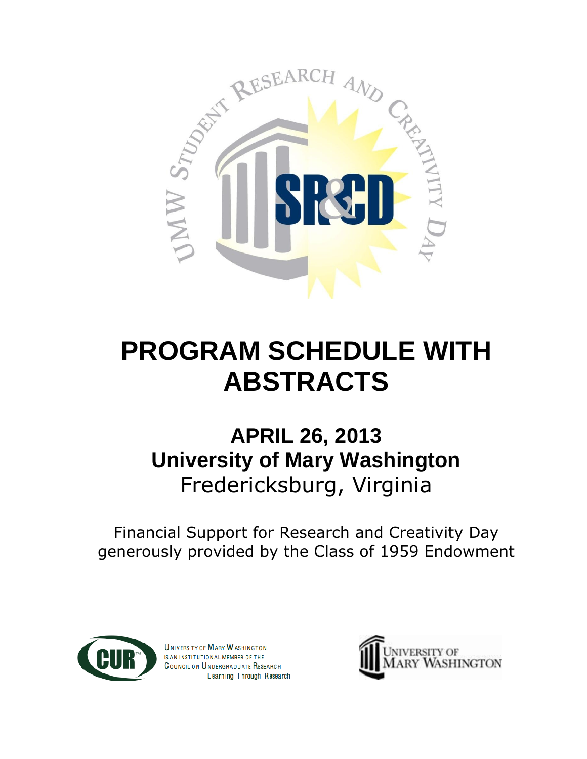UMW STUDENT RESEARCH AND CREATIVITY DAY

SR&CD

# PROGRAM SCHEDULE WITH ABSTRACTS

## APRIL 26, 2013
## University of Mary Washington
Fredericksburg, Virginia

Financial Support for Research and Creativity Day generously provided by the Class of 1959 Endowment

CUR

UNIVERSITY OF MARY WASHINGTON IS AN INSTITUTIONAL MEMBER OF THE COUNCIL ON UNDERGRADUATE RESEARCH

Learning Through Research

UNIVERSITY OF MARY WASHINGTON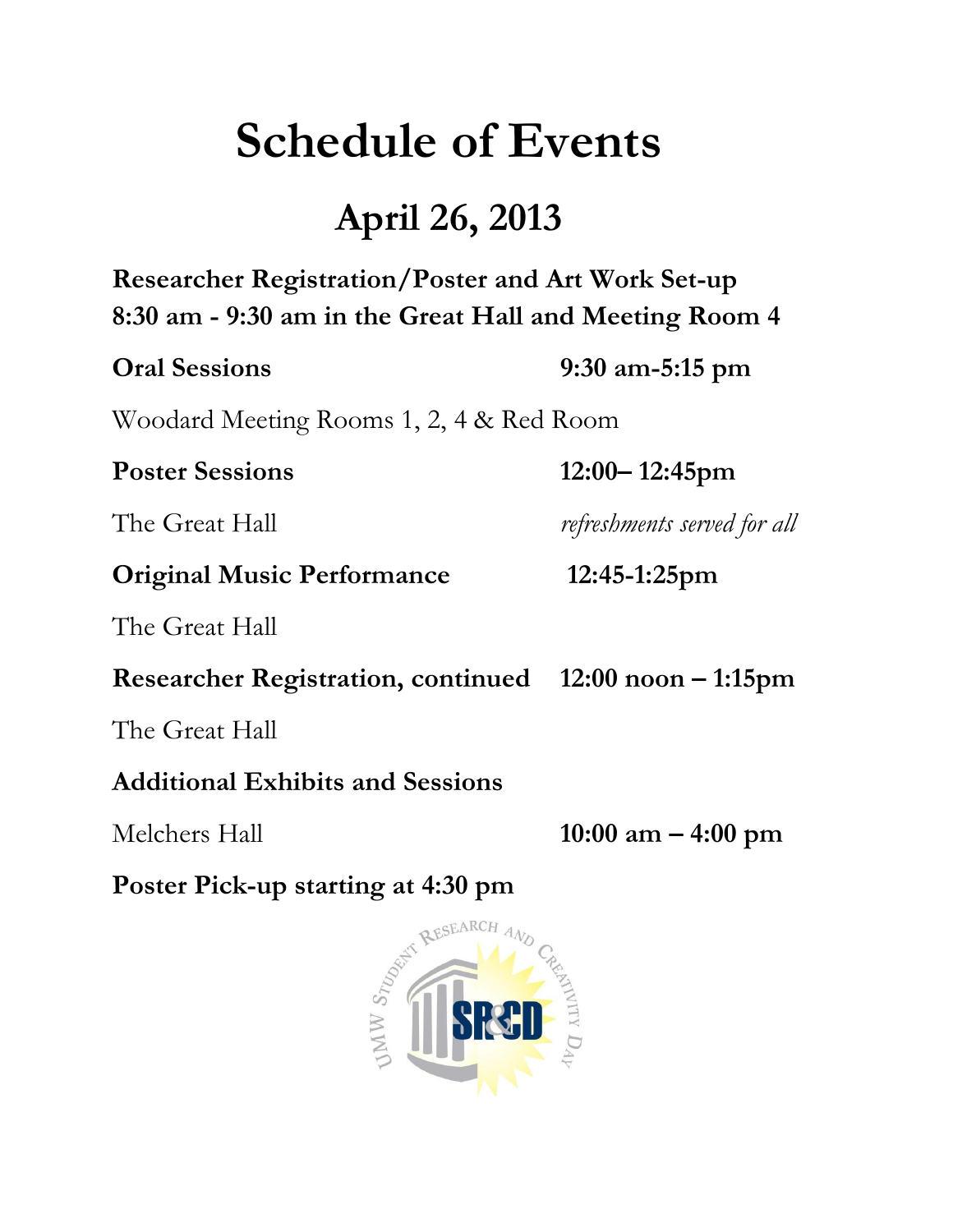# Schedule of Events

## April 26, 2013

**Researcher Registration/Poster and Art Work Set-up**
**8:30 am - 9:30 am in the Great Hall and Meeting Room 4**

**Oral Sessions** **9:30 am-5:15 pm**

Woodard Meeting Rooms 1, 2, 4 & Red Room

**Poster Sessions** **12:00– 12:45pm**

The Great Hall *refreshments served for all*

**Original Music Performance** **12:45-1:25pm**

The Great Hall

**Researcher Registration, continued** **12:00 noon – 1:15pm**

The Great Hall

**Additional Exhibits and Sessions**

Melchers Hall **10:00 am – 4:00 pm**

**Poster Pick-up starting at 4:30 pm**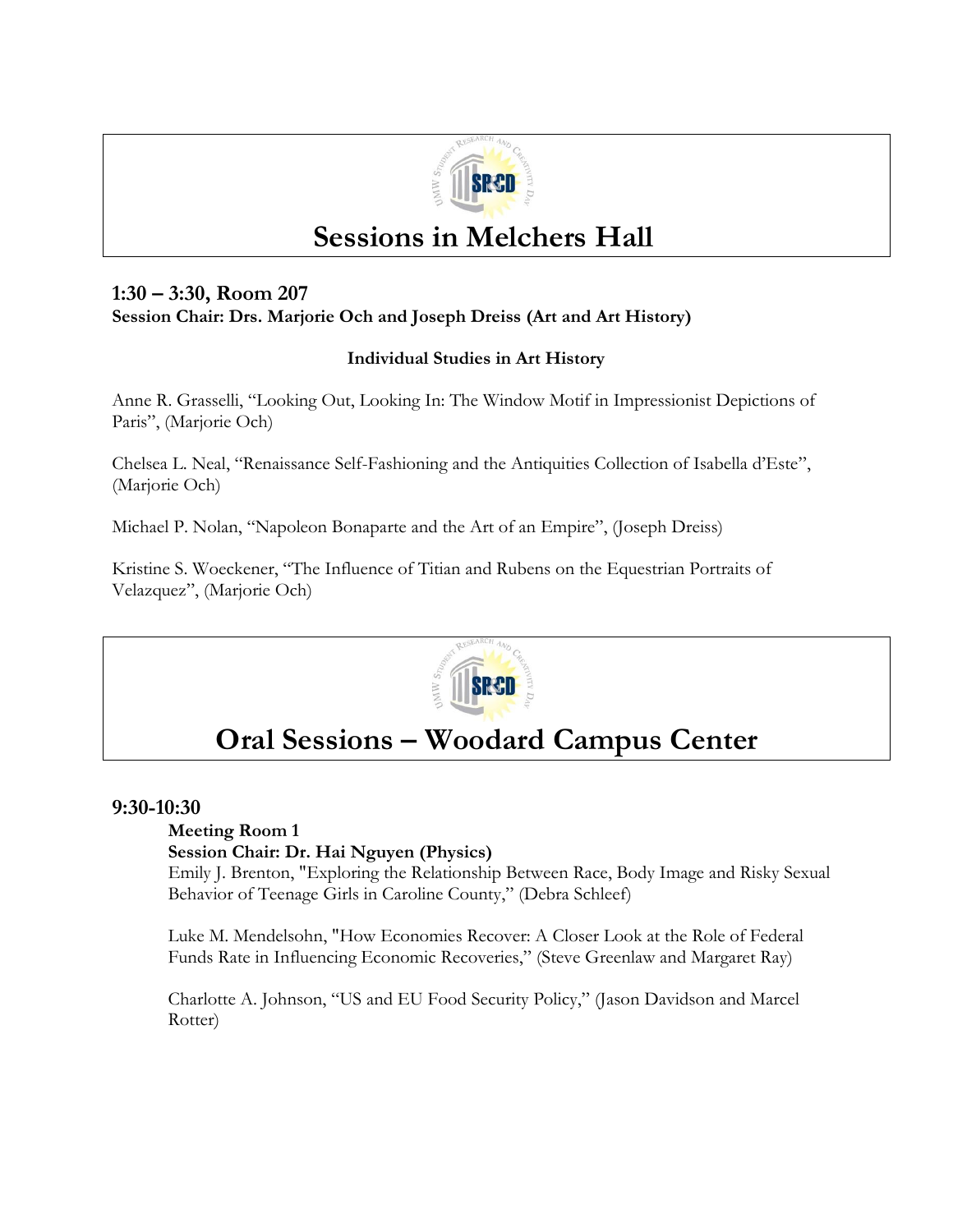# Sessions in Melchers Hall

### 1:30 – 3:30, Room 207

**Session Chair: Drs. Marjorie Och and Joseph Dreiss (Art and Art History)**

**Individual Studies in Art History**

Anne R. Grasselli, “Looking Out, Looking In: The Window Motif in Impressionist Depictions of Paris”, (Marjorie Och)

Chelsea L. Neal, “Renaissance Self-Fashioning and the Antiquities Collection of Isabella d’Este”, (Marjorie Och)

Michael P. Nolan, “Napoleon Bonaparte and the Art of an Empire”, (Joseph Dreiss)

Kristine S. Woeckener, “The Influence of Titian and Rubens on the Equestrian Portraits of Velazquez”, (Marjorie Och)

# Oral Sessions – Woodard Campus Center

### 9:30-10:30

**Meeting Room 1**
**Session Chair: Dr. Hai Nguyen (Physics)**

Emily J. Brenton, "Exploring the Relationship Between Race, Body Image and Risky Sexual Behavior of Teenage Girls in Caroline County,” (Debra Schleef)

Luke M. Mendelsohn, "How Economies Recover: A Closer Look at the Role of Federal Funds Rate in Influencing Economic Recoveries,” (Steve Greenlaw and Margaret Ray)

Charlotte A. Johnson, “US and EU Food Security Policy,” (Jason Davidson and Marcel Rotter)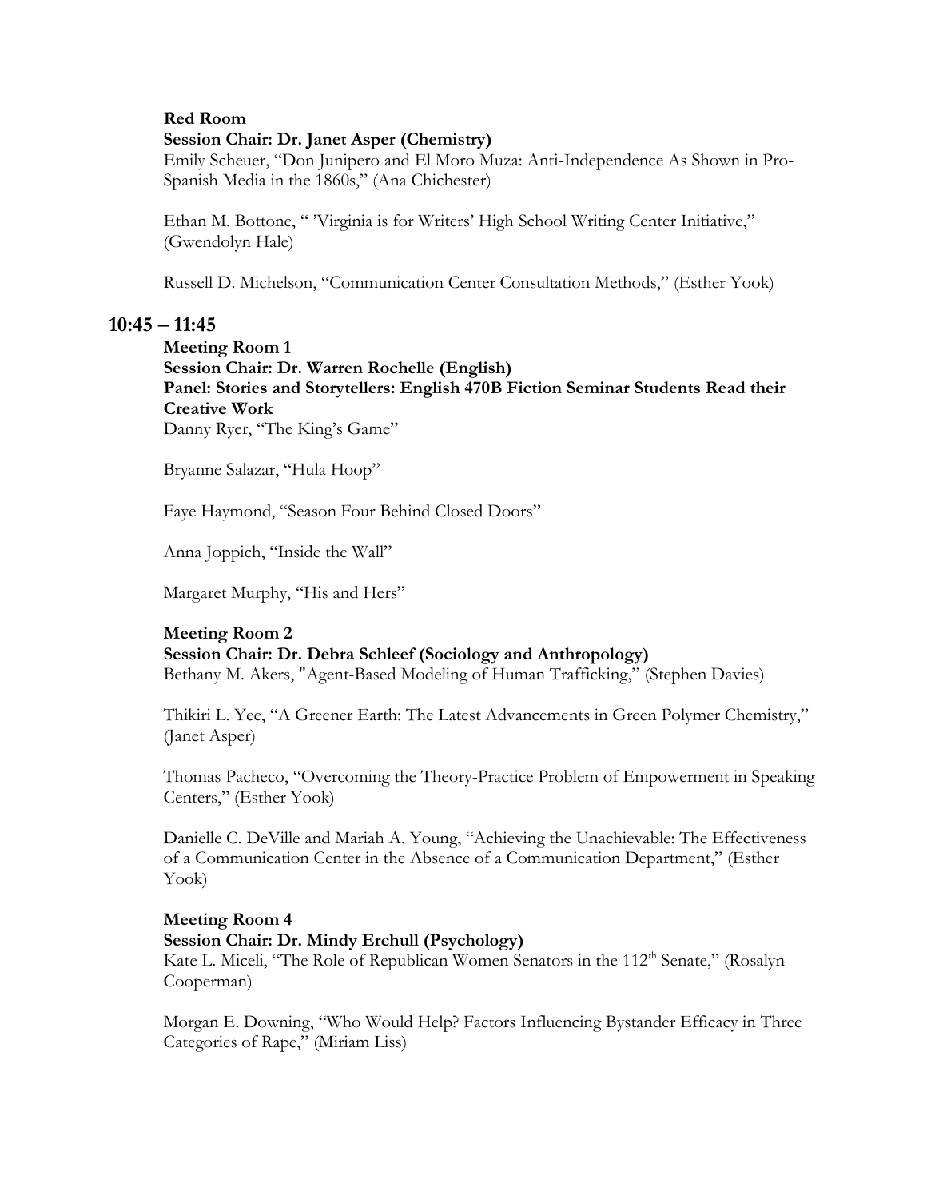**Red Room**
**Session Chair: Dr. Janet Asper (Chemistry)**
Emily Scheuer, "Don Junipero and El Moro Muza: Anti-Independence As Shown in Pro-Spanish Media in the 1860s," (Ana Chichester)

Ethan M. Bottone, " 'Virginia is for Writers' High School Writing Center Initiative," (Gwendolyn Hale)

Russell D. Michelson, "Communication Center Consultation Methods," (Esther Yook)

## 10:45 – 11:45

**Meeting Room 1**
**Session Chair: Dr. Warren Rochelle (English)**
**Panel: Stories and Storytellers: English 470B Fiction Seminar Students Read their Creative Work**
Danny Ryer, "The King's Game"

Bryanne Salazar, "Hula Hoop"

Faye Haymond, "Season Four Behind Closed Doors"

Anna Joppich, "Inside the Wall"

Margaret Murphy, "His and Hers"

**Meeting Room 2**
**Session Chair: Dr. Debra Schleef (Sociology and Anthropology)**
Bethany M. Akers, "Agent-Based Modeling of Human Trafficking," (Stephen Davies)

Thikiri L. Yee, "A Greener Earth: The Latest Advancements in Green Polymer Chemistry," (Janet Asper)

Thomas Pacheco, "Overcoming the Theory-Practice Problem of Empowerment in Speaking Centers," (Esther Yook)

Danielle C. DeVille and Mariah A. Young, "Achieving the Unachievable: The Effectiveness of a Communication Center in the Absence of a Communication Department," (Esther Yook)

**Meeting Room 4**
**Session Chair: Dr. Mindy Erchull (Psychology)**
Kate L. Miceli, "The Role of Republican Women Senators in the 112th Senate," (Rosalyn Cooperman)

Morgan E. Downing, "Who Would Help? Factors Influencing Bystander Efficacy in Three Categories of Rape," (Miriam Liss)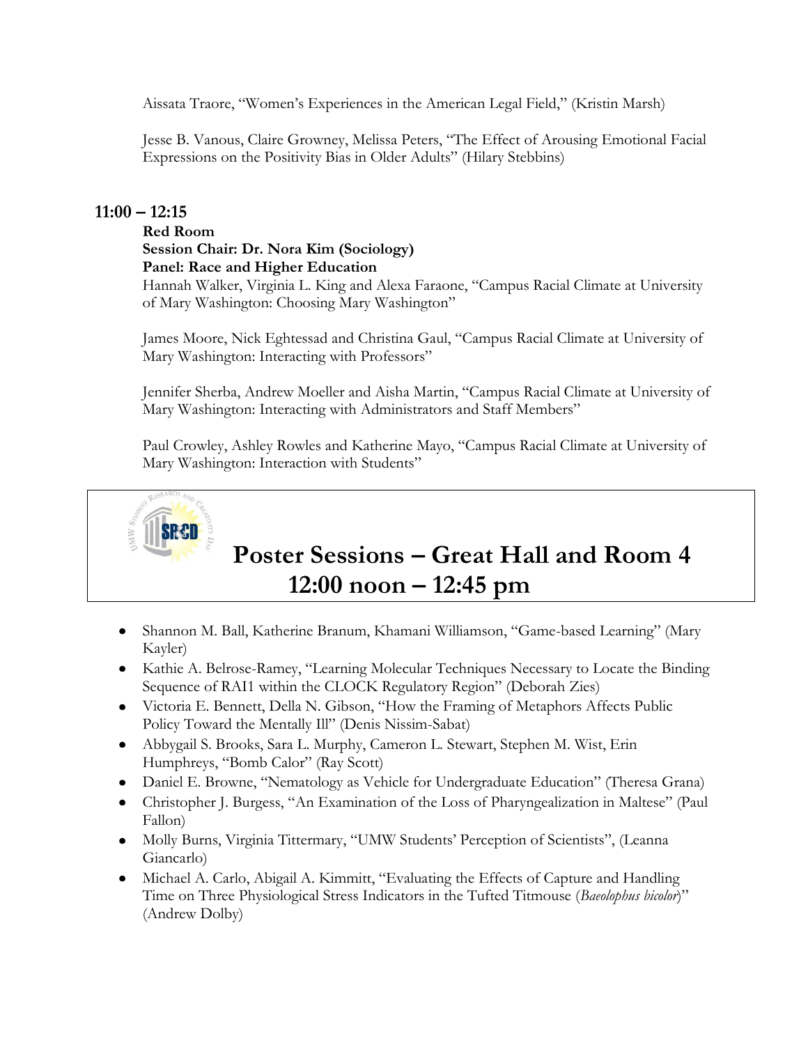Aissata Traore, "Women's Experiences in the American Legal Field," (Kristin Marsh)

Jesse B. Vanous, Claire Growney, Melissa Peters, "The Effect of Arousing Emotional Facial Expressions on the Positivity Bias in Older Adults" (Hilary Stebbins)

## 11:00 – 12:15

**Red Room**
**Session Chair: Dr. Nora Kim (Sociology)**
**Panel: Race and Higher Education**

Hannah Walker, Virginia L. King and Alexa Faraone, "Campus Racial Climate at University of Mary Washington: Choosing Mary Washington"

James Moore, Nick Eghtessad and Christina Gaul, "Campus Racial Climate at University of Mary Washington: Interacting with Professors"

Jennifer Sherba, Andrew Moeller and Aisha Martin, "Campus Racial Climate at University of Mary Washington: Interacting with Administrators and Staff Members"

Paul Crowley, Ashley Rowles and Katherine Mayo, "Campus Racial Climate at University of Mary Washington: Interaction with Students"

# Poster Sessions – Great Hall and Room 4
## 12:00 noon – 12:45 pm

- Shannon M. Ball, Katherine Branum, Khamani Williamson, "Game-based Learning" (Mary Kayler)
- Kathie A. Belrose-Ramey, "Learning Molecular Techniques Necessary to Locate the Binding Sequence of RAI1 within the CLOCK Regulatory Region" (Deborah Zies)
- Victoria E. Bennett, Della N. Gibson, "How the Framing of Metaphors Affects Public Policy Toward the Mentally Ill" (Denis Nissim-Sabat)
- Abbygail S. Brooks, Sara L. Murphy, Cameron L. Stewart, Stephen M. Wist, Erin Humphreys, "Bomb Calor" (Ray Scott)
- Daniel E. Browne, "Nematology as Vehicle for Undergraduate Education" (Theresa Grana)
- Christopher J. Burgess, "An Examination of the Loss of Pharyngealization in Maltese" (Paul Fallon)
- Molly Burns, Virginia Tittermary, "UMW Students' Perception of Scientists", (Leanna Giancarlo)
- Michael A. Carlo, Abigail A. Kimmitt, "Evaluating the Effects of Capture and Handling Time on Three Physiological Stress Indicators in the Tufted Titmouse (*Baeolophus bicolor*)" (Andrew Dolby)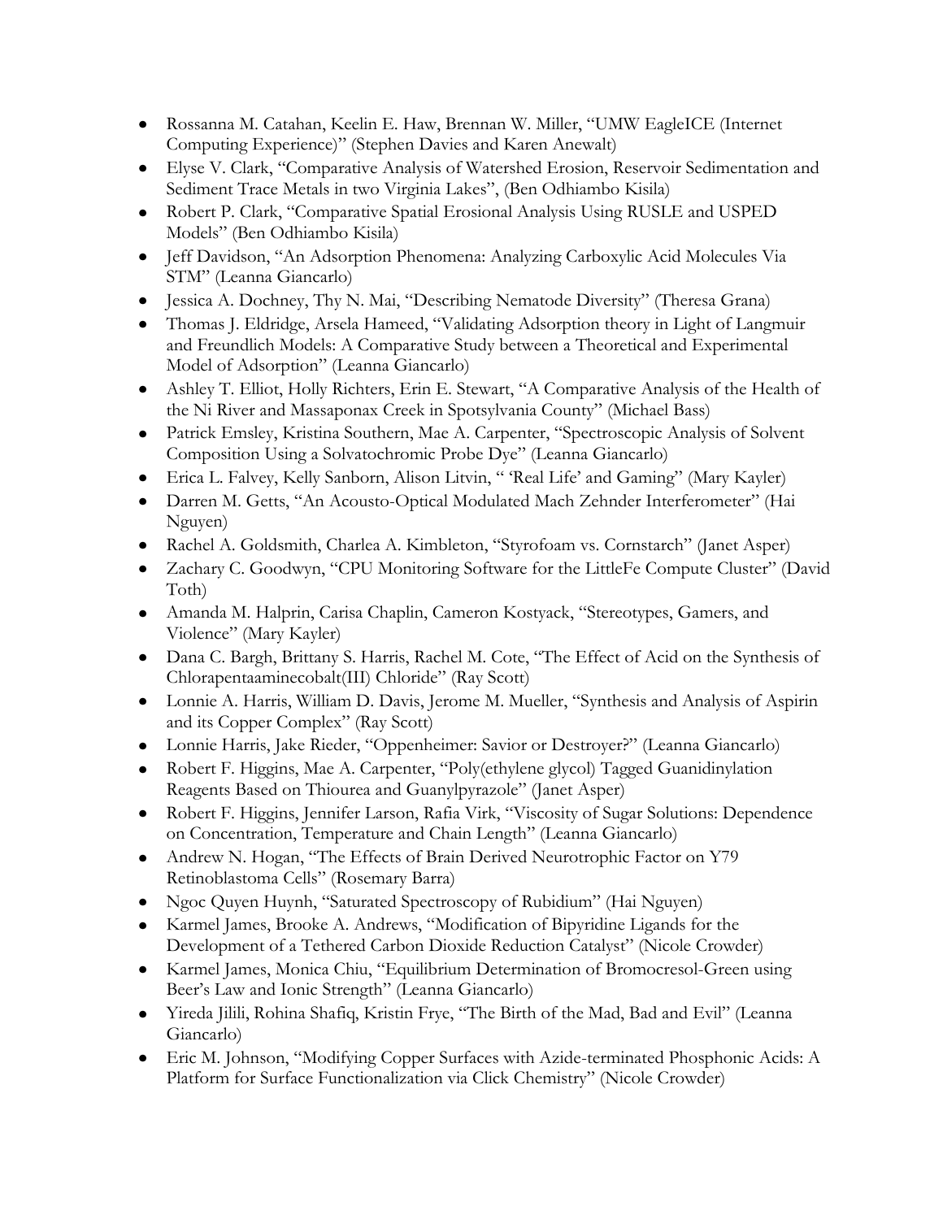- Rossanna M. Catahan, Keelin E. Haw, Brennan W. Miller, "UMW EagleICE (Internet Computing Experience)" (Stephen Davies and Karen Anewalt)
- Elyse V. Clark, "Comparative Analysis of Watershed Erosion, Reservoir Sedimentation and Sediment Trace Metals in two Virginia Lakes", (Ben Odhiambo Kisila)
- Robert P. Clark, "Comparative Spatial Erosional Analysis Using RUSLE and USPED Models" (Ben Odhiambo Kisila)
- Jeff Davidson, "An Adsorption Phenomena: Analyzing Carboxylic Acid Molecules Via STM" (Leanna Giancarlo)
- Jessica A. Dochney, Thy N. Mai, "Describing Nematode Diversity" (Theresa Grana)
- Thomas J. Eldridge, Arsela Hameed, "Validating Adsorption theory in Light of Langmuir and Freundlich Models: A Comparative Study between a Theoretical and Experimental Model of Adsorption" (Leanna Giancarlo)
- Ashley T. Elliot, Holly Richters, Erin E. Stewart, "A Comparative Analysis of the Health of the Ni River and Massaponax Creek in Spotsylvania County" (Michael Bass)
- Patrick Emsley, Kristina Southern, Mae A. Carpenter, "Spectroscopic Analysis of Solvent Composition Using a Solvatochromic Probe Dye" (Leanna Giancarlo)
- Erica L. Falvey, Kelly Sanborn, Alison Litvin, " 'Real Life' and Gaming" (Mary Kayler)
- Darren M. Getts, "An Acousto-Optical Modulated Mach Zehnder Interferometer" (Hai Nguyen)
- Rachel A. Goldsmith, Charlea A. Kimbleton, "Styrofoam vs. Cornstarch" (Janet Asper)
- Zachary C. Goodwyn, "CPU Monitoring Software for the LittleFe Compute Cluster" (David Toth)
- Amanda M. Halprin, Carisa Chaplin, Cameron Kostyack, "Stereotypes, Gamers, and Violence" (Mary Kayler)
- Dana C. Bargh, Brittany S. Harris, Rachel M. Cote, "The Effect of Acid on the Synthesis of Chlorapentaaminecobalt(III) Chloride" (Ray Scott)
- Lonnie A. Harris, William D. Davis, Jerome M. Mueller, "Synthesis and Analysis of Aspirin and its Copper Complex" (Ray Scott)
- Lonnie Harris, Jake Rieder, "Oppenheimer: Savior or Destroyer?" (Leanna Giancarlo)
- Robert F. Higgins, Mae A. Carpenter, "Poly(ethylene glycol) Tagged Guanidinylation Reagents Based on Thiourea and Guanylpyrazole" (Janet Asper)
- Robert F. Higgins, Jennifer Larson, Rafia Virk, "Viscosity of Sugar Solutions: Dependence on Concentration, Temperature and Chain Length" (Leanna Giancarlo)
- Andrew N. Hogan, "The Effects of Brain Derived Neurotrophic Factor on Y79 Retinoblastoma Cells" (Rosemary Barra)
- Ngoc Quyen Huynh, "Saturated Spectroscopy of Rubidium" (Hai Nguyen)
- Karmel James, Brooke A. Andrews, "Modification of Bipyridine Ligands for the Development of a Tethered Carbon Dioxide Reduction Catalyst" (Nicole Crowder)
- Karmel James, Monica Chiu, "Equilibrium Determination of Bromocresol-Green using Beer's Law and Ionic Strength" (Leanna Giancarlo)
- Yireda Jilili, Rohina Shafiq, Kristin Frye, "The Birth of the Mad, Bad and Evil" (Leanna Giancarlo)
- Eric M. Johnson, "Modifying Copper Surfaces with Azide-terminated Phosphonic Acids: A Platform for Surface Functionalization via Click Chemistry" (Nicole Crowder)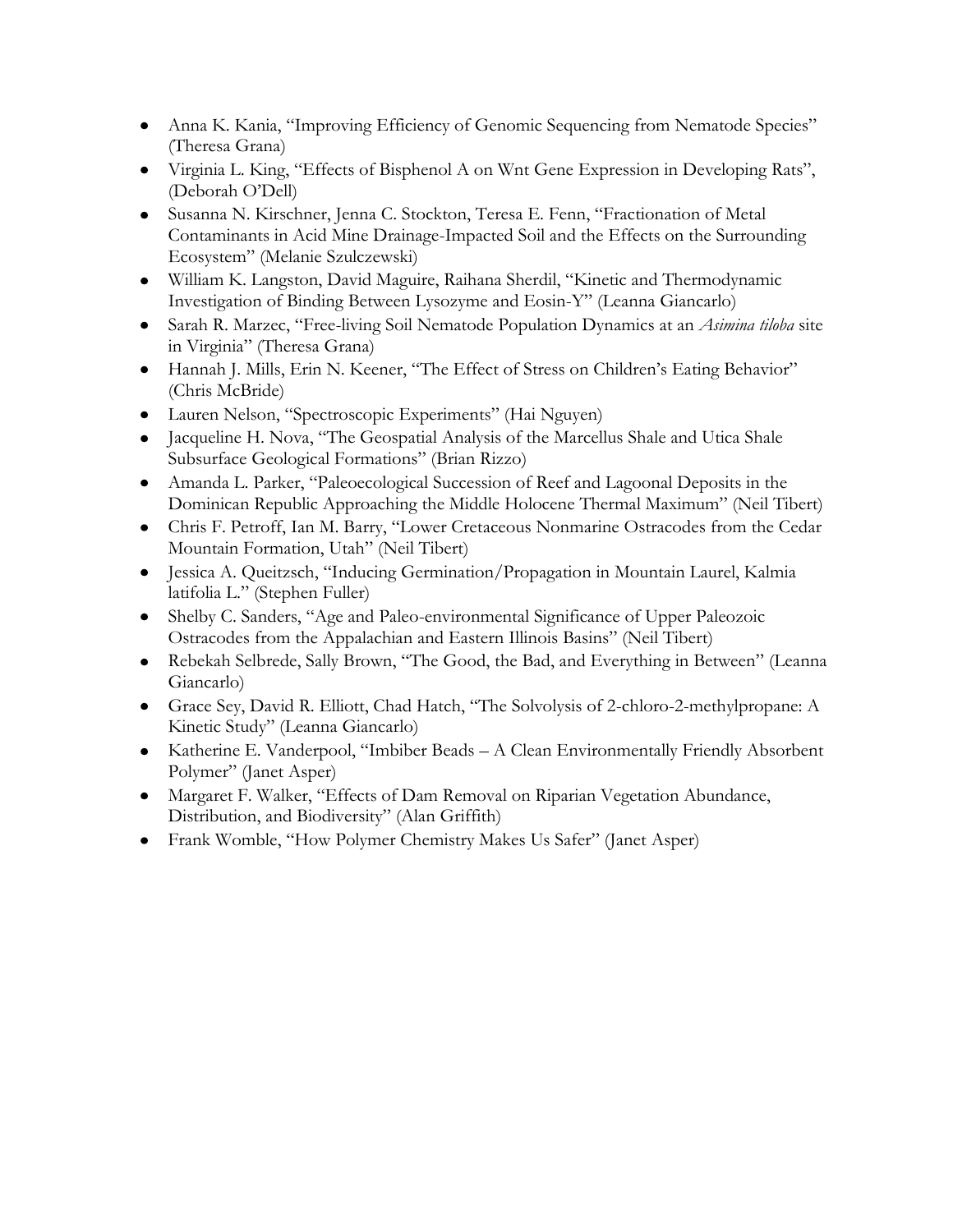- Anna K. Kania, "Improving Efficiency of Genomic Sequencing from Nematode Species" (Theresa Grana)
- Virginia L. King, "Effects of Bisphenol A on Wnt Gene Expression in Developing Rats", (Deborah O'Dell)
- Susanna N. Kirschner, Jenna C. Stockton, Teresa E. Fenn, "Fractionation of Metal Contaminants in Acid Mine Drainage-Impacted Soil and the Effects on the Surrounding Ecosystem" (Melanie Szulczewski)
- William K. Langston, David Maguire, Raihana Sherdil, "Kinetic and Thermodynamic Investigation of Binding Between Lysozyme and Eosin-Y" (Leanna Giancarlo)
- Sarah R. Marzec, "Free-living Soil Nematode Population Dynamics at an *Asimina tiloba* site in Virginia" (Theresa Grana)
- Hannah J. Mills, Erin N. Keener, "The Effect of Stress on Children's Eating Behavior" (Chris McBride)
- Lauren Nelson, "Spectroscopic Experiments" (Hai Nguyen)
- Jacqueline H. Nova, "The Geospatial Analysis of the Marcellus Shale and Utica Shale Subsurface Geological Formations" (Brian Rizzo)
- Amanda L. Parker, "Paleoecological Succession of Reef and Lagoonal Deposits in the Dominican Republic Approaching the Middle Holocene Thermal Maximum" (Neil Tibert)
- Chris F. Petroff, Ian M. Barry, "Lower Cretaceous Nonmarine Ostracodes from the Cedar Mountain Formation, Utah" (Neil Tibert)
- Jessica A. Queitzsch, "Inducing Germination/Propagation in Mountain Laurel, Kalmia latifolia L." (Stephen Fuller)
- Shelby C. Sanders, "Age and Paleo-environmental Significance of Upper Paleozoic Ostracodes from the Appalachian and Eastern Illinois Basins" (Neil Tibert)
- Rebekah Selbrede, Sally Brown, "The Good, the Bad, and Everything in Between" (Leanna Giancarlo)
- Grace Sey, David R. Elliott, Chad Hatch, "The Solvolysis of 2-chloro-2-methylpropane: A Kinetic Study" (Leanna Giancarlo)
- Katherine E. Vanderpool, "Imbiber Beads – A Clean Environmentally Friendly Absorbent Polymer" (Janet Asper)
- Margaret F. Walker, "Effects of Dam Removal on Riparian Vegetation Abundance, Distribution, and Biodiversity" (Alan Griffith)
- Frank Womble, "How Polymer Chemistry Makes Us Safer" (Janet Asper)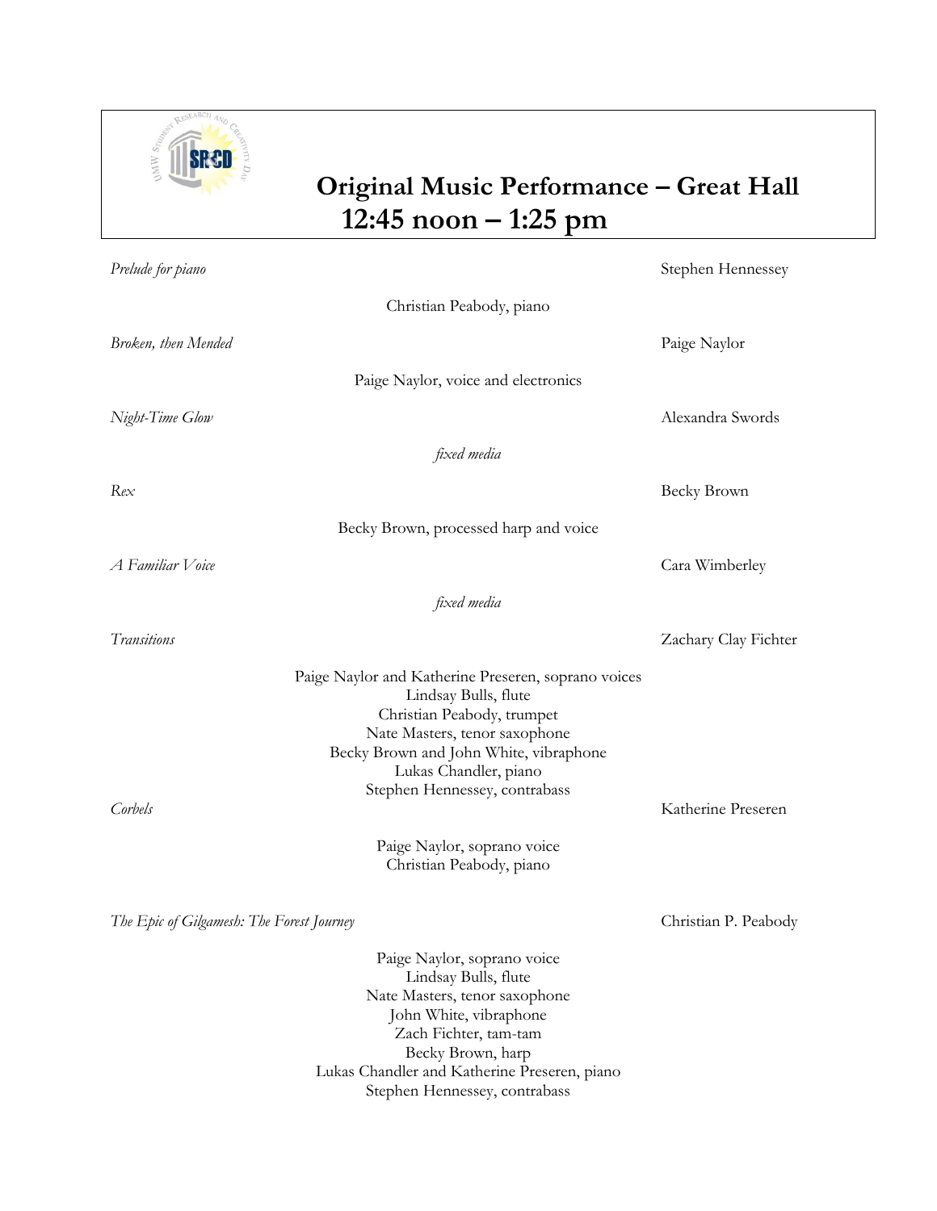# Original Music Performance – Great Hall
## 12:45 noon – 1:25 pm

*Prelude for piano* — Stephen Hennessey

Christian Peabody, piano

*Broken, then Mended* — Paige Naylor

Paige Naylor, voice and electronics

*Night-Time Glow* — Alexandra Swords

*fixed media*

*Rex* — Becky Brown

Becky Brown, processed harp and voice

*A Familiar Voice* — Cara Wimberley

*fixed media*

*Transitions* — Zachary Clay Fichter

Paige Naylor and Katherine Preseren, soprano voices
Lindsay Bulls, flute
Christian Peabody, trumpet
Nate Masters, tenor saxophone
Becky Brown and John White, vibraphone
Lukas Chandler, piano
Stephen Hennessey, contrabass

*Corbels* — Katherine Preseren

Paige Naylor, soprano voice
Christian Peabody, piano

*The Epic of Gilgamesh: The Forest Journey* — Christian P. Peabody

Paige Naylor, soprano voice
Lindsay Bulls, flute
Nate Masters, tenor saxophone
John White, vibraphone
Zach Fichter, tam-tam
Becky Brown, harp
Lukas Chandler and Katherine Preseren, piano
Stephen Hennessey, contrabass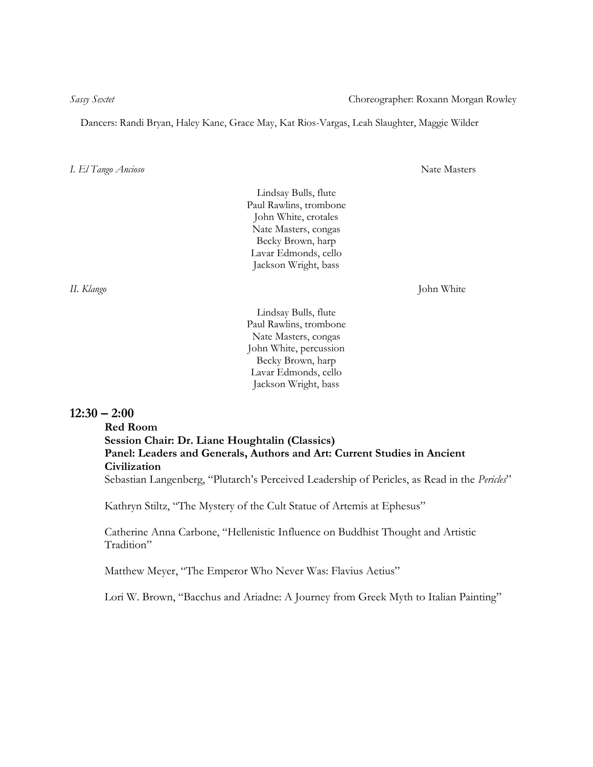*Sassy Sextet* Choreographer: Roxann Morgan Rowley

Dancers: Randi Bryan, Haley Kane, Grace May, Kat Rios-Vargas, Leah Slaughter, Maggie Wilder

*I. El Tango Ancioso* Nate Masters

Lindsay Bulls, flute
Paul Rawlins, trombone
John White, crotales
Nate Masters, congas
Becky Brown, harp
Lavar Edmonds, cello
Jackson Wright, bass

*II. Klango* John White

Lindsay Bulls, flute
Paul Rawlins, trombone
Nate Masters, congas
John White, percussion
Becky Brown, harp
Lavar Edmonds, cello
Jackson Wright, bass

## 12:30 – 2:00

**Red Room**
**Session Chair: Dr. Liane Houghtalin (Classics)**
**Panel: Leaders and Generals, Authors and Art: Current Studies in Ancient Civilization**

Sebastian Langenberg, "Plutarch's Perceived Leadership of Pericles, as Read in the *Pericles*"

Kathryn Stiltz, "The Mystery of the Cult Statue of Artemis at Ephesus"

Catherine Anna Carbone, "Hellenistic Influence on Buddhist Thought and Artistic Tradition"

Matthew Meyer, "The Emperor Who Never Was: Flavius Aetius"

Lori W. Brown, "Bacchus and Ariadne: A Journey from Greek Myth to Italian Painting"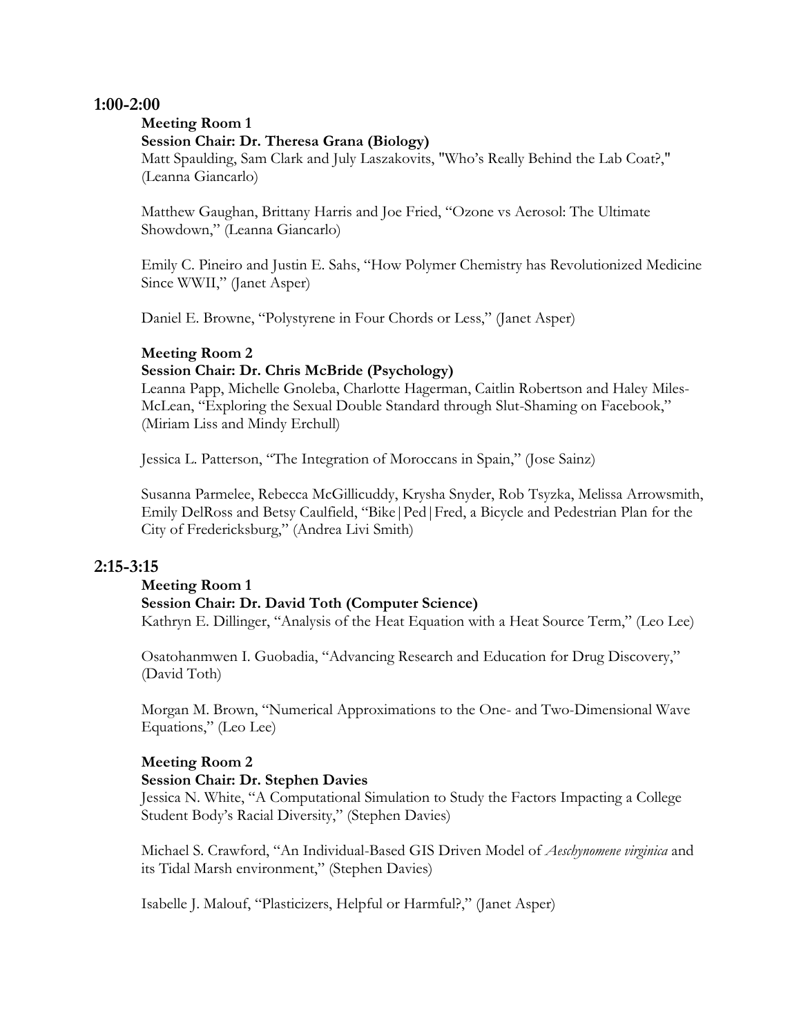## 1:00-2:00

**Meeting Room 1**
**Session Chair: Dr. Theresa Grana (Biology)**

Matt Spaulding, Sam Clark and July Laszakovits, "Who's Really Behind the Lab Coat?," (Leanna Giancarlo)

Matthew Gaughan, Brittany Harris and Joe Fried, "Ozone vs Aerosol: The Ultimate Showdown," (Leanna Giancarlo)

Emily C. Pineiro and Justin E. Sahs, "How Polymer Chemistry has Revolutionized Medicine Since WWII," (Janet Asper)

Daniel E. Browne, "Polystyrene in Four Chords or Less," (Janet Asper)

**Meeting Room 2**
**Session Chair: Dr. Chris McBride (Psychology)**

Leanna Papp, Michelle Gnoleba, Charlotte Hagerman, Caitlin Robertson and Haley Miles-McLean, "Exploring the Sexual Double Standard through Slut-Shaming on Facebook," (Miriam Liss and Mindy Erchull)

Jessica L. Patterson, "The Integration of Moroccans in Spain," (Jose Sainz)

Susanna Parmelee, Rebecca McGillicuddy, Krysha Snyder, Rob Tsyzka, Melissa Arrowsmith, Emily DelRoss and Betsy Caulfield, "Bike|Ped|Fred, a Bicycle and Pedestrian Plan for the City of Fredericksburg," (Andrea Livi Smith)

## 2:15-3:15

**Meeting Room 1**
**Session Chair: Dr. David Toth (Computer Science)**

Kathryn E. Dillinger, "Analysis of the Heat Equation with a Heat Source Term," (Leo Lee)

Osatohanmwen I. Guobadia, "Advancing Research and Education for Drug Discovery," (David Toth)

Morgan M. Brown, "Numerical Approximations to the One- and Two-Dimensional Wave Equations," (Leo Lee)

**Meeting Room 2**
**Session Chair: Dr. Stephen Davies**

Jessica N. White, "A Computational Simulation to Study the Factors Impacting a College Student Body's Racial Diversity," (Stephen Davies)

Michael S. Crawford, "An Individual-Based GIS Driven Model of *Aeschynomene virginica* and its Tidal Marsh environment," (Stephen Davies)

Isabelle J. Malouf, "Plasticizers, Helpful or Harmful?," (Janet Asper)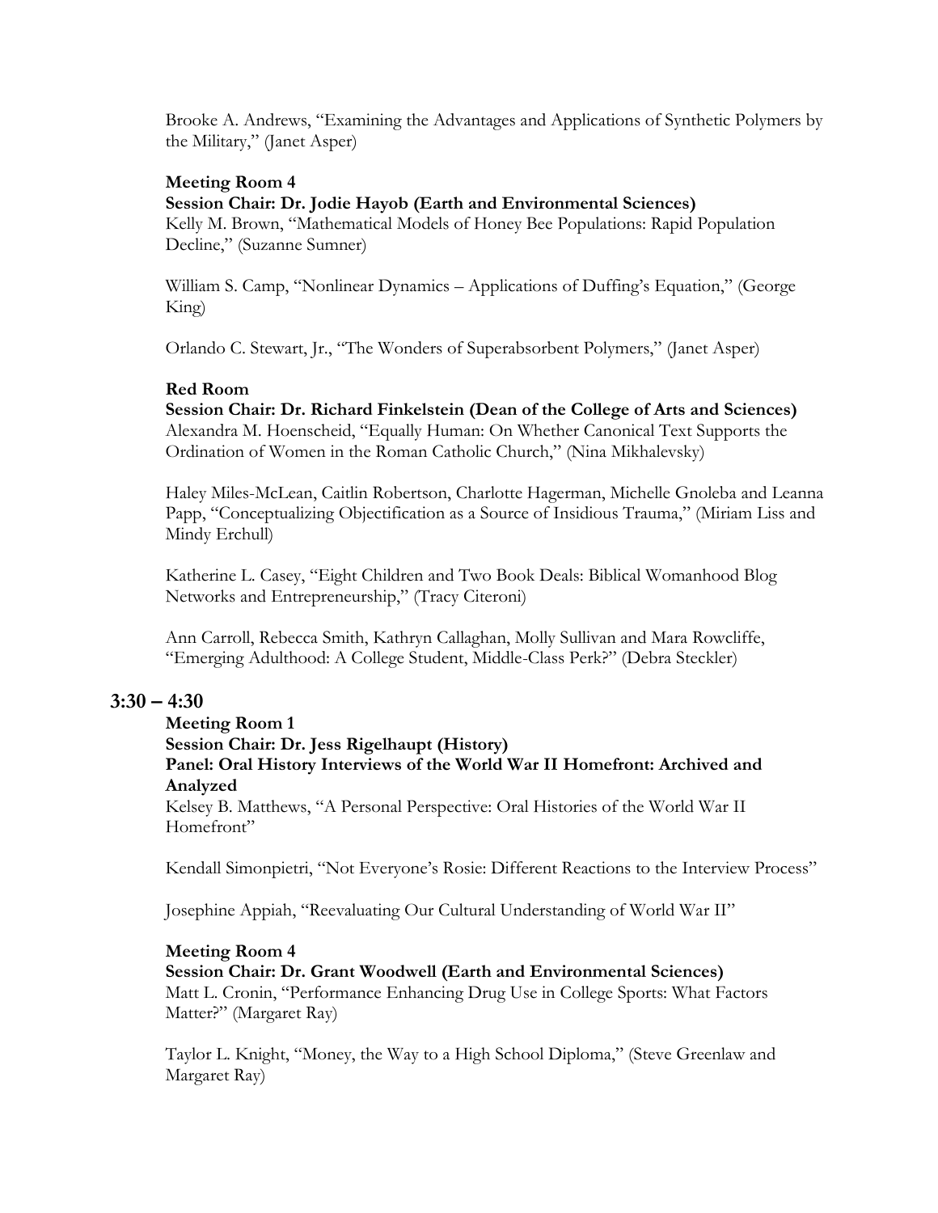Brooke A. Andrews, "Examining the Advantages and Applications of Synthetic Polymers by the Military," (Janet Asper)

**Meeting Room 4**
**Session Chair: Dr. Jodie Hayob (Earth and Environmental Sciences)**
Kelly M. Brown, "Mathematical Models of Honey Bee Populations: Rapid Population Decline," (Suzanne Sumner)

William S. Camp, "Nonlinear Dynamics – Applications of Duffing's Equation," (George King)

Orlando C. Stewart, Jr., "The Wonders of Superabsorbent Polymers," (Janet Asper)

**Red Room**
**Session Chair: Dr. Richard Finkelstein (Dean of the College of Arts and Sciences)**
Alexandra M. Hoenscheid, "Equally Human: On Whether Canonical Text Supports the Ordination of Women in the Roman Catholic Church," (Nina Mikhalevsky)

Haley Miles-McLean, Caitlin Robertson, Charlotte Hagerman, Michelle Gnoleba and Leanna Papp, "Conceptualizing Objectification as a Source of Insidious Trauma," (Miriam Liss and Mindy Erchull)

Katherine L. Casey, "Eight Children and Two Book Deals: Biblical Womanhood Blog Networks and Entrepreneurship," (Tracy Citeroni)

Ann Carroll, Rebecca Smith, Kathryn Callaghan, Molly Sullivan and Mara Rowcliffe, "Emerging Adulthood: A College Student, Middle-Class Perk?" (Debra Steckler)

## 3:30 – 4:30

**Meeting Room 1**
**Session Chair: Dr. Jess Rigelhaupt (History)**
**Panel: Oral History Interviews of the World War II Homefront: Archived and Analyzed**
Kelsey B. Matthews, "A Personal Perspective: Oral Histories of the World War II Homefront"

Kendall Simonpietri, "Not Everyone's Rosie: Different Reactions to the Interview Process"

Josephine Appiah, "Reevaluating Our Cultural Understanding of World War II"

**Meeting Room 4**
**Session Chair: Dr. Grant Woodwell (Earth and Environmental Sciences)**
Matt L. Cronin, "Performance Enhancing Drug Use in College Sports: What Factors Matter?" (Margaret Ray)

Taylor L. Knight, "Money, the Way to a High School Diploma," (Steve Greenlaw and Margaret Ray)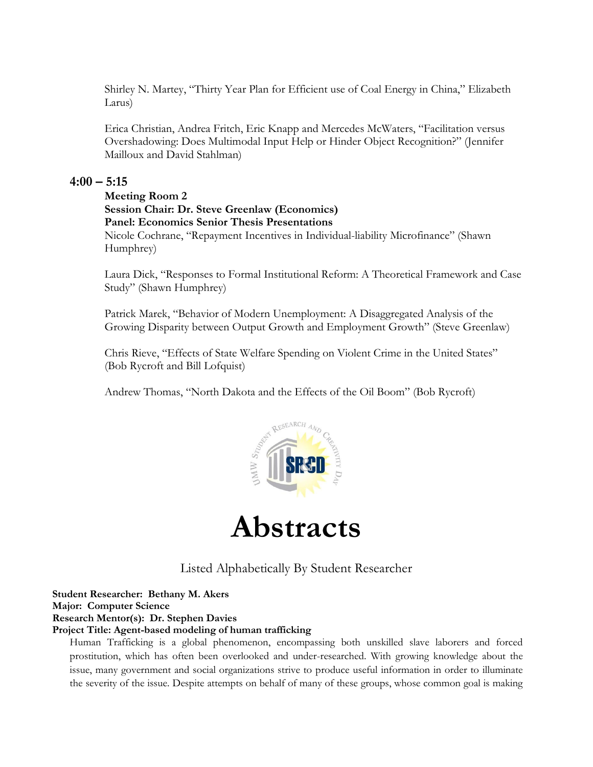Shirley N. Martey, "Thirty Year Plan for Efficient use of Coal Energy in China," Elizabeth Larus)

Erica Christian, Andrea Fritch, Eric Knapp and Mercedes McWaters, "Facilitation versus Overshadowing: Does Multimodal Input Help or Hinder Object Recognition?" (Jennifer Mailloux and David Stahlman)

### 4:00 – 5:15

**Meeting Room 2**
**Session Chair: Dr. Steve Greenlaw (Economics)**
**Panel: Economics Senior Thesis Presentations**

Nicole Cochrane, "Repayment Incentives in Individual-liability Microfinance" (Shawn Humphrey)

Laura Dick, "Responses to Formal Institutional Reform: A Theoretical Framework and Case Study" (Shawn Humphrey)

Patrick Marek, "Behavior of Modern Unemployment: A Disaggregated Analysis of the Growing Disparity between Output Growth and Employment Growth" (Steve Greenlaw)

Chris Rieve, "Effects of State Welfare Spending on Violent Crime in the United States" (Bob Rycroft and Bill Lofquist)

Andrew Thomas, "North Dakota and the Effects of the Oil Boom" (Bob Rycroft)

# Abstracts

Listed Alphabetically By Student Researcher

**Student Researcher: Bethany M. Akers**
**Major: Computer Science**
**Research Mentor(s): Dr. Stephen Davies**
**Project Title: Agent-based modeling of human trafficking**

Human Trafficking is a global phenomenon, encompassing both unskilled slave laborers and forced prostitution, which has often been overlooked and under-researched. With growing knowledge about the issue, many government and social organizations strive to produce useful information in order to illuminate the severity of the issue. Despite attempts on behalf of many of these groups, whose common goal is making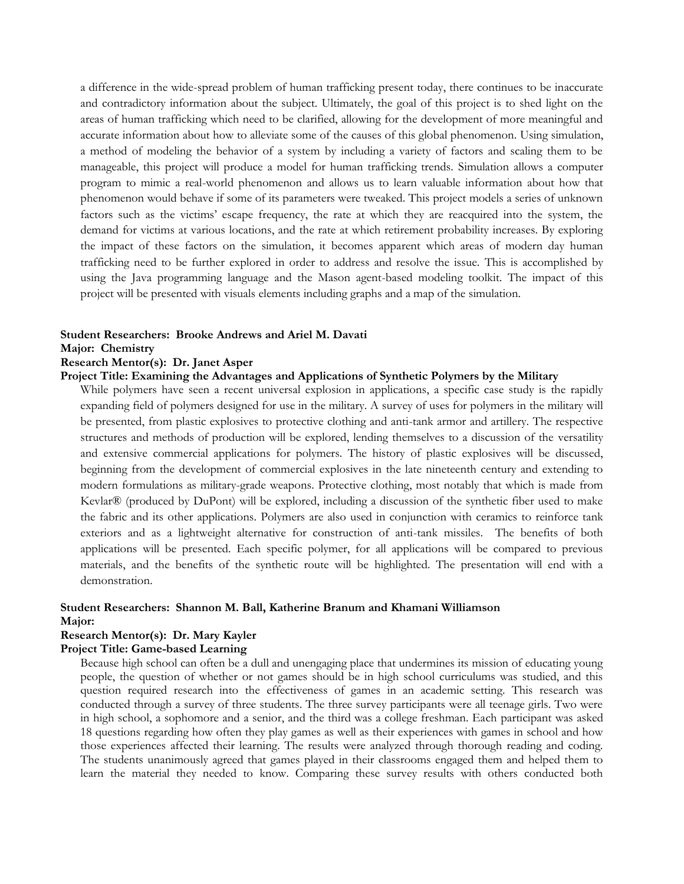a difference in the wide-spread problem of human trafficking present today, there continues to be inaccurate and contradictory information about the subject. Ultimately, the goal of this project is to shed light on the areas of human trafficking which need to be clarified, allowing for the development of more meaningful and accurate information about how to alleviate some of the causes of this global phenomenon. Using simulation, a method of modeling the behavior of a system by including a variety of factors and scaling them to be manageable, this project will produce a model for human trafficking trends. Simulation allows a computer program to mimic a real-world phenomenon and allows us to learn valuable information about how that phenomenon would behave if some of its parameters were tweaked. This project models a series of unknown factors such as the victims' escape frequency, the rate at which they are reacquired into the system, the demand for victims at various locations, and the rate at which retirement probability increases. By exploring the impact of these factors on the simulation, it becomes apparent which areas of modern day human trafficking need to be further explored in order to address and resolve the issue. This is accomplished by using the Java programming language and the Mason agent-based modeling toolkit. The impact of this project will be presented with visuals elements including graphs and a map of the simulation.

**Student Researchers: Brooke Andrews and Ariel M. Davati**
**Major: Chemistry**
**Research Mentor(s): Dr. Janet Asper**
**Project Title: Examining the Advantages and Applications of Synthetic Polymers by the Military**

While polymers have seen a recent universal explosion in applications, a specific case study is the rapidly expanding field of polymers designed for use in the military. A survey of uses for polymers in the military will be presented, from plastic explosives to protective clothing and anti-tank armor and artillery. The respective structures and methods of production will be explored, lending themselves to a discussion of the versatility and extensive commercial applications for polymers. The history of plastic explosives will be discussed, beginning from the development of commercial explosives in the late nineteenth century and extending to modern formulations as military-grade weapons. Protective clothing, most notably that which is made from Kevlar® (produced by DuPont) will be explored, including a discussion of the synthetic fiber used to make the fabric and its other applications. Polymers are also used in conjunction with ceramics to reinforce tank exteriors and as a lightweight alternative for construction of anti-tank missiles. The benefits of both applications will be presented. Each specific polymer, for all applications will be compared to previous materials, and the benefits of the synthetic route will be highlighted. The presentation will end with a demonstration.

**Student Researchers: Shannon M. Ball, Katherine Branum and Khamani Williamson**
**Major:**
**Research Mentor(s): Dr. Mary Kayler**
**Project Title: Game-based Learning**

Because high school can often be a dull and unengaging place that undermines its mission of educating young people, the question of whether or not games should be in high school curriculums was studied, and this question required research into the effectiveness of games in an academic setting. This research was conducted through a survey of three students. The three survey participants were all teenage girls. Two were in high school, a sophomore and a senior, and the third was a college freshman. Each participant was asked 18 questions regarding how often they play games as well as their experiences with games in school and how those experiences affected their learning. The results were analyzed through thorough reading and coding. The students unanimously agreed that games played in their classrooms engaged them and helped them to learn the material they needed to know. Comparing these survey results with others conducted both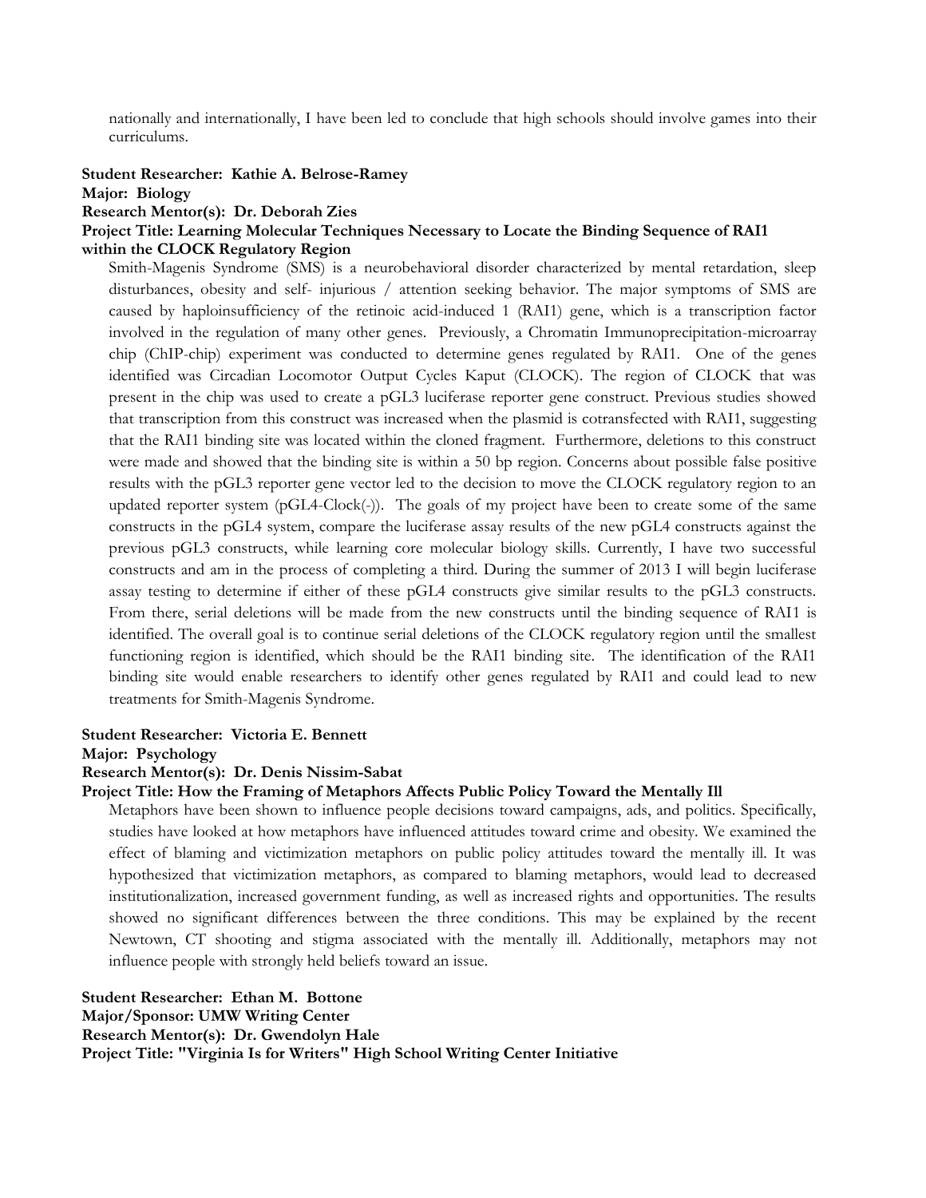nationally and internationally, I have been led to conclude that high schools should involve games into their curriculums.

**Student Researcher: Kathie A. Belrose-Ramey**
**Major: Biology**
**Research Mentor(s): Dr. Deborah Zies**
**Project Title: Learning Molecular Techniques Necessary to Locate the Binding Sequence of RAI1 within the CLOCK Regulatory Region**

Smith-Magenis Syndrome (SMS) is a neurobehavioral disorder characterized by mental retardation, sleep disturbances, obesity and self- injurious / attention seeking behavior. The major symptoms of SMS are caused by haploinsufficiency of the retinoic acid-induced 1 (RAI1) gene, which is a transcription factor involved in the regulation of many other genes. Previously, a Chromatin Immunoprecipitation-microarray chip (ChIP-chip) experiment was conducted to determine genes regulated by RAI1. One of the genes identified was Circadian Locomotor Output Cycles Kaput (CLOCK). The region of CLOCK that was present in the chip was used to create a pGL3 luciferase reporter gene construct. Previous studies showed that transcription from this construct was increased when the plasmid is cotransfected with RAI1, suggesting that the RAI1 binding site was located within the cloned fragment. Furthermore, deletions to this construct were made and showed that the binding site is within a 50 bp region. Concerns about possible false positive results with the pGL3 reporter gene vector led to the decision to move the CLOCK regulatory region to an updated reporter system (pGL4-Clock(-)). The goals of my project have been to create some of the same constructs in the pGL4 system, compare the luciferase assay results of the new pGL4 constructs against the previous pGL3 constructs, while learning core molecular biology skills. Currently, I have two successful constructs and am in the process of completing a third. During the summer of 2013 I will begin luciferase assay testing to determine if either of these pGL4 constructs give similar results to the pGL3 constructs. From there, serial deletions will be made from the new constructs until the binding sequence of RAI1 is identified. The overall goal is to continue serial deletions of the CLOCK regulatory region until the smallest functioning region is identified, which should be the RAI1 binding site. The identification of the RAI1 binding site would enable researchers to identify other genes regulated by RAI1 and could lead to new treatments for Smith-Magenis Syndrome.

**Student Researcher: Victoria E. Bennett**
**Major: Psychology**
**Research Mentor(s): Dr. Denis Nissim-Sabat**
**Project Title: How the Framing of Metaphors Affects Public Policy Toward the Mentally Ill**

Metaphors have been shown to influence people decisions toward campaigns, ads, and politics. Specifically, studies have looked at how metaphors have influenced attitudes toward crime and obesity. We examined the effect of blaming and victimization metaphors on public policy attitudes toward the mentally ill. It was hypothesized that victimization metaphors, as compared to blaming metaphors, would lead to decreased institutionalization, increased government funding, as well as increased rights and opportunities. The results showed no significant differences between the three conditions. This may be explained by the recent Newtown, CT shooting and stigma associated with the mentally ill. Additionally, metaphors may not influence people with strongly held beliefs toward an issue.

**Student Researcher: Ethan M. Bottone**
**Major/Sponsor: UMW Writing Center**
**Research Mentor(s): Dr. Gwendolyn Hale**
**Project Title: "Virginia Is for Writers" High School Writing Center Initiative**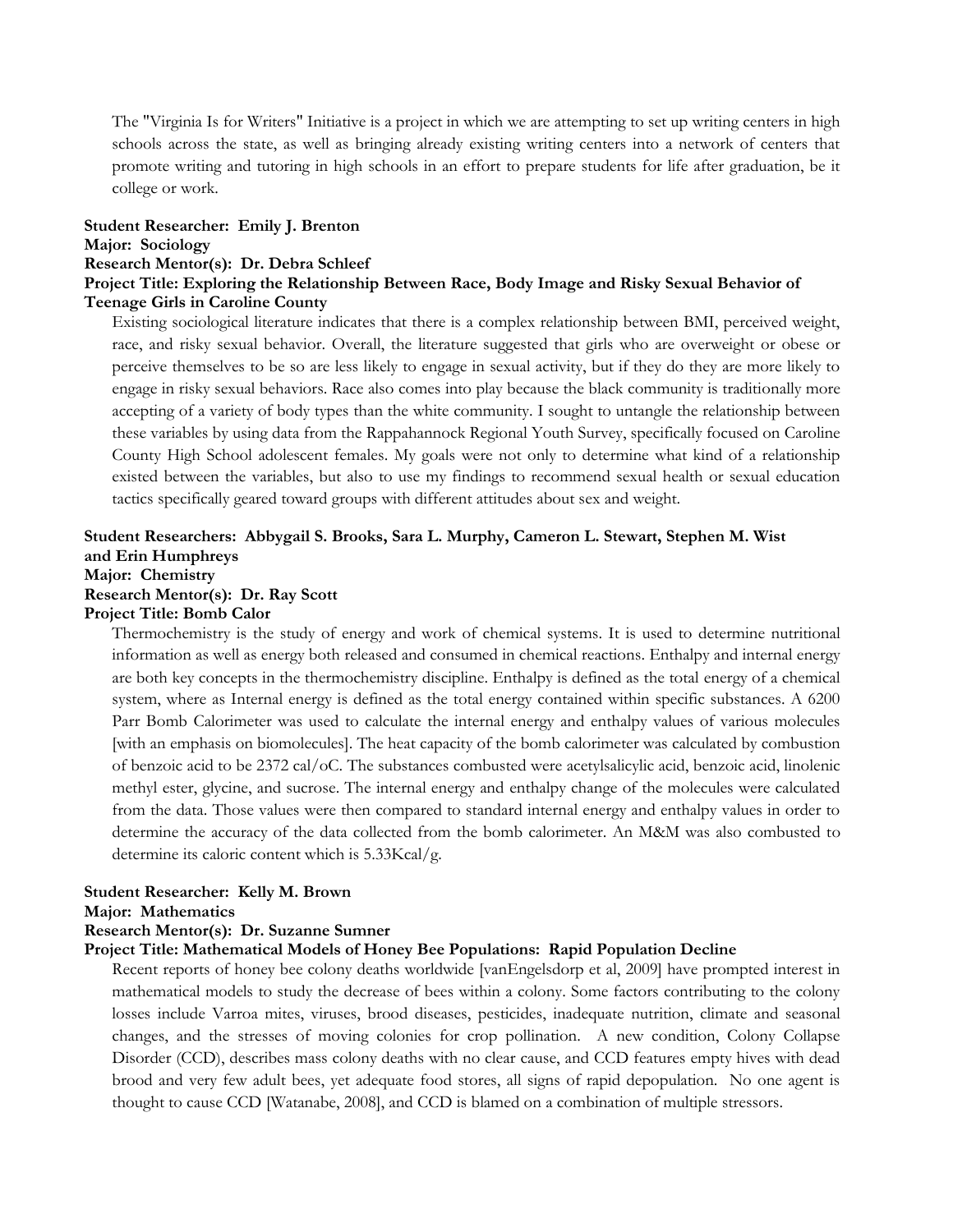The "Virginia Is for Writers" Initiative is a project in which we are attempting to set up writing centers in high schools across the state, as well as bringing already existing writing centers into a network of centers that promote writing and tutoring in high schools in an effort to prepare students for life after graduation, be it college or work.

**Student Researcher: Emily J. Brenton**
**Major: Sociology**
**Research Mentor(s): Dr. Debra Schleef**
**Project Title: Exploring the Relationship Between Race, Body Image and Risky Sexual Behavior of Teenage Girls in Caroline County**

Existing sociological literature indicates that there is a complex relationship between BMI, perceived weight, race, and risky sexual behavior. Overall, the literature suggested that girls who are overweight or obese or perceive themselves to be so are less likely to engage in sexual activity, but if they do they are more likely to engage in risky sexual behaviors. Race also comes into play because the black community is traditionally more accepting of a variety of body types than the white community. I sought to untangle the relationship between these variables by using data from the Rappahannock Regional Youth Survey, specifically focused on Caroline County High School adolescent females. My goals were not only to determine what kind of a relationship existed between the variables, but also to use my findings to recommend sexual health or sexual education tactics specifically geared toward groups with different attitudes about sex and weight.

**Student Researchers: Abbygail S. Brooks, Sara L. Murphy, Cameron L. Stewart, Stephen M. Wist and Erin Humphreys**
**Major: Chemistry**
**Research Mentor(s): Dr. Ray Scott**
**Project Title: Bomb Calor**

Thermochemistry is the study of energy and work of chemical systems. It is used to determine nutritional information as well as energy both released and consumed in chemical reactions. Enthalpy and internal energy are both key concepts in the thermochemistry discipline. Enthalpy is defined as the total energy of a chemical system, where as Internal energy is defined as the total energy contained within specific substances. A 6200 Parr Bomb Calorimeter was used to calculate the internal energy and enthalpy values of various molecules [with an emphasis on biomolecules]. The heat capacity of the bomb calorimeter was calculated by combustion of benzoic acid to be 2372 cal/oC. The substances combusted were acetylsalicylic acid, benzoic acid, linolenic methyl ester, glycine, and sucrose. The internal energy and enthalpy change of the molecules were calculated from the data. Those values were then compared to standard internal energy and enthalpy values in order to determine the accuracy of the data collected from the bomb calorimeter. An M&M was also combusted to determine its caloric content which is 5.33Kcal/g.

**Student Researcher: Kelly M. Brown**
**Major: Mathematics**
**Research Mentor(s): Dr. Suzanne Sumner**
**Project Title: Mathematical Models of Honey Bee Populations: Rapid Population Decline**

Recent reports of honey bee colony deaths worldwide [vanEngelsdorp et al, 2009] have prompted interest in mathematical models to study the decrease of bees within a colony. Some factors contributing to the colony losses include Varroa mites, viruses, brood diseases, pesticides, inadequate nutrition, climate and seasonal changes, and the stresses of moving colonies for crop pollination. A new condition, Colony Collapse Disorder (CCD), describes mass colony deaths with no clear cause, and CCD features empty hives with dead brood and very few adult bees, yet adequate food stores, all signs of rapid depopulation. No one agent is thought to cause CCD [Watanabe, 2008], and CCD is blamed on a combination of multiple stressors.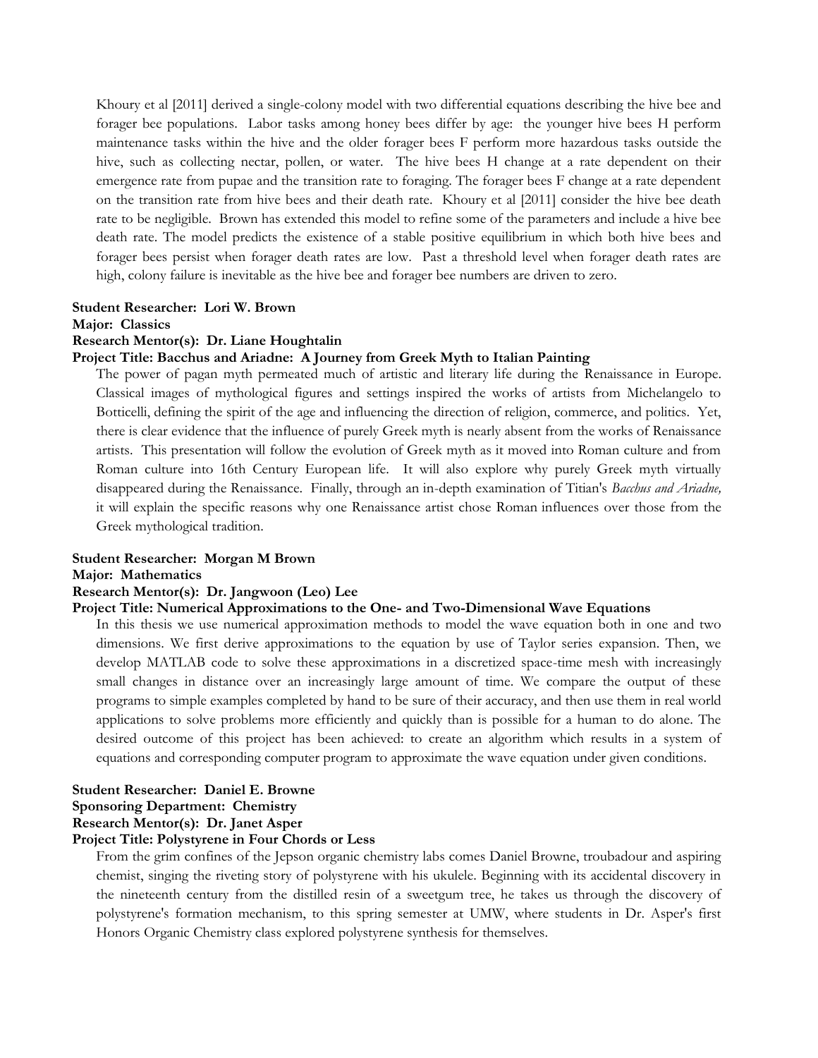Khoury et al [2011] derived a single-colony model with two differential equations describing the hive bee and forager bee populations. Labor tasks among honey bees differ by age: the younger hive bees H perform maintenance tasks within the hive and the older forager bees F perform more hazardous tasks outside the hive, such as collecting nectar, pollen, or water. The hive bees H change at a rate dependent on their emergence rate from pupae and the transition rate to foraging. The forager bees F change at a rate dependent on the transition rate from hive bees and their death rate. Khoury et al [2011] consider the hive bee death rate to be negligible. Brown has extended this model to refine some of the parameters and include a hive bee death rate. The model predicts the existence of a stable positive equilibrium in which both hive bees and forager bees persist when forager death rates are low. Past a threshold level when forager death rates are high, colony failure is inevitable as the hive bee and forager bee numbers are driven to zero.

**Student Researcher: Lori W. Brown**
**Major: Classics**
**Research Mentor(s): Dr. Liane Houghtalin**
**Project Title: Bacchus and Ariadne: A Journey from Greek Myth to Italian Painting**

The power of pagan myth permeated much of artistic and literary life during the Renaissance in Europe. Classical images of mythological figures and settings inspired the works of artists from Michelangelo to Botticelli, defining the spirit of the age and influencing the direction of religion, commerce, and politics. Yet, there is clear evidence that the influence of purely Greek myth is nearly absent from the works of Renaissance artists. This presentation will follow the evolution of Greek myth as it moved into Roman culture and from Roman culture into 16th Century European life. It will also explore why purely Greek myth virtually disappeared during the Renaissance. Finally, through an in-depth examination of Titian's *Bacchus and Ariadne,* it will explain the specific reasons why one Renaissance artist chose Roman influences over those from the Greek mythological tradition.

**Student Researcher: Morgan M Brown**
**Major: Mathematics**
**Research Mentor(s): Dr. Jangwoon (Leo) Lee**
**Project Title: Numerical Approximations to the One- and Two-Dimensional Wave Equations**

In this thesis we use numerical approximation methods to model the wave equation both in one and two dimensions. We first derive approximations to the equation by use of Taylor series expansion. Then, we develop MATLAB code to solve these approximations in a discretized space-time mesh with increasingly small changes in distance over an increasingly large amount of time. We compare the output of these programs to simple examples completed by hand to be sure of their accuracy, and then use them in real world applications to solve problems more efficiently and quickly than is possible for a human to do alone. The desired outcome of this project has been achieved: to create an algorithm which results in a system of equations and corresponding computer program to approximate the wave equation under given conditions.

**Student Researcher: Daniel E. Browne**
**Sponsoring Department: Chemistry**
**Research Mentor(s): Dr. Janet Asper**
**Project Title: Polystyrene in Four Chords or Less**

From the grim confines of the Jepson organic chemistry labs comes Daniel Browne, troubadour and aspiring chemist, singing the riveting story of polystyrene with his ukulele. Beginning with its accidental discovery in the nineteenth century from the distilled resin of a sweetgum tree, he takes us through the discovery of polystyrene's formation mechanism, to this spring semester at UMW, where students in Dr. Asper's first Honors Organic Chemistry class explored polystyrene synthesis for themselves.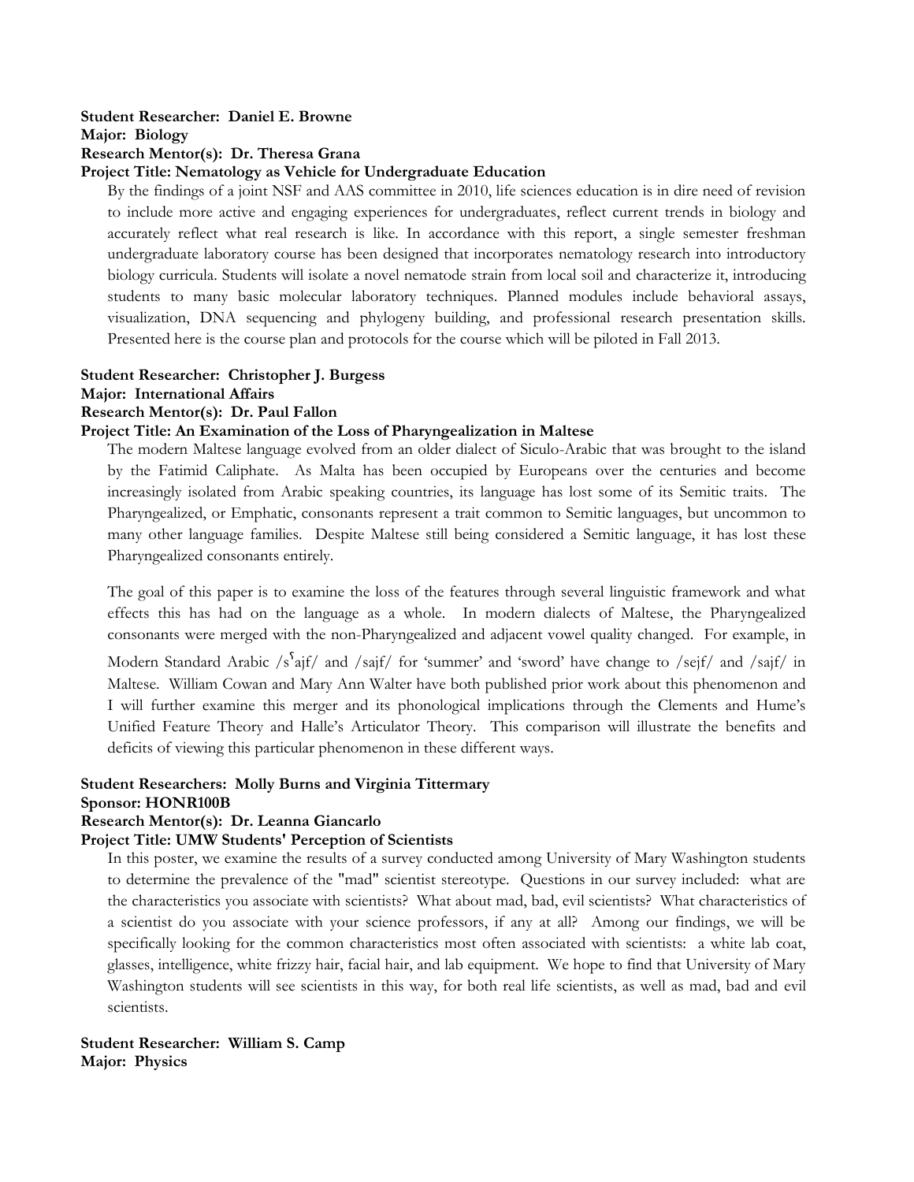**Student Researcher: Daniel E. Browne**
**Major: Biology**
**Research Mentor(s): Dr. Theresa Grana**
**Project Title: Nematology as Vehicle for Undergraduate Education**

By the findings of a joint NSF and AAS committee in 2010, life sciences education is in dire need of revision to include more active and engaging experiences for undergraduates, reflect current trends in biology and accurately reflect what real research is like. In accordance with this report, a single semester freshman undergraduate laboratory course has been designed that incorporates nematology research into introductory biology curricula. Students will isolate a novel nematode strain from local soil and characterize it, introducing students to many basic molecular laboratory techniques. Planned modules include behavioral assays, visualization, DNA sequencing and phylogeny building, and professional research presentation skills. Presented here is the course plan and protocols for the course which will be piloted in Fall 2013.

**Student Researcher: Christopher J. Burgess**
**Major: International Affairs**
**Research Mentor(s): Dr. Paul Fallon**
**Project Title: An Examination of the Loss of Pharyngealization in Maltese**

The modern Maltese language evolved from an older dialect of Siculo-Arabic that was brought to the island by the Fatimid Caliphate. As Malta has been occupied by Europeans over the centuries and become increasingly isolated from Arabic speaking countries, its language has lost some of its Semitic traits. The Pharyngealized, or Emphatic, consonants represent a trait common to Semitic languages, but uncommon to many other language families. Despite Maltese still being considered a Semitic language, it has lost these Pharyngealized consonants entirely.

The goal of this paper is to examine the loss of the features through several linguistic framework and what effects this has had on the language as a whole. In modern dialects of Maltese, the Pharyngealized consonants were merged with the non-Pharyngealized and adjacent vowel quality changed. For example, in Modern Standard Arabic /sˤajf/ and /sajf/ for 'summer' and 'sword' have change to /sejf/ and /sajf/ in Maltese. William Cowan and Mary Ann Walter have both published prior work about this phenomenon and I will further examine this merger and its phonological implications through the Clements and Hume's Unified Feature Theory and Halle's Articulator Theory. This comparison will illustrate the benefits and deficits of viewing this particular phenomenon in these different ways.

**Student Researchers: Molly Burns and Virginia Tittermary**
**Sponsor: HONR100B**
**Research Mentor(s): Dr. Leanna Giancarlo**
**Project Title: UMW Students' Perception of Scientists**

In this poster, we examine the results of a survey conducted among University of Mary Washington students to determine the prevalence of the "mad" scientist stereotype. Questions in our survey included: what are the characteristics you associate with scientists? What about mad, bad, evil scientists? What characteristics of a scientist do you associate with your science professors, if any at all? Among our findings, we will be specifically looking for the common characteristics most often associated with scientists: a white lab coat, glasses, intelligence, white frizzy hair, facial hair, and lab equipment. We hope to find that University of Mary Washington students will see scientists in this way, for both real life scientists, as well as mad, bad and evil scientists.

**Student Researcher: William S. Camp**
**Major: Physics**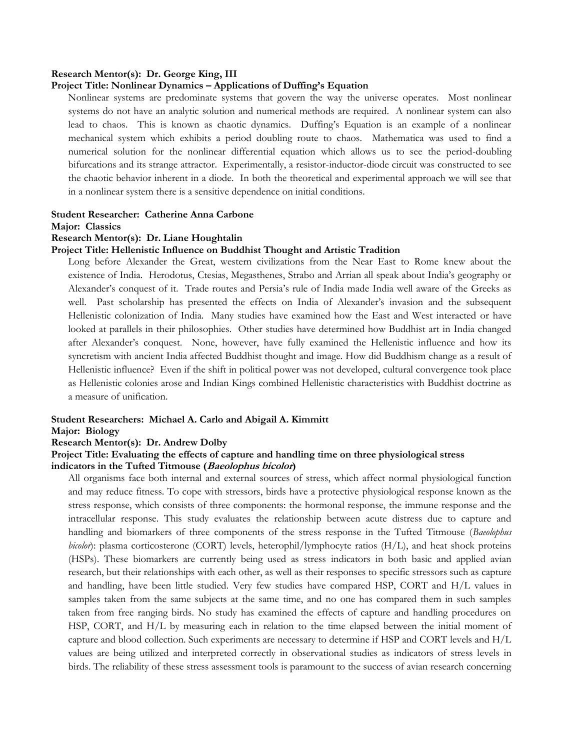**Research Mentor(s): Dr. George King, III**

**Project Title: Nonlinear Dynamics – Applications of Duffing's Equation**

Nonlinear systems are predominate systems that govern the way the universe operates. Most nonlinear systems do not have an analytic solution and numerical methods are required. A nonlinear system can also lead to chaos. This is known as chaotic dynamics. Duffing's Equation is an example of a nonlinear mechanical system which exhibits a period doubling route to chaos. Mathematica was used to find a numerical solution for the nonlinear differential equation which allows us to see the period-doubling bifurcations and its strange attractor. Experimentally, a resistor-inductor-diode circuit was constructed to see the chaotic behavior inherent in a diode. In both the theoretical and experimental approach we will see that in a nonlinear system there is a sensitive dependence on initial conditions.

**Student Researcher: Catherine Anna Carbone**

**Major: Classics**

**Research Mentor(s): Dr. Liane Houghtalin**

**Project Title: Hellenistic Influence on Buddhist Thought and Artistic Tradition**

Long before Alexander the Great, western civilizations from the Near East to Rome knew about the existence of India. Herodotus, Ctesias, Megasthenes, Strabo and Arrian all speak about India's geography or Alexander's conquest of it. Trade routes and Persia's rule of India made India well aware of the Greeks as well. Past scholarship has presented the effects on India of Alexander's invasion and the subsequent Hellenistic colonization of India. Many studies have examined how the East and West interacted or have looked at parallels in their philosophies. Other studies have determined how Buddhist art in India changed after Alexander's conquest. None, however, have fully examined the Hellenistic influence and how its syncretism with ancient India affected Buddhist thought and image. How did Buddhism change as a result of Hellenistic influence? Even if the shift in political power was not developed, cultural convergence took place as Hellenistic colonies arose and Indian Kings combined Hellenistic characteristics with Buddhist doctrine as a measure of unification.

**Student Researchers: Michael A. Carlo and Abigail A. Kimmitt**

**Major: Biology**

**Research Mentor(s): Dr. Andrew Dolby**

**Project Title: Evaluating the effects of capture and handling time on three physiological stress indicators in the Tufted Titmouse (*Baeolophus bicolor*)**

All organisms face both internal and external sources of stress, which affect normal physiological function and may reduce fitness. To cope with stressors, birds have a protective physiological response known as the stress response, which consists of three components: the hormonal response, the immune response and the intracellular response. This study evaluates the relationship between acute distress due to capture and handling and biomarkers of three components of the stress response in the Tufted Titmouse (*Baeolophus bicolor*): plasma corticosterone (CORT) levels, heterophil/lymphocyte ratios (H/L), and heat shock proteins (HSPs). These biomarkers are currently being used as stress indicators in both basic and applied avian research, but their relationships with each other, as well as their responses to specific stressors such as capture and handling, have been little studied. Very few studies have compared HSP, CORT and H/L values in samples taken from the same subjects at the same time, and no one has compared them in such samples taken from free ranging birds. No study has examined the effects of capture and handling procedures on HSP, CORT, and H/L by measuring each in relation to the time elapsed between the initial moment of capture and blood collection. Such experiments are necessary to determine if HSP and CORT levels and H/L values are being utilized and interpreted correctly in observational studies as indicators of stress levels in birds. The reliability of these stress assessment tools is paramount to the success of avian research concerning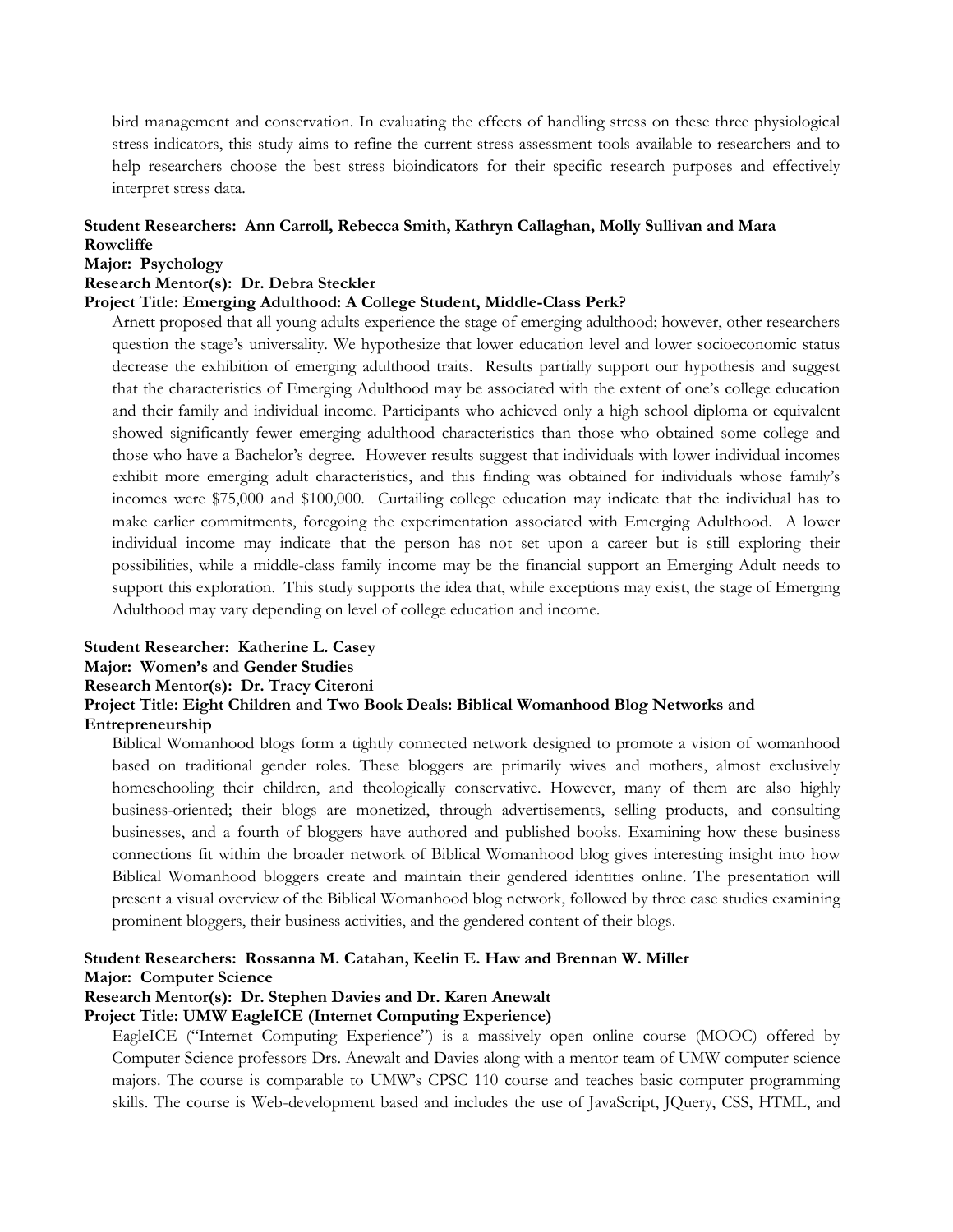bird management and conservation. In evaluating the effects of handling stress on these three physiological stress indicators, this study aims to refine the current stress assessment tools available to researchers and to help researchers choose the best stress bioindicators for their specific research purposes and effectively interpret stress data.

**Student Researchers: Ann Carroll, Rebecca Smith, Kathryn Callaghan, Molly Sullivan and Mara Rowcliffe**
**Major: Psychology**
**Research Mentor(s): Dr. Debra Steckler**
**Project Title: Emerging Adulthood: A College Student, Middle-Class Perk?**

Arnett proposed that all young adults experience the stage of emerging adulthood; however, other researchers question the stage's universality. We hypothesize that lower education level and lower socioeconomic status decrease the exhibition of emerging adulthood traits. Results partially support our hypothesis and suggest that the characteristics of Emerging Adulthood may be associated with the extent of one's college education and their family and individual income. Participants who achieved only a high school diploma or equivalent showed significantly fewer emerging adulthood characteristics than those who obtained some college and those who have a Bachelor's degree. However results suggest that individuals with lower individual incomes exhibit more emerging adult characteristics, and this finding was obtained for individuals whose family's incomes were $75,000 and $100,000. Curtailing college education may indicate that the individual has to make earlier commitments, foregoing the experimentation associated with Emerging Adulthood. A lower individual income may indicate that the person has not set upon a career but is still exploring their possibilities, while a middle-class family income may be the financial support an Emerging Adult needs to support this exploration. This study supports the idea that, while exceptions may exist, the stage of Emerging Adulthood may vary depending on level of college education and income.

**Student Researcher: Katherine L. Casey**
**Major: Women's and Gender Studies**
**Research Mentor(s): Dr. Tracy Citeroni**
**Project Title: Eight Children and Two Book Deals: Biblical Womanhood Blog Networks and Entrepreneurship**

Biblical Womanhood blogs form a tightly connected network designed to promote a vision of womanhood based on traditional gender roles. These bloggers are primarily wives and mothers, almost exclusively homeschooling their children, and theologically conservative. However, many of them are also highly business-oriented; their blogs are monetized, through advertisements, selling products, and consulting businesses, and a fourth of bloggers have authored and published books. Examining how these business connections fit within the broader network of Biblical Womanhood blog gives interesting insight into how Biblical Womanhood bloggers create and maintain their gendered identities online. The presentation will present a visual overview of the Biblical Womanhood blog network, followed by three case studies examining prominent bloggers, their business activities, and the gendered content of their blogs.

**Student Researchers: Rossanna M. Catahan, Keelin E. Haw and Brennan W. Miller**
**Major: Computer Science**
**Research Mentor(s): Dr. Stephen Davies and Dr. Karen Anewalt**
**Project Title: UMW EagleICE (Internet Computing Experience)**

EagleICE ("Internet Computing Experience") is a massively open online course (MOOC) offered by Computer Science professors Drs. Anewalt and Davies along with a mentor team of UMW computer science majors. The course is comparable to UMW's CPSC 110 course and teaches basic computer programming skills. The course is Web-development based and includes the use of JavaScript, JQuery, CSS, HTML, and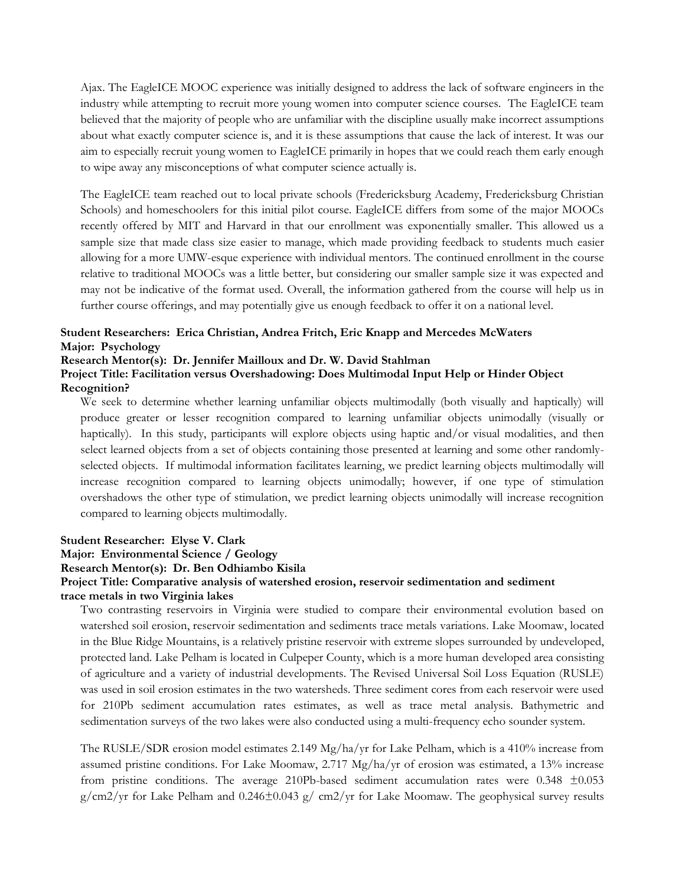Ajax. The EagleICE MOOC experience was initially designed to address the lack of software engineers in the industry while attempting to recruit more young women into computer science courses. The EagleICE team believed that the majority of people who are unfamiliar with the discipline usually make incorrect assumptions about what exactly computer science is, and it is these assumptions that cause the lack of interest. It was our aim to especially recruit young women to EagleICE primarily in hopes that we could reach them early enough to wipe away any misconceptions of what computer science actually is.

The EagleICE team reached out to local private schools (Fredericksburg Academy, Fredericksburg Christian Schools) and homeschoolers for this initial pilot course. EagleICE differs from some of the major MOOCs recently offered by MIT and Harvard in that our enrollment was exponentially smaller. This allowed us a sample size that made class size easier to manage, which made providing feedback to students much easier allowing for a more UMW-esque experience with individual mentors. The continued enrollment in the course relative to traditional MOOCs was a little better, but considering our smaller sample size it was expected and may not be indicative of the format used. Overall, the information gathered from the course will help us in further course offerings, and may potentially give us enough feedback to offer it on a national level.

**Student Researchers: Erica Christian, Andrea Fritch, Eric Knapp and Mercedes McWaters**
**Major: Psychology**
**Research Mentor(s): Dr. Jennifer Mailloux and Dr. W. David Stahlman**
**Project Title: Facilitation versus Overshadowing: Does Multimodal Input Help or Hinder Object Recognition?**

We seek to determine whether learning unfamiliar objects multimodally (both visually and haptically) will produce greater or lesser recognition compared to learning unfamiliar objects unimodally (visually or haptically). In this study, participants will explore objects using haptic and/or visual modalities, and then select learned objects from a set of objects containing those presented at learning and some other randomly-selected objects. If multimodal information facilitates learning, we predict learning objects multimodally will increase recognition compared to learning objects unimodally; however, if one type of stimulation overshadows the other type of stimulation, we predict learning objects unimodally will increase recognition compared to learning objects multimodally.

**Student Researcher: Elyse V. Clark**
**Major: Environmental Science / Geology**
**Research Mentor(s): Dr. Ben Odhiambo Kisila**
**Project Title: Comparative analysis of watershed erosion, reservoir sedimentation and sediment trace metals in two Virginia lakes**

Two contrasting reservoirs in Virginia were studied to compare their environmental evolution based on watershed soil erosion, reservoir sedimentation and sediments trace metals variations. Lake Moomaw, located in the Blue Ridge Mountains, is a relatively pristine reservoir with extreme slopes surrounded by undeveloped, protected land. Lake Pelham is located in Culpeper County, which is a more human developed area consisting of agriculture and a variety of industrial developments. The Revised Universal Soil Loss Equation (RUSLE) was used in soil erosion estimates in the two watersheds. Three sediment cores from each reservoir were used for 210Pb sediment accumulation rates estimates, as well as trace metal analysis. Bathymetric and sedimentation surveys of the two lakes were also conducted using a multi-frequency echo sounder system.

The RUSLE/SDR erosion model estimates 2.149 Mg/ha/yr for Lake Pelham, which is a 410% increase from assumed pristine conditions. For Lake Moomaw, 2.717 Mg/ha/yr of erosion was estimated, a 13% increase from pristine conditions. The average 210Pb-based sediment accumulation rates were $0.348 \pm 0.053$ g/cm2/yr for Lake Pelham and $0.246 \pm 0.043$ g/ cm2/yr for Lake Moomaw. The geophysical survey results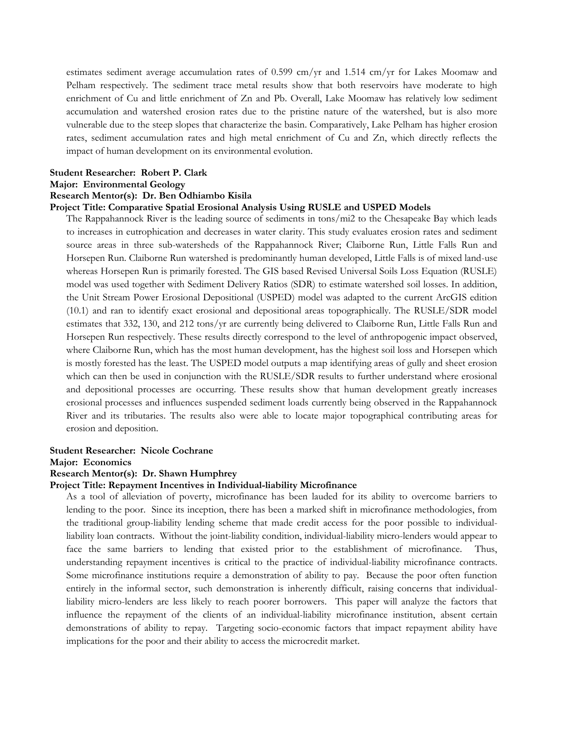estimates sediment average accumulation rates of 0.599 cm/yr and 1.514 cm/yr for Lakes Moomaw and Pelham respectively. The sediment trace metal results show that both reservoirs have moderate to high enrichment of Cu and little enrichment of Zn and Pb. Overall, Lake Moomaw has relatively low sediment accumulation and watershed erosion rates due to the pristine nature of the watershed, but is also more vulnerable due to the steep slopes that characterize the basin. Comparatively, Lake Pelham has higher erosion rates, sediment accumulation rates and high metal enrichment of Cu and Zn, which directly reflects the impact of human development on its environmental evolution.

**Student Researcher: Robert P. Clark**
**Major: Environmental Geology**
**Research Mentor(s): Dr. Ben Odhiambo Kisila**
**Project Title: Comparative Spatial Erosional Analysis Using RUSLE and USPED Models**

The Rappahannock River is the leading source of sediments in tons/mi2 to the Chesapeake Bay which leads to increases in eutrophication and decreases in water clarity. This study evaluates erosion rates and sediment source areas in three sub-watersheds of the Rappahannock River; Claiborne Run, Little Falls Run and Horsepen Run. Claiborne Run watershed is predominantly human developed, Little Falls is of mixed land-use whereas Horsepen Run is primarily forested. The GIS based Revised Universal Soils Loss Equation (RUSLE) model was used together with Sediment Delivery Ratios (SDR) to estimate watershed soil losses. In addition, the Unit Stream Power Erosional Depositional (USPED) model was adapted to the current ArcGIS edition (10.1) and ran to identify exact erosional and depositional areas topographically. The RUSLE/SDR model estimates that 332, 130, and 212 tons/yr are currently being delivered to Claiborne Run, Little Falls Run and Horsepen Run respectively. These results directly correspond to the level of anthropogenic impact observed, where Claiborne Run, which has the most human development, has the highest soil loss and Horsepen which is mostly forested has the least. The USPED model outputs a map identifying areas of gully and sheet erosion which can then be used in conjunction with the RUSLE/SDR results to further understand where erosional and depositional processes are occurring. These results show that human development greatly increases erosional processes and influences suspended sediment loads currently being observed in the Rappahannock River and its tributaries. The results also were able to locate major topographical contributing areas for erosion and deposition.

**Student Researcher: Nicole Cochrane**
**Major: Economics**
**Research Mentor(s): Dr. Shawn Humphrey**
**Project Title: Repayment Incentives in Individual-liability Microfinance**

As a tool of alleviation of poverty, microfinance has been lauded for its ability to overcome barriers to lending to the poor. Since its inception, there has been a marked shift in microfinance methodologies, from the traditional group-liability lending scheme that made credit access for the poor possible to individual-liability loan contracts. Without the joint-liability condition, individual-liability micro-lenders would appear to face the same barriers to lending that existed prior to the establishment of microfinance. Thus, understanding repayment incentives is critical to the practice of individual-liability microfinance contracts. Some microfinance institutions require a demonstration of ability to pay. Because the poor often function entirely in the informal sector, such demonstration is inherently difficult, raising concerns that individual-liability micro-lenders are less likely to reach poorer borrowers. This paper will analyze the factors that influence the repayment of the clients of an individual-liability microfinance institution, absent certain demonstrations of ability to repay. Targeting socio-economic factors that impact repayment ability have implications for the poor and their ability to access the microcredit market.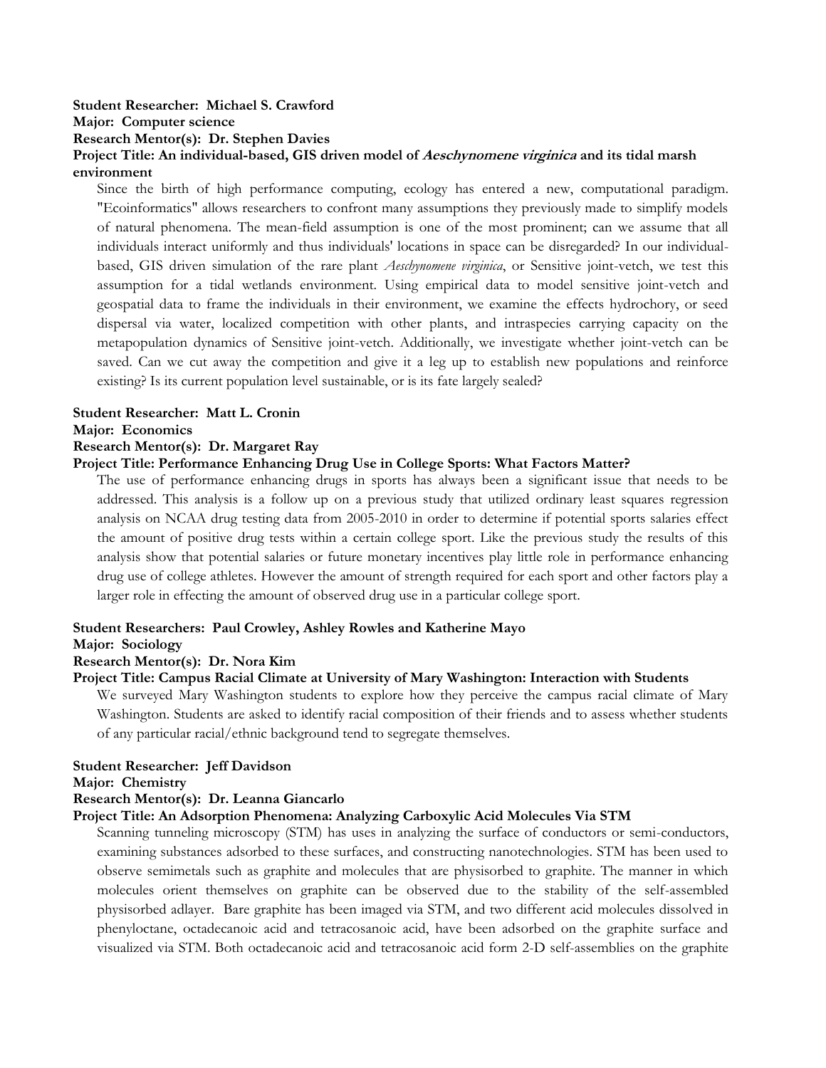**Student Researcher: Michael S. Crawford**
**Major: Computer science**
**Research Mentor(s): Dr. Stephen Davies**
**Project Title: An individual-based, GIS driven model of *Aeschynomene virginica* and its tidal marsh environment**

Since the birth of high performance computing, ecology has entered a new, computational paradigm. "Ecoinformatics" allows researchers to confront many assumptions they previously made to simplify models of natural phenomena. The mean-field assumption is one of the most prominent; can we assume that all individuals interact uniformly and thus individuals' locations in space can be disregarded? In our individual-based, GIS driven simulation of the rare plant *Aeschynomene virginica*, or Sensitive joint-vetch, we test this assumption for a tidal wetlands environment. Using empirical data to model sensitive joint-vetch and geospatial data to frame the individuals in their environment, we examine the effects hydrochory, or seed dispersal via water, localized competition with other plants, and intraspecies carrying capacity on the metapopulation dynamics of Sensitive joint-vetch. Additionally, we investigate whether joint-vetch can be saved. Can we cut away the competition and give it a leg up to establish new populations and reinforce existing? Is its current population level sustainable, or is its fate largely sealed?

**Student Researcher: Matt L. Cronin**
**Major: Economics**
**Research Mentor(s): Dr. Margaret Ray**
**Project Title: Performance Enhancing Drug Use in College Sports: What Factors Matter?**

The use of performance enhancing drugs in sports has always been a significant issue that needs to be addressed. This analysis is a follow up on a previous study that utilized ordinary least squares regression analysis on NCAA drug testing data from 2005-2010 in order to determine if potential sports salaries effect the amount of positive drug tests within a certain college sport. Like the previous study the results of this analysis show that potential salaries or future monetary incentives play little role in performance enhancing drug use of college athletes. However the amount of strength required for each sport and other factors play a larger role in effecting the amount of observed drug use in a particular college sport.

**Student Researchers: Paul Crowley, Ashley Rowles and Katherine Mayo**
**Major: Sociology**
**Research Mentor(s): Dr. Nora Kim**
**Project Title: Campus Racial Climate at University of Mary Washington: Interaction with Students**

We surveyed Mary Washington students to explore how they perceive the campus racial climate of Mary Washington. Students are asked to identify racial composition of their friends and to assess whether students of any particular racial/ethnic background tend to segregate themselves.

**Student Researcher: Jeff Davidson**
**Major: Chemistry**
**Research Mentor(s): Dr. Leanna Giancarlo**
**Project Title: An Adsorption Phenomena: Analyzing Carboxylic Acid Molecules Via STM**

Scanning tunneling microscopy (STM) has uses in analyzing the surface of conductors or semi-conductors, examining substances adsorbed to these surfaces, and constructing nanotechnologies. STM has been used to observe semimetals such as graphite and molecules that are physisorbed to graphite. The manner in which molecules orient themselves on graphite can be observed due to the stability of the self-assembled physisorbed adlayer. Bare graphite has been imaged via STM, and two different acid molecules dissolved in phenyloctane, octadecanoic acid and tetracosanoic acid, have been adsorbed on the graphite surface and visualized via STM. Both octadecanoic acid and tetracosanoic acid form 2-D self-assemblies on the graphite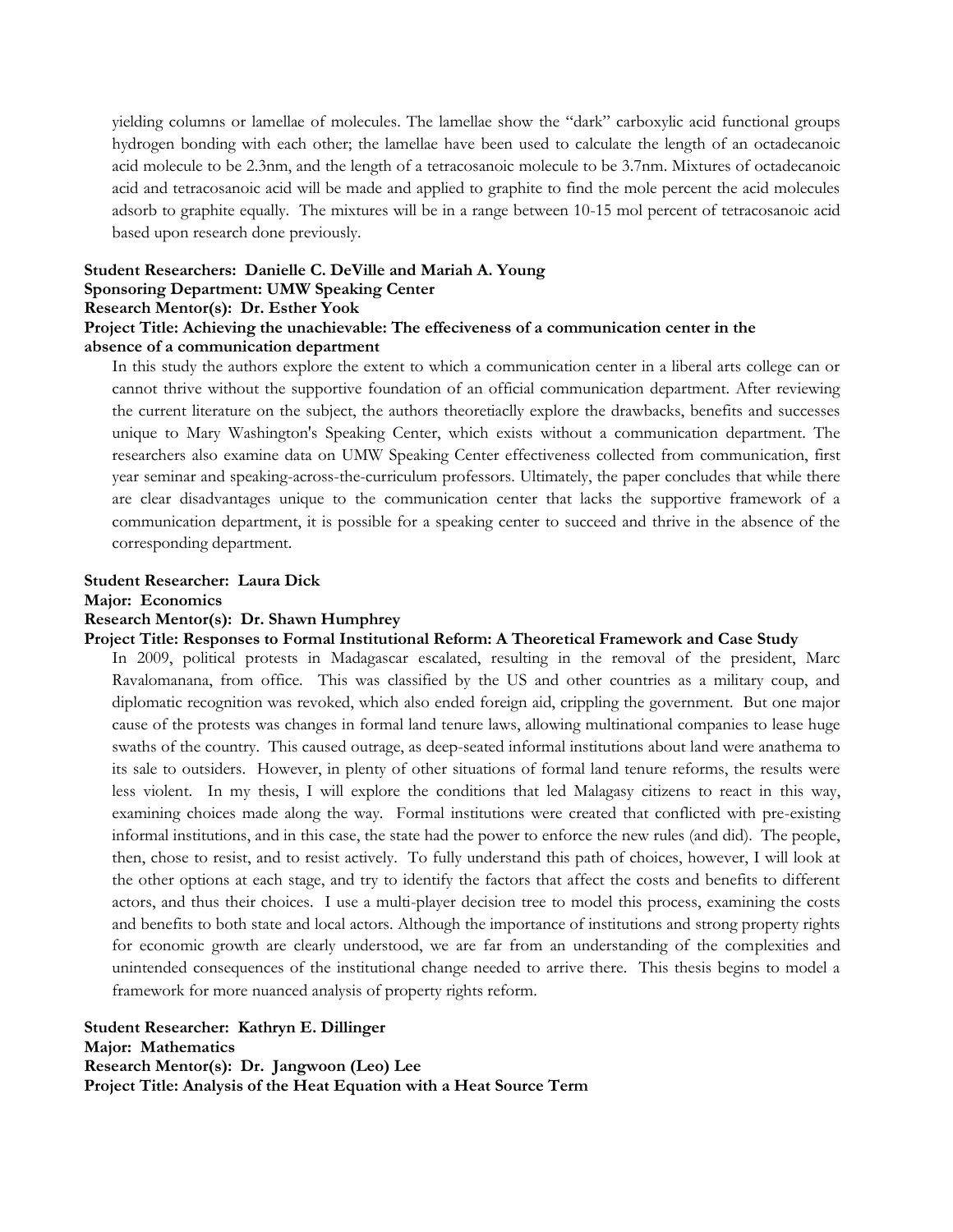yielding columns or lamellae of molecules. The lamellae show the "dark" carboxylic acid functional groups hydrogen bonding with each other; the lamellae have been used to calculate the length of an octadecanoic acid molecule to be 2.3nm, and the length of a tetracosanoic molecule to be 3.7nm. Mixtures of octadecanoic acid and tetracosanoic acid will be made and applied to graphite to find the mole percent the acid molecules adsorb to graphite equally. The mixtures will be in a range between 10-15 mol percent of tetracosanoic acid based upon research done previously.

**Student Researchers: Danielle C. DeVille and Mariah A. Young**
**Sponsoring Department: UMW Speaking Center**
**Research Mentor(s): Dr. Esther Yook**
**Project Title: Achieving the unachievable: The effeciveness of a communication center in the absence of a communication department**

In this study the authors explore the extent to which a communication center in a liberal arts college can or cannot thrive without the supportive foundation of an official communication department. After reviewing the current literature on the subject, the authors theoretiaclly explore the drawbacks, benefits and successes unique to Mary Washington's Speaking Center, which exists without a communication department. The researchers also examine data on UMW Speaking Center effectiveness collected from communication, first year seminar and speaking-across-the-curriculum professors. Ultimately, the paper concludes that while there are clear disadvantages unique to the communication center that lacks the supportive framework of a communication department, it is possible for a speaking center to succeed and thrive in the absence of the corresponding department.

**Student Researcher: Laura Dick**
**Major: Economics**
**Research Mentor(s): Dr. Shawn Humphrey**
**Project Title: Responses to Formal Institutional Reform: A Theoretical Framework and Case Study**

In 2009, political protests in Madagascar escalated, resulting in the removal of the president, Marc Ravalomanana, from office. This was classified by the US and other countries as a military coup, and diplomatic recognition was revoked, which also ended foreign aid, crippling the government. But one major cause of the protests was changes in formal land tenure laws, allowing multinational companies to lease huge swaths of the country. This caused outrage, as deep-seated informal institutions about land were anathema to its sale to outsiders. However, in plenty of other situations of formal land tenure reforms, the results were less violent. In my thesis, I will explore the conditions that led Malagasy citizens to react in this way, examining choices made along the way. Formal institutions were created that conflicted with pre-existing informal institutions, and in this case, the state had the power to enforce the new rules (and did). The people, then, chose to resist, and to resist actively. To fully understand this path of choices, however, I will look at the other options at each stage, and try to identify the factors that affect the costs and benefits to different actors, and thus their choices. I use a multi-player decision tree to model this process, examining the costs and benefits to both state and local actors. Although the importance of institutions and strong property rights for economic growth are clearly understood, we are far from an understanding of the complexities and unintended consequences of the institutional change needed to arrive there. This thesis begins to model a framework for more nuanced analysis of property rights reform.

**Student Researcher: Kathryn E. Dillinger**
**Major: Mathematics**
**Research Mentor(s): Dr. Jangwoon (Leo) Lee**
**Project Title: Analysis of the Heat Equation with a Heat Source Term**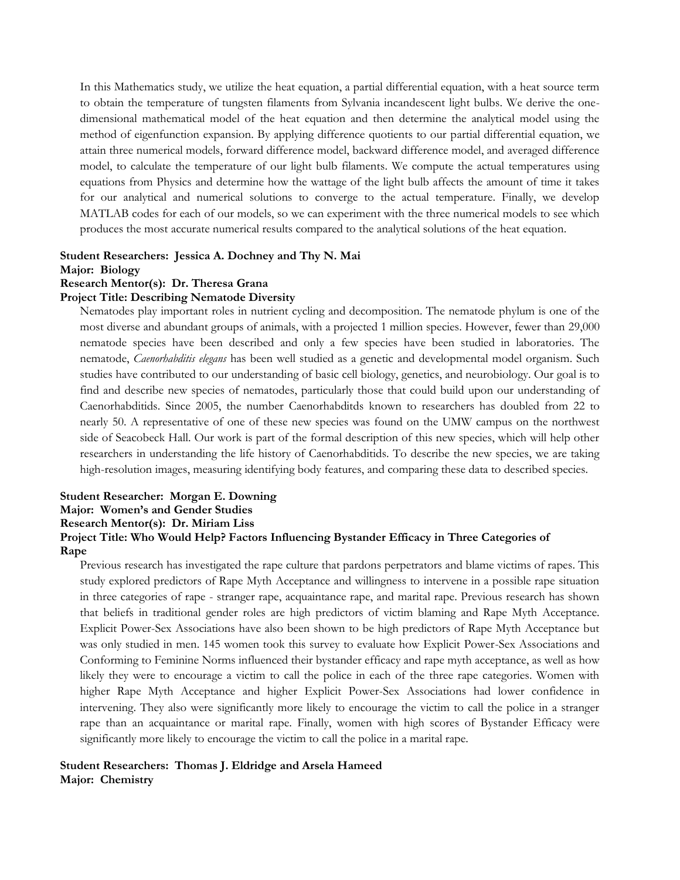In this Mathematics study, we utilize the heat equation, a partial differential equation, with a heat source term to obtain the temperature of tungsten filaments from Sylvania incandescent light bulbs. We derive the one-dimensional mathematical model of the heat equation and then determine the analytical model using the method of eigenfunction expansion. By applying difference quotients to our partial differential equation, we attain three numerical models, forward difference model, backward difference model, and averaged difference model, to calculate the temperature of our light bulb filaments. We compute the actual temperatures using equations from Physics and determine how the wattage of the light bulb affects the amount of time it takes for our analytical and numerical solutions to converge to the actual temperature. Finally, we develop MATLAB codes for each of our models, so we can experiment with the three numerical models to see which produces the most accurate numerical results compared to the analytical solutions of the heat equation.

**Student Researchers: Jessica A. Dochney and Thy N. Mai**
**Major: Biology**
**Research Mentor(s): Dr. Theresa Grana**
**Project Title: Describing Nematode Diversity**

Nematodes play important roles in nutrient cycling and decomposition. The nematode phylum is one of the most diverse and abundant groups of animals, with a projected 1 million species. However, fewer than 29,000 nematode species have been described and only a few species have been studied in laboratories. The nematode, *Caenorhabditis elegans* has been well studied as a genetic and developmental model organism. Such studies have contributed to our understanding of basic cell biology, genetics, and neurobiology. Our goal is to find and describe new species of nematodes, particularly those that could build upon our understanding of Caenorhabditids. Since 2005, the number Caenorhabditds known to researchers has doubled from 22 to nearly 50. A representative of one of these new species was found on the UMW campus on the northwest side of Seacobeck Hall. Our work is part of the formal description of this new species, which will help other researchers in understanding the life history of Caenorhabditids. To describe the new species, we are taking high-resolution images, measuring identifying body features, and comparing these data to described species.

**Student Researcher: Morgan E. Downing**
**Major: Women's and Gender Studies**
**Research Mentor(s): Dr. Miriam Liss**
**Project Title: Who Would Help? Factors Influencing Bystander Efficacy in Three Categories of Rape**

Previous research has investigated the rape culture that pardons perpetrators and blame victims of rapes. This study explored predictors of Rape Myth Acceptance and willingness to intervene in a possible rape situation in three categories of rape - stranger rape, acquaintance rape, and marital rape. Previous research has shown that beliefs in traditional gender roles are high predictors of victim blaming and Rape Myth Acceptance. Explicit Power-Sex Associations have also been shown to be high predictors of Rape Myth Acceptance but was only studied in men. 145 women took this survey to evaluate how Explicit Power-Sex Associations and Conforming to Feminine Norms influenced their bystander efficacy and rape myth acceptance, as well as how likely they were to encourage a victim to call the police in each of the three rape categories. Women with higher Rape Myth Acceptance and higher Explicit Power-Sex Associations had lower confidence in intervening. They also were significantly more likely to encourage the victim to call the police in a stranger rape than an acquaintance or marital rape. Finally, women with high scores of Bystander Efficacy were significantly more likely to encourage the victim to call the police in a marital rape.

**Student Researchers: Thomas J. Eldridge and Arsela Hameed**
**Major: Chemistry**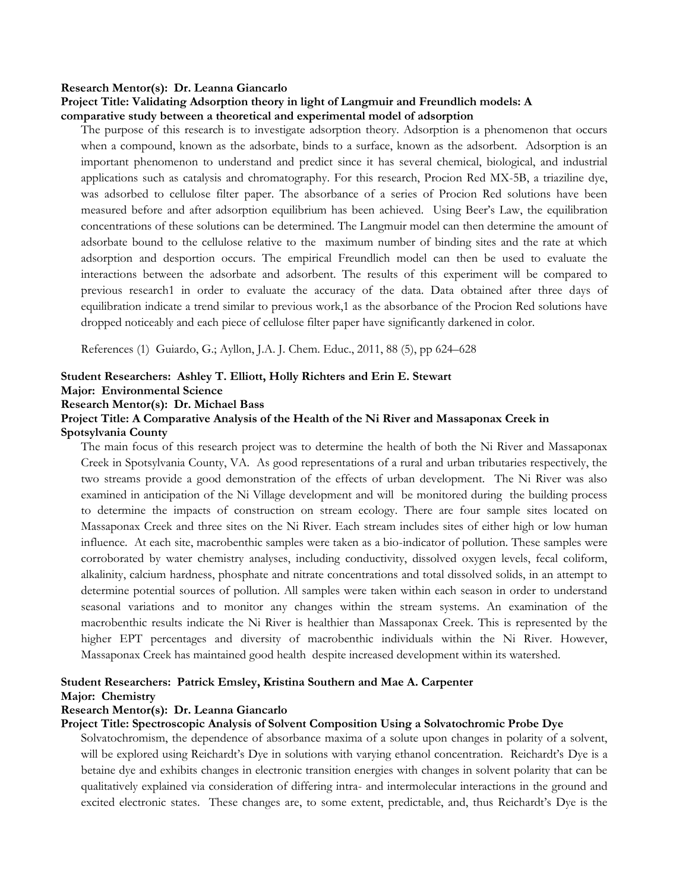**Research Mentor(s): Dr. Leanna Giancarlo**

**Project Title: Validating Adsorption theory in light of Langmuir and Freundlich models: A comparative study between a theoretical and experimental model of adsorption**

The purpose of this research is to investigate adsorption theory. Adsorption is a phenomenon that occurs when a compound, known as the adsorbate, binds to a surface, known as the adsorbent. Adsorption is an important phenomenon to understand and predict since it has several chemical, biological, and industrial applications such as catalysis and chromatography. For this research, Procion Red MX-5B, a triaziline dye, was adsorbed to cellulose filter paper. The absorbance of a series of Procion Red solutions have been measured before and after adsorption equilibrium has been achieved. Using Beer's Law, the equilibration concentrations of these solutions can be determined. The Langmuir model can then determine the amount of adsorbate bound to the cellulose relative to the maximum number of binding sites and the rate at which adsorption and desportion occurs. The empirical Freundlich model can then be used to evaluate the interactions between the adsorbate and adsorbent. The results of this experiment will be compared to previous research1 in order to evaluate the accuracy of the data. Data obtained after three days of equilibration indicate a trend similar to previous work,1 as the absorbance of the Procion Red solutions have dropped noticeably and each piece of cellulose filter paper have significantly darkened in color.

References (1) Guiardo, G.; Ayllon, J.A. J. Chem. Educ., 2011, 88 (5), pp 624–628

**Student Researchers: Ashley T. Elliott, Holly Richters and Erin E. Stewart**
**Major: Environmental Science**
**Research Mentor(s): Dr. Michael Bass**

**Project Title: A Comparative Analysis of the Health of the Ni River and Massaponax Creek in Spotsylvania County**

The main focus of this research project was to determine the health of both the Ni River and Massaponax Creek in Spotsylvania County, VA. As good representations of a rural and urban tributaries respectively, the two streams provide a good demonstration of the effects of urban development. The Ni River was also examined in anticipation of the Ni Village development and will be monitored during the building process to determine the impacts of construction on stream ecology. There are four sample sites located on Massaponax Creek and three sites on the Ni River. Each stream includes sites of either high or low human influence. At each site, macrobenthic samples were taken as a bio-indicator of pollution. These samples were corroborated by water chemistry analyses, including conductivity, dissolved oxygen levels, fecal coliform, alkalinity, calcium hardness, phosphate and nitrate concentrations and total dissolved solids, in an attempt to determine potential sources of pollution. All samples were taken within each season in order to understand seasonal variations and to monitor any changes within the stream systems. An examination of the macrobenthic results indicate the Ni River is healthier than Massaponax Creek. This is represented by the higher EPT percentages and diversity of macrobenthic individuals within the Ni River. However, Massaponax Creek has maintained good health despite increased development within its watershed.

**Student Researchers: Patrick Emsley, Kristina Southern and Mae A. Carpenter**
**Major: Chemistry**
**Research Mentor(s): Dr. Leanna Giancarlo**

**Project Title: Spectroscopic Analysis of Solvent Composition Using a Solvatochromic Probe Dye**

Solvatochromism, the dependence of absorbance maxima of a solute upon changes in polarity of a solvent, will be explored using Reichardt's Dye in solutions with varying ethanol concentration. Reichardt's Dye is a betaine dye and exhibits changes in electronic transition energies with changes in solvent polarity that can be qualitatively explained via consideration of differing intra- and intermolecular interactions in the ground and excited electronic states. These changes are, to some extent, predictable, and, thus Reichardt's Dye is the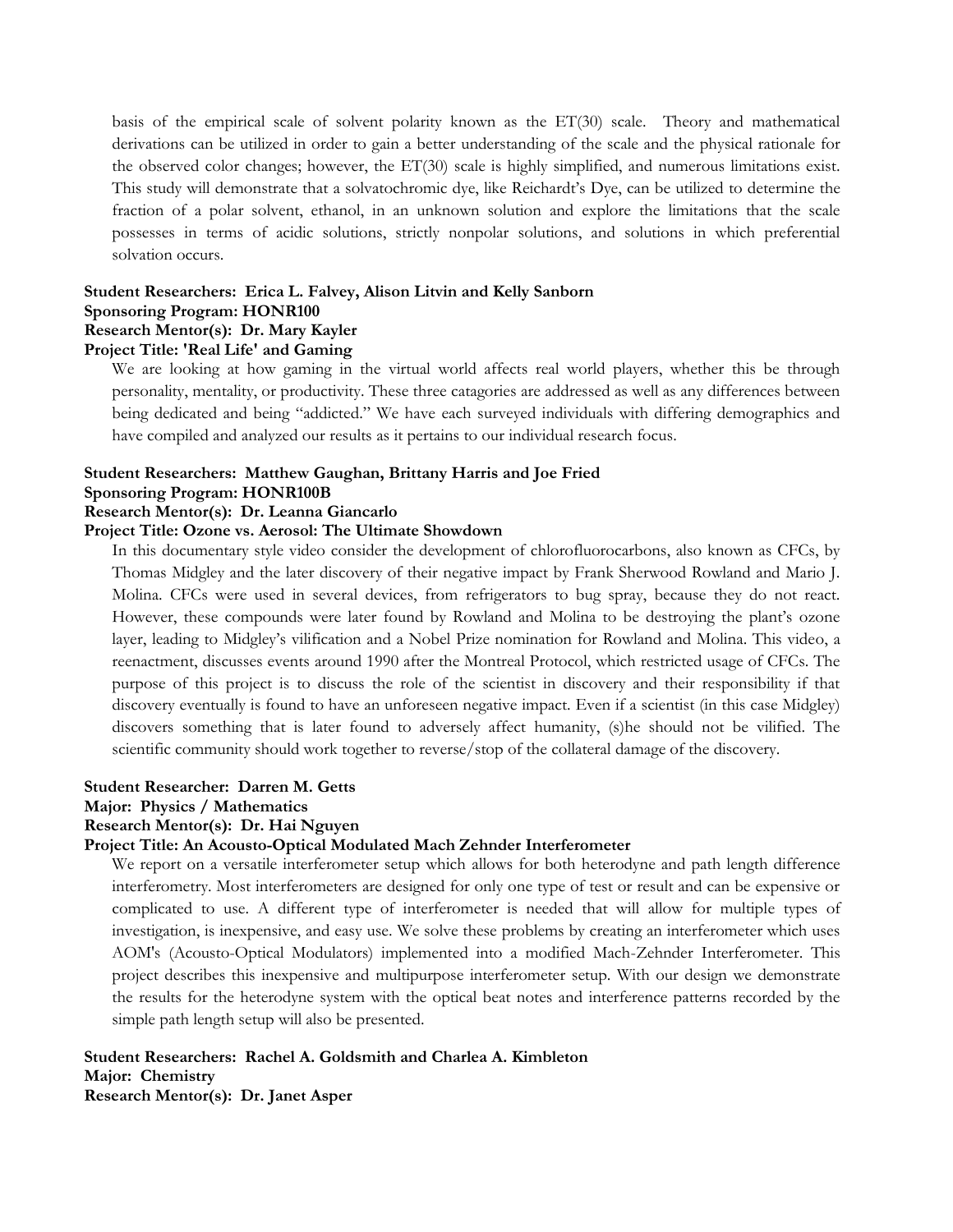basis of the empirical scale of solvent polarity known as the ET(30) scale. Theory and mathematical derivations can be utilized in order to gain a better understanding of the scale and the physical rationale for the observed color changes; however, the ET(30) scale is highly simplified, and numerous limitations exist. This study will demonstrate that a solvatochromic dye, like Reichardt's Dye, can be utilized to determine the fraction of a polar solvent, ethanol, in an unknown solution and explore the limitations that the scale possesses in terms of acidic solutions, strictly nonpolar solutions, and solutions in which preferential solvation occurs.

**Student Researchers: Erica L. Falvey, Alison Litvin and Kelly Sanborn**
**Sponsoring Program: HONR100**
**Research Mentor(s): Dr. Mary Kayler**
**Project Title: 'Real Life' and Gaming**

We are looking at how gaming in the virtual world affects real world players, whether this be through personality, mentality, or productivity. These three catagories are addressed as well as any differences between being dedicated and being "addicted." We have each surveyed individuals with differing demographics and have compiled and analyzed our results as it pertains to our individual research focus.

**Student Researchers: Matthew Gaughan, Brittany Harris and Joe Fried**
**Sponsoring Program: HONR100B**
**Research Mentor(s): Dr. Leanna Giancarlo**
**Project Title: Ozone vs. Aerosol: The Ultimate Showdown**

In this documentary style video consider the development of chlorofluorocarbons, also known as CFCs, by Thomas Midgley and the later discovery of their negative impact by Frank Sherwood Rowland and Mario J. Molina. CFCs were used in several devices, from refrigerators to bug spray, because they do not react. However, these compounds were later found by Rowland and Molina to be destroying the plant's ozone layer, leading to Midgley's vilification and a Nobel Prize nomination for Rowland and Molina. This video, a reenactment, discusses events around 1990 after the Montreal Protocol, which restricted usage of CFCs. The purpose of this project is to discuss the role of the scientist in discovery and their responsibility if that discovery eventually is found to have an unforeseen negative impact. Even if a scientist (in this case Midgley) discovers something that is later found to adversely affect humanity, (s)he should not be vilified. The scientific community should work together to reverse/stop of the collateral damage of the discovery.

**Student Researcher: Darren M. Getts**
**Major: Physics / Mathematics**
**Research Mentor(s): Dr. Hai Nguyen**
**Project Title: An Acousto-Optical Modulated Mach Zehnder Interferometer**

We report on a versatile interferometer setup which allows for both heterodyne and path length difference interferometry. Most interferometers are designed for only one type of test or result and can be expensive or complicated to use. A different type of interferometer is needed that will allow for multiple types of investigation, is inexpensive, and easy use. We solve these problems by creating an interferometer which uses AOM's (Acousto-Optical Modulators) implemented into a modified Mach-Zehnder Interferometer. This project describes this inexpensive and multipurpose interferometer setup. With our design we demonstrate the results for the heterodyne system with the optical beat notes and interference patterns recorded by the simple path length setup will also be presented.

**Student Researchers: Rachel A. Goldsmith and Charlea A. Kimbleton**
**Major: Chemistry**
**Research Mentor(s): Dr. Janet Asper**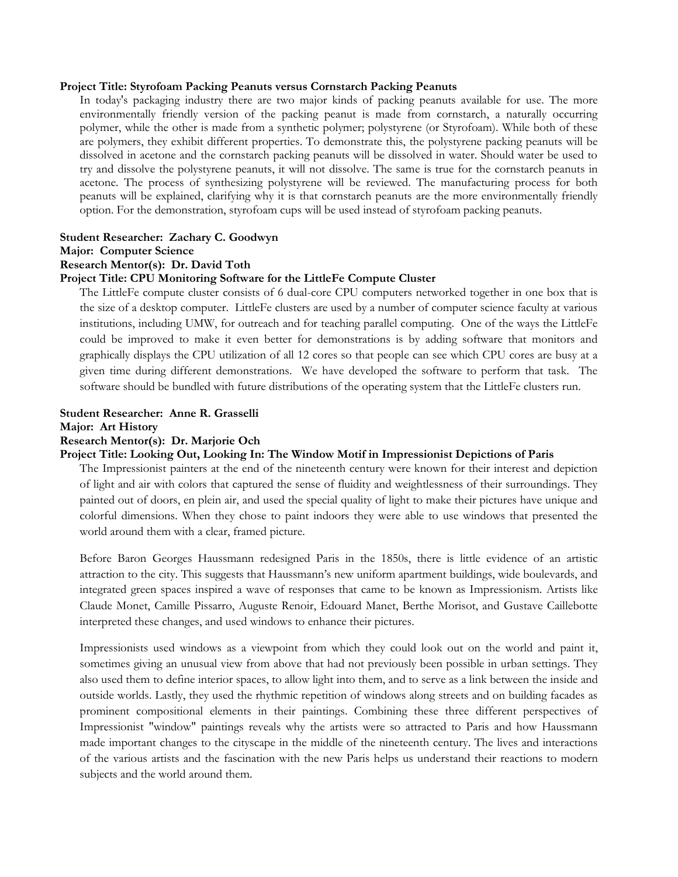**Project Title: Styrofoam Packing Peanuts versus Cornstarch Packing Peanuts**

In today's packaging industry there are two major kinds of packing peanuts available for use. The more environmentally friendly version of the packing peanut is made from cornstarch, a naturally occurring polymer, while the other is made from a synthetic polymer; polystyrene (or Styrofoam). While both of these are polymers, they exhibit different properties. To demonstrate this, the polystyrene packing peanuts will be dissolved in acetone and the cornstarch packing peanuts will be dissolved in water. Should water be used to try and dissolve the polystyrene peanuts, it will not dissolve. The same is true for the cornstarch peanuts in acetone. The process of synthesizing polystyrene will be reviewed. The manufacturing process for both peanuts will be explained, clarifying why it is that cornstarch peanuts are the more environmentally friendly option. For the demonstration, styrofoam cups will be used instead of styrofoam packing peanuts.

**Student Researcher: Zachary C. Goodwyn**
**Major: Computer Science**
**Research Mentor(s): Dr. David Toth**
**Project Title: CPU Monitoring Software for the LittleFe Compute Cluster**

The LittleFe compute cluster consists of 6 dual-core CPU computers networked together in one box that is the size of a desktop computer. LittleFe clusters are used by a number of computer science faculty at various institutions, including UMW, for outreach and for teaching parallel computing. One of the ways the LittleFe could be improved to make it even better for demonstrations is by adding software that monitors and graphically displays the CPU utilization of all 12 cores so that people can see which CPU cores are busy at a given time during different demonstrations. We have developed the software to perform that task. The software should be bundled with future distributions of the operating system that the LittleFe clusters run.

**Student Researcher: Anne R. Grasselli**
**Major: Art History**
**Research Mentor(s): Dr. Marjorie Och**
**Project Title: Looking Out, Looking In: The Window Motif in Impressionist Depictions of Paris**

The Impressionist painters at the end of the nineteenth century were known for their interest and depiction of light and air with colors that captured the sense of fluidity and weightlessness of their surroundings. They painted out of doors, en plein air, and used the special quality of light to make their pictures have unique and colorful dimensions. When they chose to paint indoors they were able to use windows that presented the world around them with a clear, framed picture.

Before Baron Georges Haussmann redesigned Paris in the 1850s, there is little evidence of an artistic attraction to the city. This suggests that Haussmann's new uniform apartment buildings, wide boulevards, and integrated green spaces inspired a wave of responses that came to be known as Impressionism. Artists like Claude Monet, Camille Pissarro, Auguste Renoir, Edouard Manet, Berthe Morisot, and Gustave Caillebotte interpreted these changes, and used windows to enhance their pictures.

Impressionists used windows as a viewpoint from which they could look out on the world and paint it, sometimes giving an unusual view from above that had not previously been possible in urban settings. They also used them to define interior spaces, to allow light into them, and to serve as a link between the inside and outside worlds. Lastly, they used the rhythmic repetition of windows along streets and on building facades as prominent compositional elements in their paintings. Combining these three different perspectives of Impressionist "window" paintings reveals why the artists were so attracted to Paris and how Haussmann made important changes to the cityscape in the middle of the nineteenth century. The lives and interactions of the various artists and the fascination with the new Paris helps us understand their reactions to modern subjects and the world around them.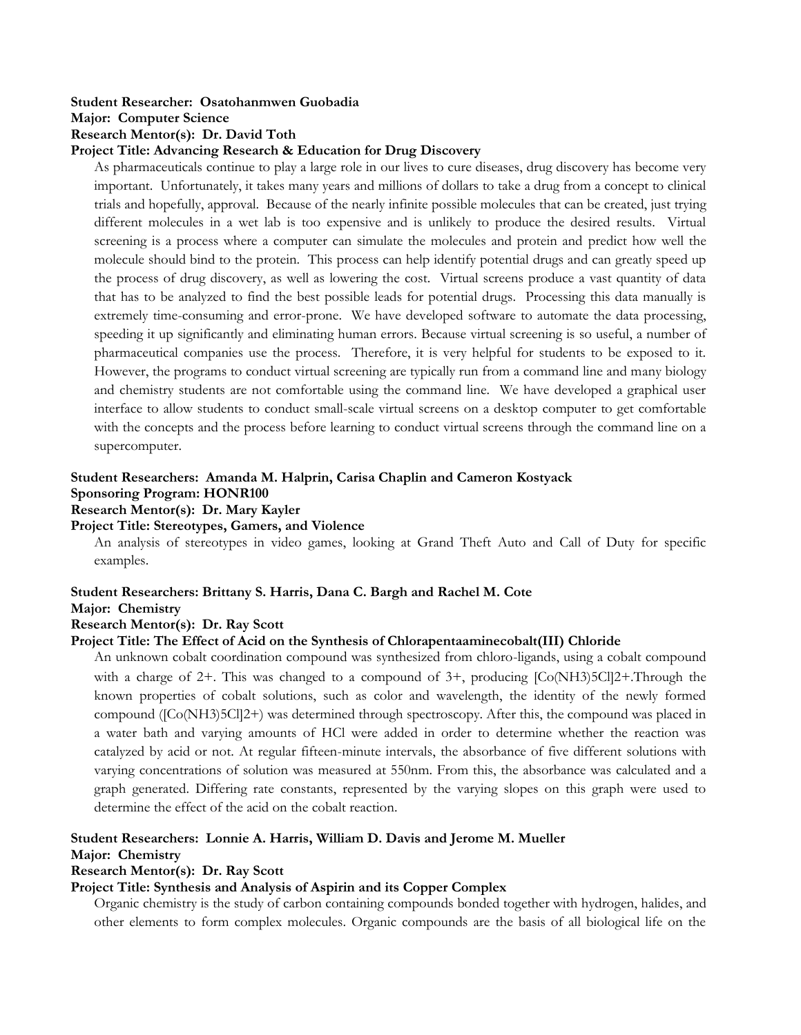**Student Researcher: Osatohanmwen Guobadia**
**Major: Computer Science**
**Research Mentor(s): Dr. David Toth**
**Project Title: Advancing Research & Education for Drug Discovery**

As pharmaceuticals continue to play a large role in our lives to cure diseases, drug discovery has become very important. Unfortunately, it takes many years and millions of dollars to take a drug from a concept to clinical trials and hopefully, approval. Because of the nearly infinite possible molecules that can be created, just trying different molecules in a wet lab is too expensive and is unlikely to produce the desired results. Virtual screening is a process where a computer can simulate the molecules and protein and predict how well the molecule should bind to the protein. This process can help identify potential drugs and can greatly speed up the process of drug discovery, as well as lowering the cost. Virtual screens produce a vast quantity of data that has to be analyzed to find the best possible leads for potential drugs. Processing this data manually is extremely time-consuming and error-prone. We have developed software to automate the data processing, speeding it up significantly and eliminating human errors. Because virtual screening is so useful, a number of pharmaceutical companies use the process. Therefore, it is very helpful for students to be exposed to it. However, the programs to conduct virtual screening are typically run from a command line and many biology and chemistry students are not comfortable using the command line. We have developed a graphical user interface to allow students to conduct small-scale virtual screens on a desktop computer to get comfortable with the concepts and the process before learning to conduct virtual screens through the command line on a supercomputer.

**Student Researchers: Amanda M. Halprin, Carisa Chaplin and Cameron Kostyack**
**Sponsoring Program: HONR100**
**Research Mentor(s): Dr. Mary Kayler**
**Project Title: Stereotypes, Gamers, and Violence**

An analysis of stereotypes in video games, looking at Grand Theft Auto and Call of Duty for specific examples.

**Student Researchers: Brittany S. Harris, Dana C. Bargh and Rachel M. Cote**
**Major: Chemistry**
**Research Mentor(s): Dr. Ray Scott**
**Project Title: The Effect of Acid on the Synthesis of Chlorapentaaminecobalt(III) Chloride**

An unknown cobalt coordination compound was synthesized from chloro-ligands, using a cobalt compound with a charge of 2+. This was changed to a compound of 3+, producing $[Co(NH_3)_5Cl]^{2+}$.Through the known properties of cobalt solutions, such as color and wavelength, the identity of the newly formed compound ($[Co(NH_3)_5Cl]^{2+}$) was determined through spectroscopy. After this, the compound was placed in a water bath and varying amounts of HCl were added in order to determine whether the reaction was catalyzed by acid or not. At regular fifteen-minute intervals, the absorbance of five different solutions with varying concentrations of solution was measured at 550nm. From this, the absorbance was calculated and a graph generated. Differing rate constants, represented by the varying slopes on this graph were used to determine the effect of the acid on the cobalt reaction.

**Student Researchers: Lonnie A. Harris, William D. Davis and Jerome M. Mueller**
**Major: Chemistry**
**Research Mentor(s): Dr. Ray Scott**
**Project Title: Synthesis and Analysis of Aspirin and its Copper Complex**

Organic chemistry is the study of carbon containing compounds bonded together with hydrogen, halides, and other elements to form complex molecules. Organic compounds are the basis of all biological life on the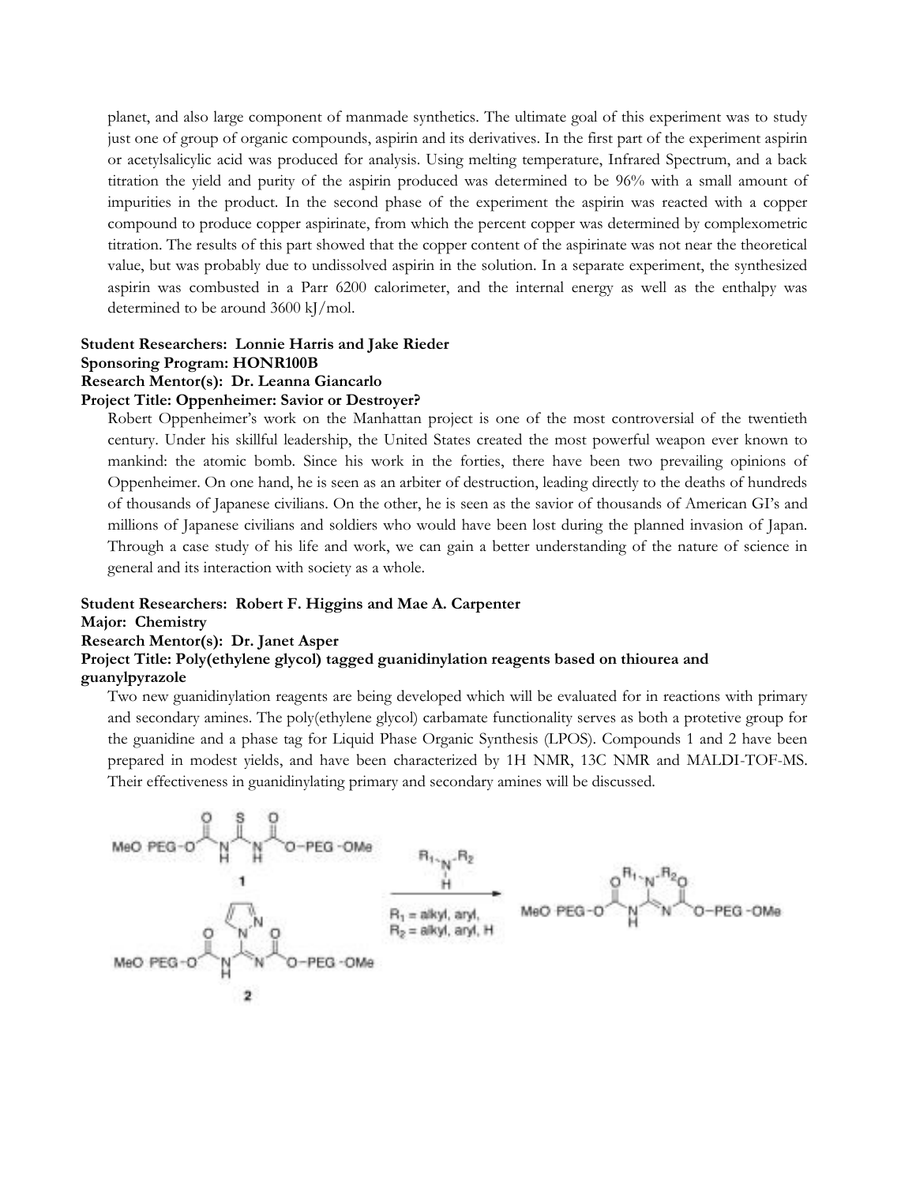planet, and also large component of manmade synthetics. The ultimate goal of this experiment was to study just one of group of organic compounds, aspirin and its derivatives. In the first part of the experiment aspirin or acetylsalicylic acid was produced for analysis. Using melting temperature, Infrared Spectrum, and a back titration the yield and purity of the aspirin produced was determined to be 96% with a small amount of impurities in the product. In the second phase of the experiment the aspirin was reacted with a copper compound to produce copper aspirinate, from which the percent copper was determined by complexometric titration. The results of this part showed that the copper content of the aspirinate was not near the theoretical value, but was probably due to undissolved aspirin in the solution. In a separate experiment, the synthesized aspirin was combusted in a Parr 6200 calorimeter, and the internal energy as well as the enthalpy was determined to be around 3600 kJ/mol.

**Student Researchers: Lonnie Harris and Jake Rieder**
**Sponsoring Program: HONR100B**
**Research Mentor(s): Dr. Leanna Giancarlo**
**Project Title: Oppenheimer: Savior or Destroyer?**

Robert Oppenheimer's work on the Manhattan project is one of the most controversial of the twentieth century. Under his skillful leadership, the United States created the most powerful weapon ever known to mankind: the atomic bomb. Since his work in the forties, there have been two prevailing opinions of Oppenheimer. On one hand, he is seen as an arbiter of destruction, leading directly to the deaths of hundreds of thousands of Japanese civilians. On the other, he is seen as the savior of thousands of American GI's and millions of Japanese civilians and soldiers who would have been lost during the planned invasion of Japan. Through a case study of his life and work, we can gain a better understanding of the nature of science in general and its interaction with society as a whole.

**Student Researchers: Robert F. Higgins and Mae A. Carpenter**
**Major: Chemistry**
**Research Mentor(s): Dr. Janet Asper**
**Project Title: Poly(ethylene glycol) tagged guanidinylation reagents based on thiourea and guanylpyrazole**

Two new guanidinylation reagents are being developed which will be evaluated for in reactions with primary and secondary amines. The poly(ethylene glycol) carbamate functionality serves as both a protetive group for the guanidine and a phase tag for Liquid Phase Organic Synthesis (LPOS). Compounds 1 and 2 have been prepared in modest yields, and have been characterized by 1H NMR, 13C NMR and MALDI-TOF-MS. Their effectiveness in guanidinylating primary and secondary amines will be discussed.

MeO PEG-O ... O-PEG-OMe **1**

MeO PEG-O ... O-PEG-OMe **2**

$R_1$-NH-$R_2$

$R_1$ = alkyl, aryl,
$R_2$ = alkyl, aryl, H

MeO PEG-O ... O-PEG-OMe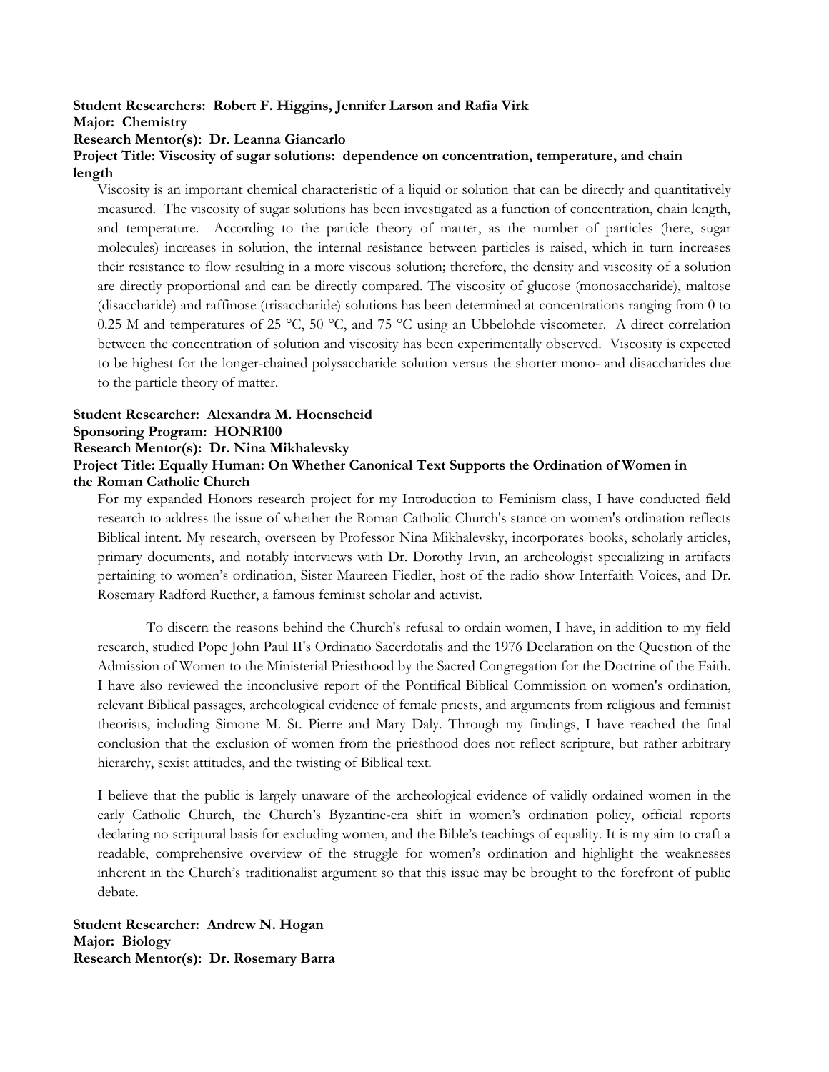**Student Researchers: Robert F. Higgins, Jennifer Larson and Rafia Virk**
**Major: Chemistry**
**Research Mentor(s): Dr. Leanna Giancarlo**
**Project Title: Viscosity of sugar solutions: dependence on concentration, temperature, and chain length**

Viscosity is an important chemical characteristic of a liquid or solution that can be directly and quantitatively measured. The viscosity of sugar solutions has been investigated as a function of concentration, chain length, and temperature. According to the particle theory of matter, as the number of particles (here, sugar molecules) increases in solution, the internal resistance between particles is raised, which in turn increases their resistance to flow resulting in a more viscous solution; therefore, the density and viscosity of a solution are directly proportional and can be directly compared. The viscosity of glucose (monosaccharide), maltose (disaccharide) and raffinose (trisaccharide) solutions has been determined at concentrations ranging from 0 to 0.25 M and temperatures of 25 °C, 50 °C, and 75 °C using an Ubbelohde viscometer. A direct correlation between the concentration of solution and viscosity has been experimentally observed. Viscosity is expected to be highest for the longer-chained polysaccharide solution versus the shorter mono- and disaccharides due to the particle theory of matter.

**Student Researcher: Alexandra M. Hoenscheid**
**Sponsoring Program: HONR100**
**Research Mentor(s): Dr. Nina Mikhalevsky**
**Project Title: Equally Human: On Whether Canonical Text Supports the Ordination of Women in the Roman Catholic Church**

For my expanded Honors research project for my Introduction to Feminism class, I have conducted field research to address the issue of whether the Roman Catholic Church's stance on women's ordination reflects Biblical intent. My research, overseen by Professor Nina Mikhalevsky, incorporates books, scholarly articles, primary documents, and notably interviews with Dr. Dorothy Irvin, an archeologist specializing in artifacts pertaining to women's ordination, Sister Maureen Fiedler, host of the radio show Interfaith Voices, and Dr. Rosemary Radford Ruether, a famous feminist scholar and activist.

To discern the reasons behind the Church's refusal to ordain women, I have, in addition to my field research, studied Pope John Paul II's Ordinatio Sacerdotalis and the 1976 Declaration on the Question of the Admission of Women to the Ministerial Priesthood by the Sacred Congregation for the Doctrine of the Faith. I have also reviewed the inconclusive report of the Pontifical Biblical Commission on women's ordination, relevant Biblical passages, archeological evidence of female priests, and arguments from religious and feminist theorists, including Simone M. St. Pierre and Mary Daly. Through my findings, I have reached the final conclusion that the exclusion of women from the priesthood does not reflect scripture, but rather arbitrary hierarchy, sexist attitudes, and the twisting of Biblical text.

I believe that the public is largely unaware of the archeological evidence of validly ordained women in the early Catholic Church, the Church's Byzantine-era shift in women's ordination policy, official reports declaring no scriptural basis for excluding women, and the Bible's teachings of equality. It is my aim to craft a readable, comprehensive overview of the struggle for women's ordination and highlight the weaknesses inherent in the Church's traditionalist argument so that this issue may be brought to the forefront of public debate.

**Student Researcher: Andrew N. Hogan**
**Major: Biology**
**Research Mentor(s): Dr. Rosemary Barra**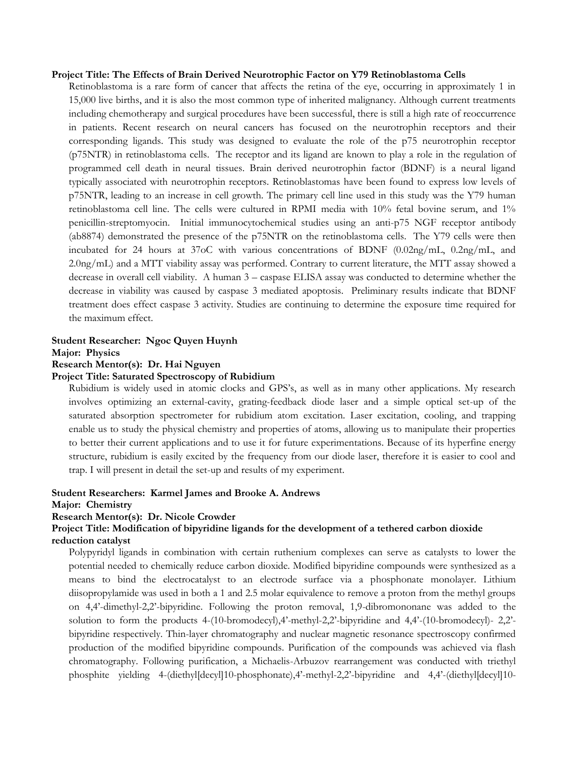**Project Title: The Effects of Brain Derived Neurotrophic Factor on Y79 Retinoblastoma Cells**

Retinoblastoma is a rare form of cancer that affects the retina of the eye, occurring in approximately 1 in 15,000 live births, and it is also the most common type of inherited malignancy. Although current treatments including chemotherapy and surgical procedures have been successful, there is still a high rate of reoccurrence in patients. Recent research on neural cancers has focused on the neurotrophin receptors and their corresponding ligands. This study was designed to evaluate the role of the p75 neurotrophin receptor (p75NTR) in retinoblastoma cells. The receptor and its ligand are known to play a role in the regulation of programmed cell death in neural tissues. Brain derived neurotrophin factor (BDNF) is a neural ligand typically associated with neurotrophin receptors. Retinoblastomas have been found to express low levels of p75NTR, leading to an increase in cell growth. The primary cell line used in this study was the Y79 human retinoblastoma cell line. The cells were cultured in RPMI media with 10% fetal bovine serum, and 1% penicillin-streptomycin. Initial immunocytochemical studies using an anti-p75 NGF receptor antibody (ab8874) demonstrated the presence of the p75NTR on the retinoblastoma cells. The Y79 cells were then incubated for 24 hours at 37oC with various concentrations of BDNF (0.02ng/mL, 0.2ng/mL, and 2.0ng/mL) and a MTT viability assay was performed. Contrary to current literature, the MTT assay showed a decrease in overall cell viability. A human 3 – caspase ELISA assay was conducted to determine whether the decrease in viability was caused by caspase 3 mediated apoptosis. Preliminary results indicate that BDNF treatment does effect caspase 3 activity. Studies are continuing to determine the exposure time required for the maximum effect.

**Student Researcher: Ngoc Quyen Huynh**
**Major: Physics**
**Research Mentor(s): Dr. Hai Nguyen**
**Project Title: Saturated Spectroscopy of Rubidium**

Rubidium is widely used in atomic clocks and GPS's, as well as in many other applications. My research involves optimizing an external-cavity, grating-feedback diode laser and a simple optical set-up of the saturated absorption spectrometer for rubidium atom excitation. Laser excitation, cooling, and trapping enable us to study the physical chemistry and properties of atoms, allowing us to manipulate their properties to better their current applications and to use it for future experimentations. Because of its hyperfine energy structure, rubidium is easily excited by the frequency from our diode laser, therefore it is easier to cool and trap. I will present in detail the set-up and results of my experiment.

**Student Researchers: Karmel James and Brooke A. Andrews**
**Major: Chemistry**
**Research Mentor(s): Dr. Nicole Crowder**
**Project Title: Modification of bipyridine ligands for the development of a tethered carbon dioxide reduction catalyst**

Polypyridyl ligands in combination with certain ruthenium complexes can serve as catalysts to lower the potential needed to chemically reduce carbon dioxide. Modified bipyridine compounds were synthesized as a means to bind the electrocatalyst to an electrode surface via a phosphonate monolayer. Lithium diisopropylamide was used in both a 1 and 2.5 molar equivalence to remove a proton from the methyl groups on 4,4'-dimethyl-2,2'-bipyridine. Following the proton removal, 1,9-dibromononane was added to the solution to form the products 4-(10-bromodecyl),4'-methyl-2,2'-bipyridine and 4,4'-(10-bromodecyl)- 2,2'-bipyridine respectively. Thin-layer chromatography and nuclear magnetic resonance spectroscopy confirmed production of the modified bipyridine compounds. Purification of the compounds was achieved via flash chromatography. Following purification, a Michaelis-Arbuzov rearrangement was conducted with triethyl phosphite yielding 4-(diethyl[decyl]10-phosphonate),4'-methyl-2,2'-bipyridine and 4,4'-(diethyl[decyl]10-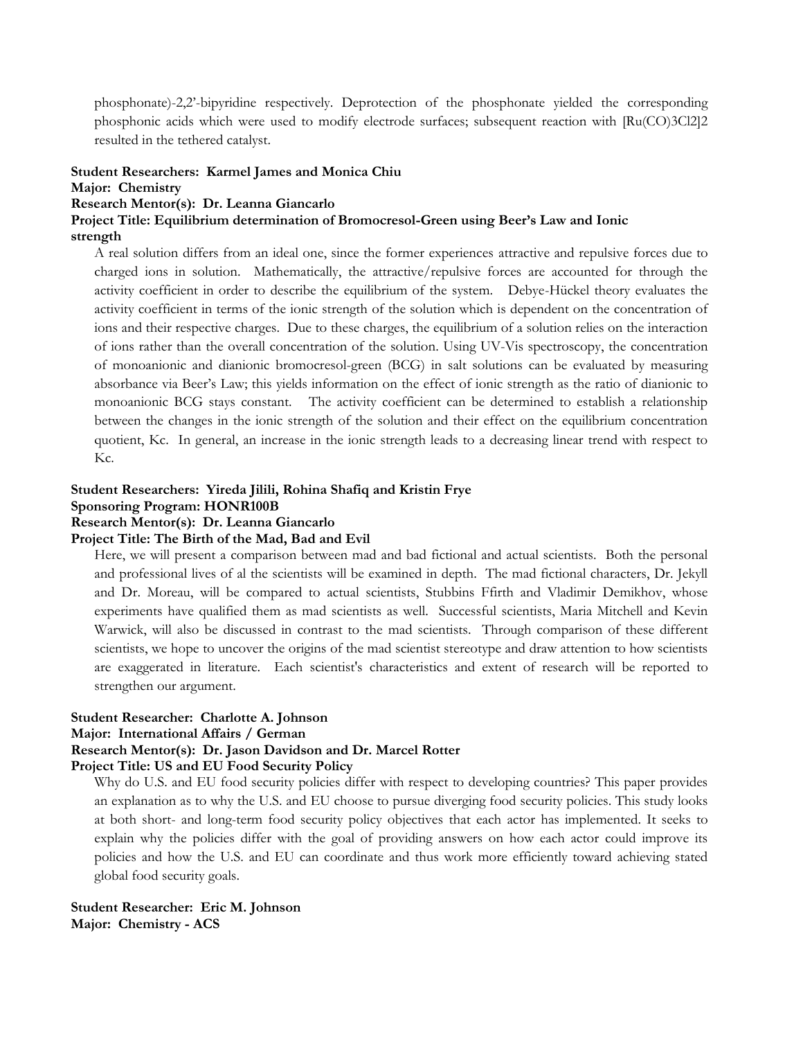phosphonate)-2,2'-bipyridine respectively. Deprotection of the phosphonate yielded the corresponding phosphonic acids which were used to modify electrode surfaces; subsequent reaction with $[Ru(CO)_3Cl_2]_2$ resulted in the tethered catalyst.

**Student Researchers: Karmel James and Monica Chiu**
**Major: Chemistry**
**Research Mentor(s): Dr. Leanna Giancarlo**
**Project Title: Equilibrium determination of Bromocresol-Green using Beer's Law and Ionic strength**

A real solution differs from an ideal one, since the former experiences attractive and repulsive forces due to charged ions in solution. Mathematically, the attractive/repulsive forces are accounted for through the activity coefficient in order to describe the equilibrium of the system. Debye-Hückel theory evaluates the activity coefficient in terms of the ionic strength of the solution which is dependent on the concentration of ions and their respective charges. Due to these charges, the equilibrium of a solution relies on the interaction of ions rather than the overall concentration of the solution. Using UV-Vis spectroscopy, the concentration of monoanionic and dianionic bromocresol-green (BCG) in salt solutions can be evaluated by measuring absorbance via Beer's Law; this yields information on the effect of ionic strength as the ratio of dianionic to monoanionic BCG stays constant. The activity coefficient can be determined to establish a relationship between the changes in the ionic strength of the solution and their effect on the equilibrium concentration quotient, Kc. In general, an increase in the ionic strength leads to a decreasing linear trend with respect to Kc.

**Student Researchers: Yireda Jilili, Rohina Shafiq and Kristin Frye**
**Sponsoring Program: HONR100B**
**Research Mentor(s): Dr. Leanna Giancarlo**
**Project Title: The Birth of the Mad, Bad and Evil**

Here, we will present a comparison between mad and bad fictional and actual scientists. Both the personal and professional lives of al the scientists will be examined in depth. The mad fictional characters, Dr. Jekyll and Dr. Moreau, will be compared to actual scientists, Stubbins Ffirth and Vladimir Demikhov, whose experiments have qualified them as mad scientists as well. Successful scientists, Maria Mitchell and Kevin Warwick, will also be discussed in contrast to the mad scientists. Through comparison of these different scientists, we hope to uncover the origins of the mad scientist stereotype and draw attention to how scientists are exaggerated in literature. Each scientist's characteristics and extent of research will be reported to strengthen our argument.

**Student Researcher: Charlotte A. Johnson**
**Major: International Affairs / German**
**Research Mentor(s): Dr. Jason Davidson and Dr. Marcel Rotter**
**Project Title: US and EU Food Security Policy**

Why do U.S. and EU food security policies differ with respect to developing countries? This paper provides an explanation as to why the U.S. and EU choose to pursue diverging food security policies. This study looks at both short- and long-term food security policy objectives that each actor has implemented. It seeks to explain why the policies differ with the goal of providing answers on how each actor could improve its policies and how the U.S. and EU can coordinate and thus work more efficiently toward achieving stated global food security goals.

**Student Researcher: Eric M. Johnson**
**Major: Chemistry - ACS**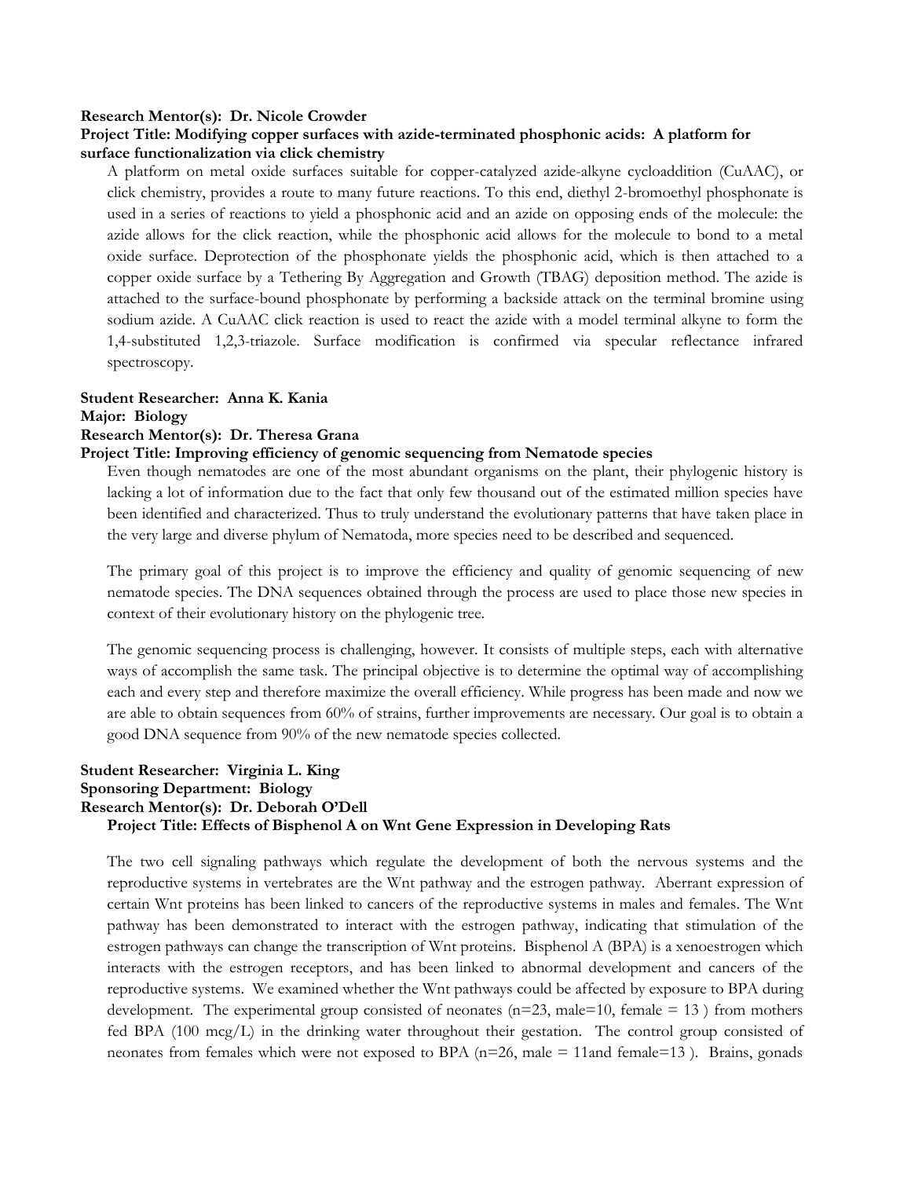**Research Mentor(s): Dr. Nicole Crowder**
**Project Title: Modifying copper surfaces with azide-terminated phosphonic acids: A platform for surface functionalization via click chemistry**

A platform on metal oxide surfaces suitable for copper-catalyzed azide-alkyne cycloaddition (CuAAC), or click chemistry, provides a route to many future reactions. To this end, diethyl 2-bromoethyl phosphonate is used in a series of reactions to yield a phosphonic acid and an azide on opposing ends of the molecule: the azide allows for the click reaction, while the phosphonic acid allows for the molecule to bond to a metal oxide surface. Deprotection of the phosphonate yields the phosphonic acid, which is then attached to a copper oxide surface by a Tethering By Aggregation and Growth (TBAG) deposition method. The azide is attached to the surface-bound phosphonate by performing a backside attack on the terminal bromine using sodium azide. A CuAAC click reaction is used to react the azide with a model terminal alkyne to form the 1,4-substituted 1,2,3-triazole. Surface modification is confirmed via specular reflectance infrared spectroscopy.

**Student Researcher: Anna K. Kania**
**Major: Biology**
**Research Mentor(s): Dr. Theresa Grana**
**Project Title: Improving efficiency of genomic sequencing from Nematode species**

Even though nematodes are one of the most abundant organisms on the plant, their phylogenic history is lacking a lot of information due to the fact that only few thousand out of the estimated million species have been identified and characterized. Thus to truly understand the evolutionary patterns that have taken place in the very large and diverse phylum of Nematoda, more species need to be described and sequenced.

The primary goal of this project is to improve the efficiency and quality of genomic sequencing of new nematode species. The DNA sequences obtained through the process are used to place those new species in context of their evolutionary history on the phylogenic tree.

The genomic sequencing process is challenging, however. It consists of multiple steps, each with alternative ways of accomplish the same task. The principal objective is to determine the optimal way of accomplishing each and every step and therefore maximize the overall efficiency. While progress has been made and now we are able to obtain sequences from 60% of strains, further improvements are necessary. Our goal is to obtain a good DNA sequence from 90% of the new nematode species collected.

**Student Researcher: Virginia L. King**
**Sponsoring Department: Biology**
**Research Mentor(s): Dr. Deborah O'Dell**
**Project Title: Effects of Bisphenol A on Wnt Gene Expression in Developing Rats**

The two cell signaling pathways which regulate the development of both the nervous systems and the reproductive systems in vertebrates are the Wnt pathway and the estrogen pathway. Aberrant expression of certain Wnt proteins has been linked to cancers of the reproductive systems in males and females. The Wnt pathway has been demonstrated to interact with the estrogen pathway, indicating that stimulation of the estrogen pathways can change the transcription of Wnt proteins. Bisphenol A (BPA) is a xenoestrogen which interacts with the estrogen receptors, and has been linked to abnormal development and cancers of the reproductive systems. We examined whether the Wnt pathways could be affected by exposure to BPA during development. The experimental group consisted of neonates (n=23, male=10, female = 13 ) from mothers fed BPA (100 mcg/L) in the drinking water throughout their gestation. The control group consisted of neonates from females which were not exposed to BPA (n=26, male = 11and female=13 ). Brains, gonads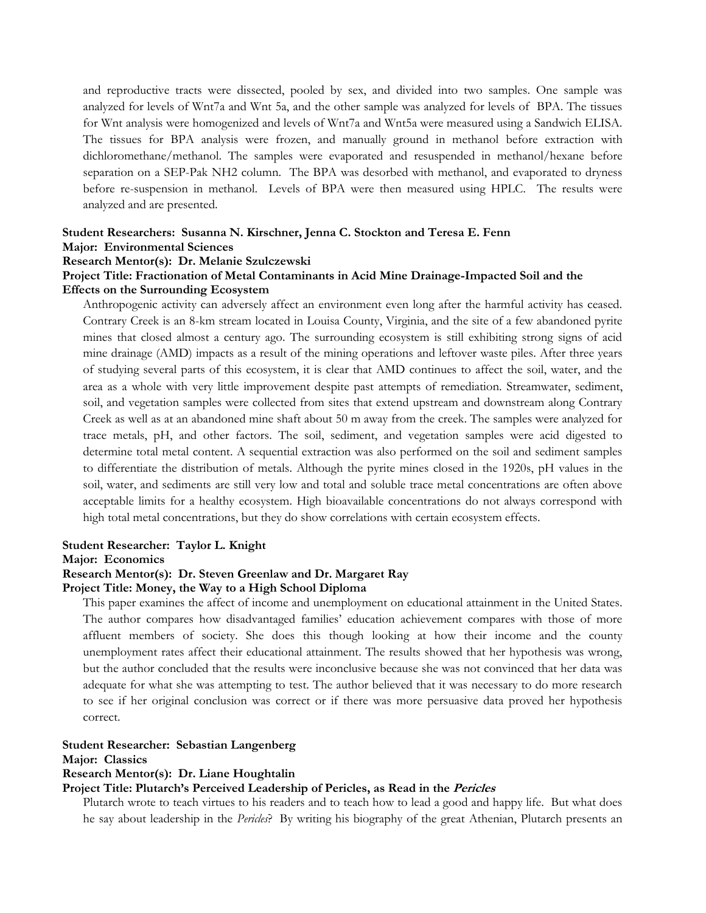and reproductive tracts were dissected, pooled by sex, and divided into two samples. One sample was analyzed for levels of Wnt7a and Wnt 5a, and the other sample was analyzed for levels of BPA. The tissues for Wnt analysis were homogenized and levels of Wnt7a and Wnt5a were measured using a Sandwich ELISA. The tissues for BPA analysis were frozen, and manually ground in methanol before extraction with dichloromethane/methanol. The samples were evaporated and resuspended in methanol/hexane before separation on a SEP-Pak NH2 column. The BPA was desorbed with methanol, and evaporated to dryness before re-suspension in methanol. Levels of BPA were then measured using HPLC. The results were analyzed and are presented.

**Student Researchers: Susanna N. Kirschner, Jenna C. Stockton and Teresa E. Fenn**
**Major: Environmental Sciences**
**Research Mentor(s): Dr. Melanie Szulczewski**
**Project Title: Fractionation of Metal Contaminants in Acid Mine Drainage-Impacted Soil and the Effects on the Surrounding Ecosystem**

Anthropogenic activity can adversely affect an environment even long after the harmful activity has ceased. Contrary Creek is an 8-km stream located in Louisa County, Virginia, and the site of a few abandoned pyrite mines that closed almost a century ago. The surrounding ecosystem is still exhibiting strong signs of acid mine drainage (AMD) impacts as a result of the mining operations and leftover waste piles. After three years of studying several parts of this ecosystem, it is clear that AMD continues to affect the soil, water, and the area as a whole with very little improvement despite past attempts of remediation. Streamwater, sediment, soil, and vegetation samples were collected from sites that extend upstream and downstream along Contrary Creek as well as at an abandoned mine shaft about 50 m away from the creek. The samples were analyzed for trace metals, pH, and other factors. The soil, sediment, and vegetation samples were acid digested to determine total metal content. A sequential extraction was also performed on the soil and sediment samples to differentiate the distribution of metals. Although the pyrite mines closed in the 1920s, pH values in the soil, water, and sediments are still very low and total and soluble trace metal concentrations are often above acceptable limits for a healthy ecosystem. High bioavailable concentrations do not always correspond with high total metal concentrations, but they do show correlations with certain ecosystem effects.

**Student Researcher: Taylor L. Knight**
**Major: Economics**
**Research Mentor(s): Dr. Steven Greenlaw and Dr. Margaret Ray**
**Project Title: Money, the Way to a High School Diploma**

This paper examines the affect of income and unemployment on educational attainment in the United States. The author compares how disadvantaged families' education achievement compares with those of more affluent members of society. She does this though looking at how their income and the county unemployment rates affect their educational attainment. The results showed that her hypothesis was wrong, but the author concluded that the results were inconclusive because she was not convinced that her data was adequate for what she was attempting to test. The author believed that it was necessary to do more research to see if her original conclusion was correct or if there was more persuasive data proved her hypothesis correct.

**Student Researcher: Sebastian Langenberg**
**Major: Classics**
**Research Mentor(s): Dr. Liane Houghtalin**
**Project Title: Plutarch's Perceived Leadership of Pericles, as Read in the *Pericles***

Plutarch wrote to teach virtues to his readers and to teach how to lead a good and happy life. But what does he say about leadership in the *Pericles*? By writing his biography of the great Athenian, Plutarch presents an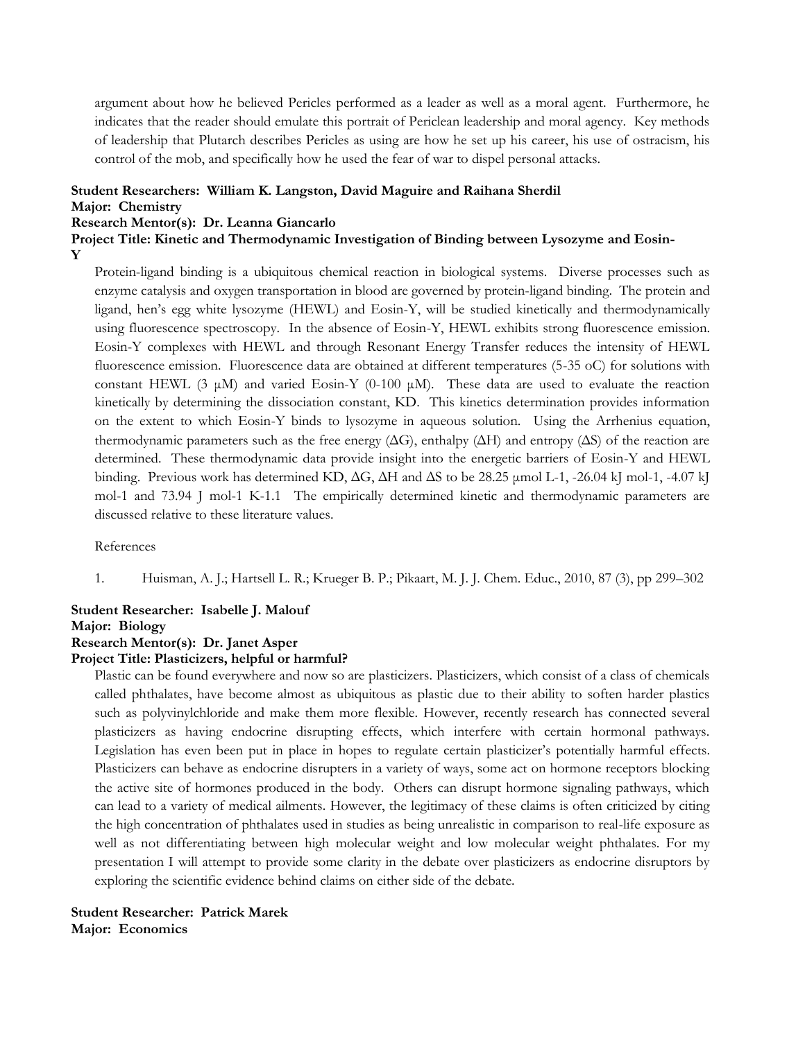argument about how he believed Pericles performed as a leader as well as a moral agent. Furthermore, he indicates that the reader should emulate this portrait of Periclean leadership and moral agency. Key methods of leadership that Plutarch describes Pericles as using are how he set up his career, his use of ostracism, his control of the mob, and specifically how he used the fear of war to dispel personal attacks.

**Student Researchers: William K. Langston, David Maguire and Raihana Sherdil**
**Major: Chemistry**
**Research Mentor(s): Dr. Leanna Giancarlo**
**Project Title: Kinetic and Thermodynamic Investigation of Binding between Lysozyme and Eosin-Y**

Protein-ligand binding is a ubiquitous chemical reaction in biological systems. Diverse processes such as enzyme catalysis and oxygen transportation in blood are governed by protein-ligand binding. The protein and ligand, hen's egg white lysozyme (HEWL) and Eosin-Y, will be studied kinetically and thermodynamically using fluorescence spectroscopy. In the absence of Eosin-Y, HEWL exhibits strong fluorescence emission. Eosin-Y complexes with HEWL and through Resonant Energy Transfer reduces the intensity of HEWL fluorescence emission. Fluorescence data are obtained at different temperatures (5-35 oC) for solutions with constant HEWL (3 μM) and varied Eosin-Y (0-100 μM). These data are used to evaluate the reaction kinetically by determining the dissociation constant, KD. This kinetics determination provides information on the extent to which Eosin-Y binds to lysozyme in aqueous solution. Using the Arrhenius equation, thermodynamic parameters such as the free energy (ΔG), enthalpy (ΔH) and entropy (ΔS) of the reaction are determined. These thermodynamic data provide insight into the energetic barriers of Eosin-Y and HEWL binding. Previous work has determined KD, ΔG, ΔH and ΔS to be 28.25 μmol L-1, -26.04 kJ mol-1, -4.07 kJ mol-1 and 73.94 J mol-1 K-1.[1] The empirically determined kinetic and thermodynamic parameters are discussed relative to these literature values.

References

1. Huisman, A. J.; Hartsell L. R.; Krueger B. P.; Pikaart, M. J. J. Chem. Educ., 2010, 87 (3), pp 299–302

**Student Researcher: Isabelle J. Malouf**
**Major: Biology**
**Research Mentor(s): Dr. Janet Asper**
**Project Title: Plasticizers, helpful or harmful?**

Plastic can be found everywhere and now so are plasticizers. Plasticizers, which consist of a class of chemicals called phthalates, have become almost as ubiquitous as plastic due to their ability to soften harder plastics such as polyvinylchloride and make them more flexible. However, recently research has connected several plasticizers as having endocrine disrupting effects, which interfere with certain hormonal pathways. Legislation has even been put in place in hopes to regulate certain plasticizer's potentially harmful effects. Plasticizers can behave as endocrine disrupters in a variety of ways, some act on hormone receptors blocking the active site of hormones produced in the body. Others can disrupt hormone signaling pathways, which can lead to a variety of medical ailments. However, the legitimacy of these claims is often criticized by citing the high concentration of phthalates used in studies as being unrealistic in comparison to real-life exposure as well as not differentiating between high molecular weight and low molecular weight phthalates. For my presentation I will attempt to provide some clarity in the debate over plasticizers as endocrine disruptors by exploring the scientific evidence behind claims on either side of the debate.

**Student Researcher: Patrick Marek**
**Major: Economics**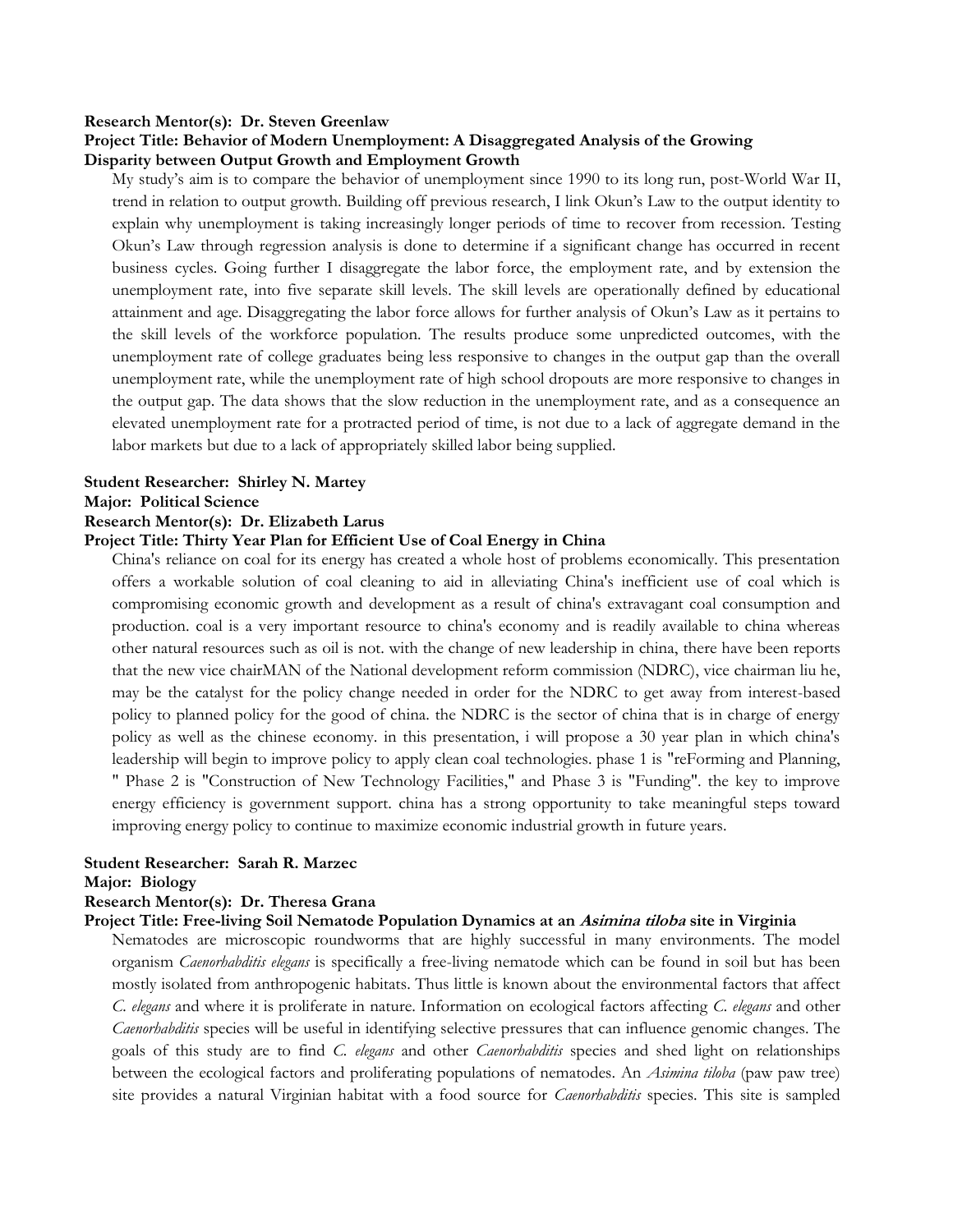**Research Mentor(s): Dr. Steven Greenlaw**

**Project Title: Behavior of Modern Unemployment: A Disaggregated Analysis of the Growing Disparity between Output Growth and Employment Growth**

My study's aim is to compare the behavior of unemployment since 1990 to its long run, post-World War II, trend in relation to output growth. Building off previous research, I link Okun's Law to the output identity to explain why unemployment is taking increasingly longer periods of time to recover from recession. Testing Okun's Law through regression analysis is done to determine if a significant change has occurred in recent business cycles. Going further I disaggregate the labor force, the employment rate, and by extension the unemployment rate, into five separate skill levels. The skill levels are operationally defined by educational attainment and age. Disaggregating the labor force allows for further analysis of Okun's Law as it pertains to the skill levels of the workforce population. The results produce some unpredicted outcomes, with the unemployment rate of college graduates being less responsive to changes in the output gap than the overall unemployment rate, while the unemployment rate of high school dropouts are more responsive to changes in the output gap. The data shows that the slow reduction in the unemployment rate, and as a consequence an elevated unemployment rate for a protracted period of time, is not due to a lack of aggregate demand in the labor markets but due to a lack of appropriately skilled labor being supplied.

**Student Researcher: Shirley N. Martey**
**Major: Political Science**
**Research Mentor(s): Dr. Elizabeth Larus**
**Project Title: Thirty Year Plan for Efficient Use of Coal Energy in China**

China's reliance on coal for its energy has created a whole host of problems economically. This presentation offers a workable solution of coal cleaning to aid in alleviating China's inefficient use of coal which is compromising economic growth and development as a result of china's extravagant coal consumption and production. coal is a very important resource to china's economy and is readily available to china whereas other natural resources such as oil is not. with the change of new leadership in china, there have been reports that the new vice chairMAN of the National development reform commission (NDRC), vice chairman liu he, may be the catalyst for the policy change needed in order for the NDRC to get away from interest-based policy to planned policy for the good of china. the NDRC is the sector of china that is in charge of energy policy as well as the chinese economy. in this presentation, i will propose a 30 year plan in which china's leadership will begin to improve policy to apply clean coal technologies. phase 1 is "reForming and Planning, " Phase 2 is "Construction of New Technology Facilities," and Phase 3 is "Funding". the key to improve energy efficiency is government support. china has a strong opportunity to take meaningful steps toward improving energy policy to continue to maximize economic industrial growth in future years.

**Student Researcher: Sarah R. Marzec**
**Major: Biology**
**Research Mentor(s): Dr. Theresa Grana**
**Project Title: Free-living Soil Nematode Population Dynamics at an *Asimina tiloba* site in Virginia**

Nematodes are microscopic roundworms that are highly successful in many environments. The model organism *Caenorhabditis elegans* is specifically a free-living nematode which can be found in soil but has been mostly isolated from anthropogenic habitats. Thus little is known about the environmental factors that affect *C. elegans* and where it is proliferate in nature. Information on ecological factors affecting *C. elegans* and other *Caenorhabditis* species will be useful in identifying selective pressures that can influence genomic changes. The goals of this study are to find *C. elegans* and other *Caenorhabditis* species and shed light on relationships between the ecological factors and proliferating populations of nematodes. An *Asimina tiloba* (paw paw tree) site provides a natural Virginian habitat with a food source for *Caenorhabditis* species. This site is sampled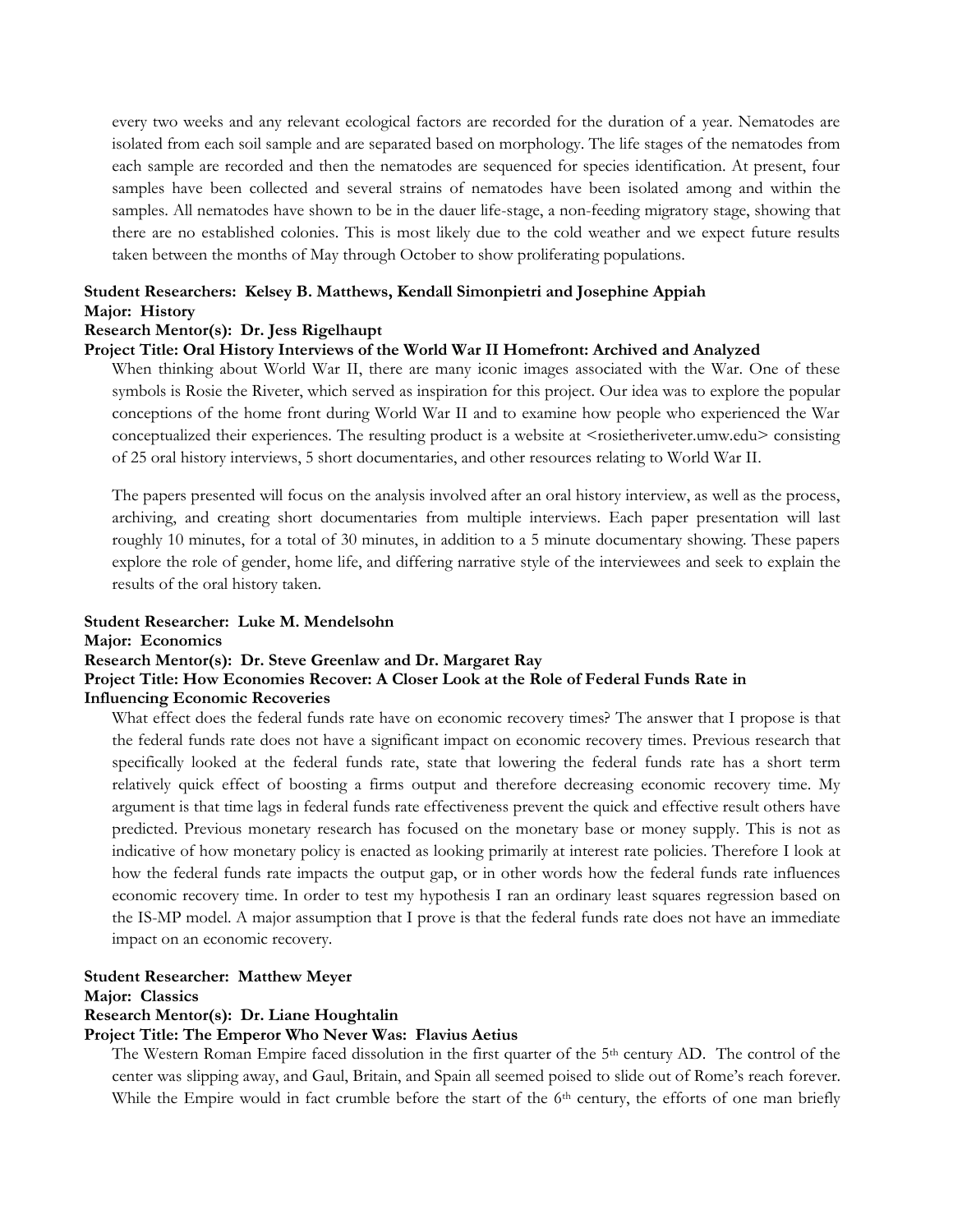every two weeks and any relevant ecological factors are recorded for the duration of a year. Nematodes are isolated from each soil sample and are separated based on morphology. The life stages of the nematodes from each sample are recorded and then the nematodes are sequenced for species identification. At present, four samples have been collected and several strains of nematodes have been isolated among and within the samples. All nematodes have shown to be in the dauer life-stage, a non-feeding migratory stage, showing that there are no established colonies. This is most likely due to the cold weather and we expect future results taken between the months of May through October to show proliferating populations.

**Student Researchers: Kelsey B. Matthews, Kendall Simonpietri and Josephine Appiah**
**Major: History**
**Research Mentor(s): Dr. Jess Rigelhaupt**
**Project Title: Oral History Interviews of the World War II Homefront: Archived and Analyzed**

When thinking about World War II, there are many iconic images associated with the War. One of these symbols is Rosie the Riveter, which served as inspiration for this project. Our idea was to explore the popular conceptions of the home front during World War II and to examine how people who experienced the War conceptualized their experiences. The resulting product is a website at <rosietheriveter.umw.edu> consisting of 25 oral history interviews, 5 short documentaries, and other resources relating to World War II.

The papers presented will focus on the analysis involved after an oral history interview, as well as the process, archiving, and creating short documentaries from multiple interviews. Each paper presentation will last roughly 10 minutes, for a total of 30 minutes, in addition to a 5 minute documentary showing. These papers explore the role of gender, home life, and differing narrative style of the interviewees and seek to explain the results of the oral history taken.

**Student Researcher: Luke M. Mendelsohn**
**Major: Economics**
**Research Mentor(s): Dr. Steve Greenlaw and Dr. Margaret Ray**
**Project Title: How Economies Recover: A Closer Look at the Role of Federal Funds Rate in Influencing Economic Recoveries**

What effect does the federal funds rate have on economic recovery times? The answer that I propose is that the federal funds rate does not have a significant impact on economic recovery times. Previous research that specifically looked at the federal funds rate, state that lowering the federal funds rate has a short term relatively quick effect of boosting a firms output and therefore decreasing economic recovery time. My argument is that time lags in federal funds rate effectiveness prevent the quick and effective result others have predicted. Previous monetary research has focused on the monetary base or money supply. This is not as indicative of how monetary policy is enacted as looking primarily at interest rate policies. Therefore I look at how the federal funds rate impacts the output gap, or in other words how the federal funds rate influences economic recovery time. In order to test my hypothesis I ran an ordinary least squares regression based on the IS-MP model. A major assumption that I prove is that the federal funds rate does not have an immediate impact on an economic recovery.

**Student Researcher: Matthew Meyer**
**Major: Classics**
**Research Mentor(s): Dr. Liane Houghtalin**
**Project Title: The Emperor Who Never Was: Flavius Aetius**

The Western Roman Empire faced dissolution in the first quarter of the 5th century AD. The control of the center was slipping away, and Gaul, Britain, and Spain all seemed poised to slide out of Rome's reach forever. While the Empire would in fact crumble before the start of the 6th century, the efforts of one man briefly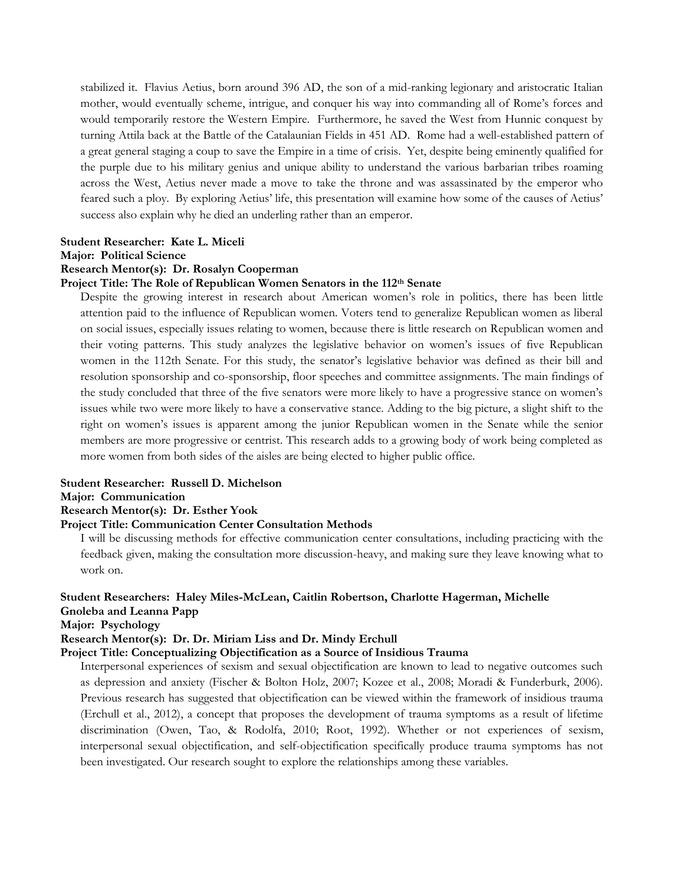stabilized it. Flavius Aetius, born around 396 AD, the son of a mid-ranking legionary and aristocratic Italian mother, would eventually scheme, intrigue, and conquer his way into commanding all of Rome's forces and would temporarily restore the Western Empire. Furthermore, he saved the West from Hunnic conquest by turning Attila back at the Battle of the Catalaunian Fields in 451 AD. Rome had a well-established pattern of a great general staging a coup to save the Empire in a time of crisis. Yet, despite being eminently qualified for the purple due to his military genius and unique ability to understand the various barbarian tribes roaming across the West, Aetius never made a move to take the throne and was assassinated by the emperor who feared such a ploy. By exploring Aetius' life, this presentation will examine how some of the causes of Aetius' success also explain why he died an underling rather than an emperor.

**Student Researcher: Kate L. Miceli**
**Major: Political Science**
**Research Mentor(s): Dr. Rosalyn Cooperman**
**Project Title: The Role of Republican Women Senators in the 112th Senate**

Despite the growing interest in research about American women's role in politics, there has been little attention paid to the influence of Republican women. Voters tend to generalize Republican women as liberal on social issues, especially issues relating to women, because there is little research on Republican women and their voting patterns. This study analyzes the legislative behavior on women's issues of five Republican women in the 112th Senate. For this study, the senator's legislative behavior was defined as their bill and resolution sponsorship and co-sponsorship, floor speeches and committee assignments. The main findings of the study concluded that three of the five senators were more likely to have a progressive stance on women's issues while two were more likely to have a conservative stance. Adding to the big picture, a slight shift to the right on women's issues is apparent among the junior Republican women in the Senate while the senior members are more progressive or centrist. This research adds to a growing body of work being completed as more women from both sides of the aisles are being elected to higher public office.

**Student Researcher: Russell D. Michelson**
**Major: Communication**
**Research Mentor(s): Dr. Esther Yook**
**Project Title: Communication Center Consultation Methods**

I will be discussing methods for effective communication center consultations, including practicing with the feedback given, making the consultation more discussion-heavy, and making sure they leave knowing what to work on.

**Student Researchers: Haley Miles-McLean, Caitlin Robertson, Charlotte Hagerman, Michelle Gnoleba and Leanna Papp**
**Major: Psychology**
**Research Mentor(s): Dr. Dr. Miriam Liss and Dr. Mindy Erchull**
**Project Title: Conceptualizing Objectification as a Source of Insidious Trauma**

Interpersonal experiences of sexism and sexual objectification are known to lead to negative outcomes such as depression and anxiety (Fischer & Bolton Holz, 2007; Kozee et al., 2008; Moradi & Funderburk, 2006). Previous research has suggested that objectification can be viewed within the framework of insidious trauma (Erchull et al., 2012), a concept that proposes the development of trauma symptoms as a result of lifetime discrimination (Owen, Tao, & Rodolfa, 2010; Root, 1992). Whether or not experiences of sexism, interpersonal sexual objectification, and self-objectification specifically produce trauma symptoms has not been investigated. Our research sought to explore the relationships among these variables.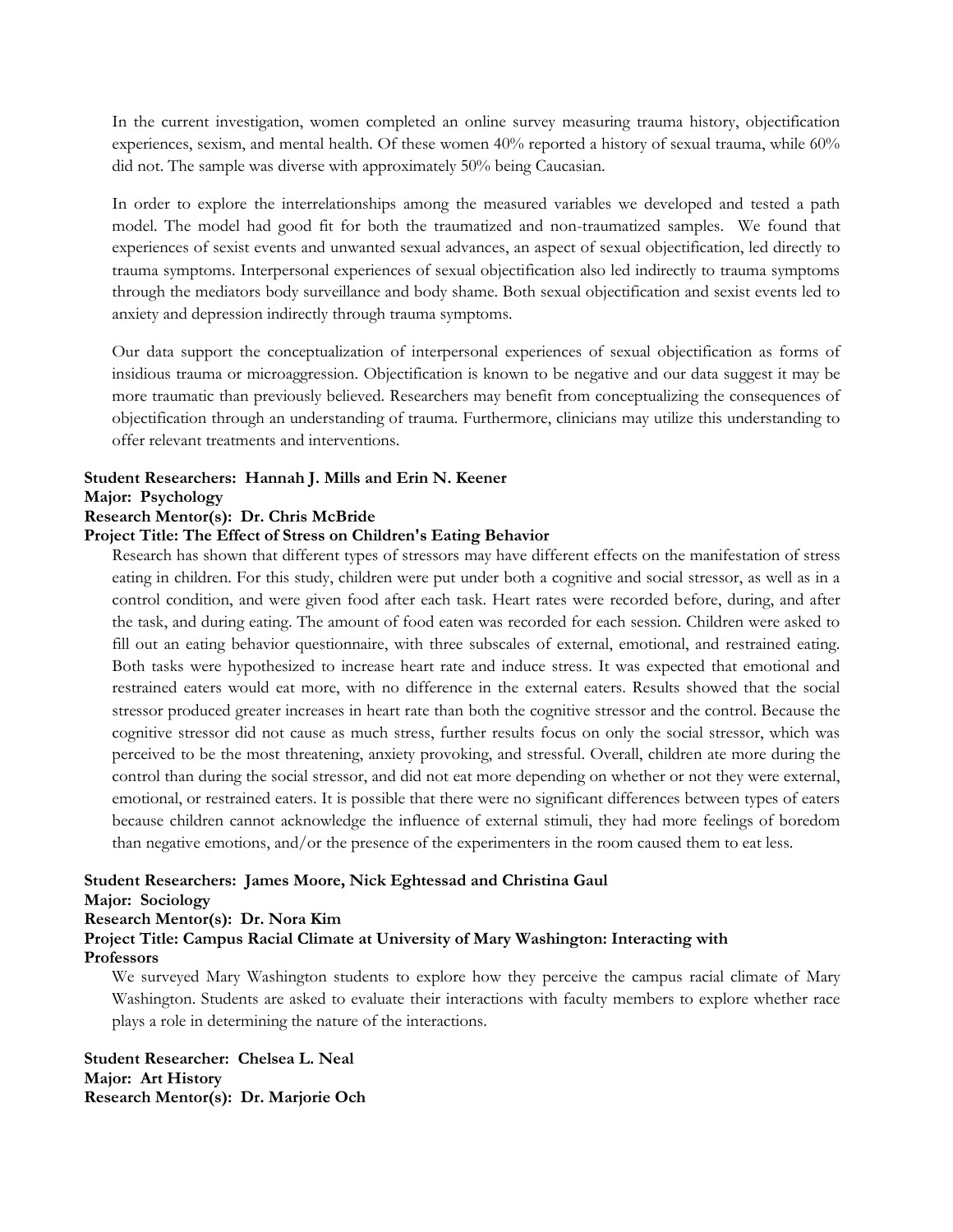In the current investigation, women completed an online survey measuring trauma history, objectification experiences, sexism, and mental health. Of these women 40% reported a history of sexual trauma, while 60% did not. The sample was diverse with approximately 50% being Caucasian.

In order to explore the interrelationships among the measured variables we developed and tested a path model. The model had good fit for both the traumatized and non-traumatized samples. We found that experiences of sexist events and unwanted sexual advances, an aspect of sexual objectification, led directly to trauma symptoms. Interpersonal experiences of sexual objectification also led indirectly to trauma symptoms through the mediators body surveillance and body shame. Both sexual objectification and sexist events led to anxiety and depression indirectly through trauma symptoms.

Our data support the conceptualization of interpersonal experiences of sexual objectification as forms of insidious trauma or microaggression. Objectification is known to be negative and our data suggest it may be more traumatic than previously believed. Researchers may benefit from conceptualizing the consequences of objectification through an understanding of trauma. Furthermore, clinicians may utilize this understanding to offer relevant treatments and interventions.

**Student Researchers: Hannah J. Mills and Erin N. Keener**
**Major: Psychology**
**Research Mentor(s): Dr. Chris McBride**
**Project Title: The Effect of Stress on Children's Eating Behavior**

Research has shown that different types of stressors may have different effects on the manifestation of stress eating in children. For this study, children were put under both a cognitive and social stressor, as well as in a control condition, and were given food after each task. Heart rates were recorded before, during, and after the task, and during eating. The amount of food eaten was recorded for each session. Children were asked to fill out an eating behavior questionnaire, with three subscales of external, emotional, and restrained eating. Both tasks were hypothesized to increase heart rate and induce stress. It was expected that emotional and restrained eaters would eat more, with no difference in the external eaters. Results showed that the social stressor produced greater increases in heart rate than both the cognitive stressor and the control. Because the cognitive stressor did not cause as much stress, further results focus on only the social stressor, which was perceived to be the most threatening, anxiety provoking, and stressful. Overall, children ate more during the control than during the social stressor, and did not eat more depending on whether or not they were external, emotional, or restrained eaters. It is possible that there were no significant differences between types of eaters because children cannot acknowledge the influence of external stimuli, they had more feelings of boredom than negative emotions, and/or the presence of the experimenters in the room caused them to eat less.

**Student Researchers: James Moore, Nick Eghtessad and Christina Gaul**
**Major: Sociology**
**Research Mentor(s): Dr. Nora Kim**
**Project Title: Campus Racial Climate at University of Mary Washington: Interacting with Professors**

We surveyed Mary Washington students to explore how they perceive the campus racial climate of Mary Washington. Students are asked to evaluate their interactions with faculty members to explore whether race plays a role in determining the nature of the interactions.

**Student Researcher: Chelsea L. Neal**
**Major: Art History**
**Research Mentor(s): Dr. Marjorie Och**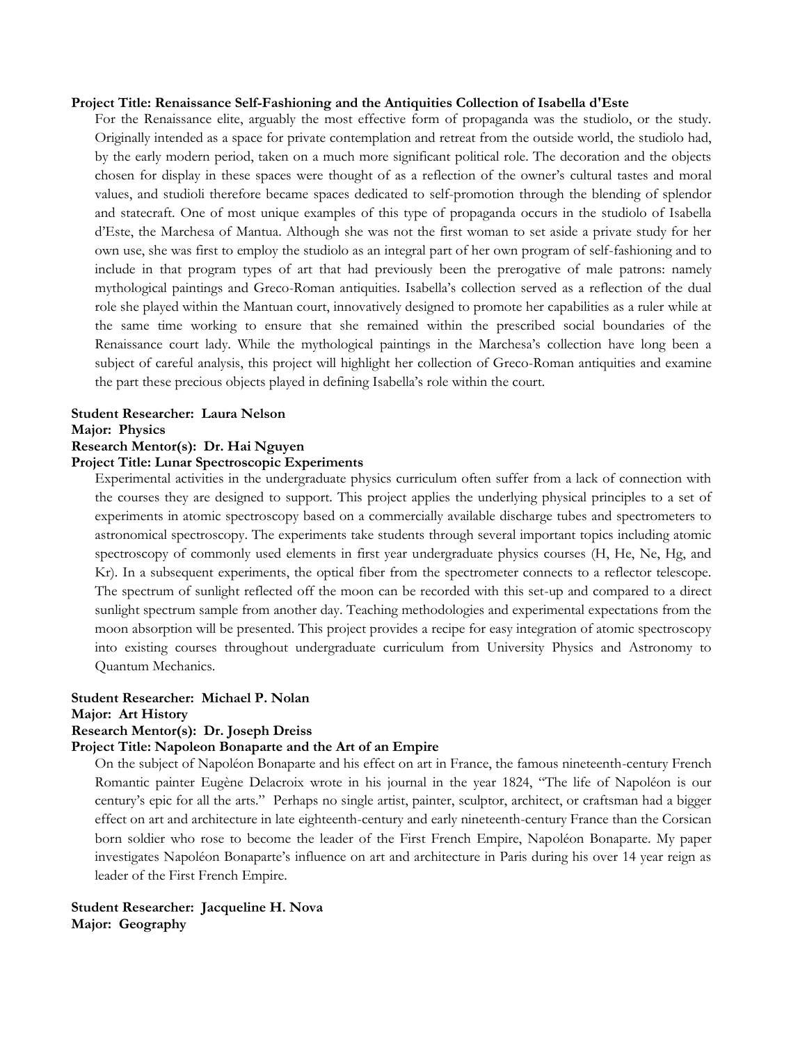**Project Title: Renaissance Self-Fashioning and the Antiquities Collection of Isabella d'Este**

For the Renaissance elite, arguably the most effective form of propaganda was the studiolo, or the study. Originally intended as a space for private contemplation and retreat from the outside world, the studiolo had, by the early modern period, taken on a much more significant political role. The decoration and the objects chosen for display in these spaces were thought of as a reflection of the owner's cultural tastes and moral values, and studioli therefore became spaces dedicated to self-promotion through the blending of splendor and statecraft. One of most unique examples of this type of propaganda occurs in the studiolo of Isabella d'Este, the Marchesa of Mantua. Although she was not the first woman to set aside a private study for her own use, she was first to employ the studiolo as an integral part of her own program of self-fashioning and to include in that program types of art that had previously been the prerogative of male patrons: namely mythological paintings and Greco-Roman antiquities. Isabella's collection served as a reflection of the dual role she played within the Mantuan court, innovatively designed to promote her capabilities as a ruler while at the same time working to ensure that she remained within the prescribed social boundaries of the Renaissance court lady. While the mythological paintings in the Marchesa's collection have long been a subject of careful analysis, this project will highlight her collection of Greco-Roman antiquities and examine the part these precious objects played in defining Isabella's role within the court.

**Student Researcher: Laura Nelson**
**Major: Physics**
**Research Mentor(s): Dr. Hai Nguyen**
**Project Title: Lunar Spectroscopic Experiments**

Experimental activities in the undergraduate physics curriculum often suffer from a lack of connection with the courses they are designed to support. This project applies the underlying physical principles to a set of experiments in atomic spectroscopy based on a commercially available discharge tubes and spectrometers to astronomical spectroscopy. The experiments take students through several important topics including atomic spectroscopy of commonly used elements in first year undergraduate physics courses (H, He, Ne, Hg, and Kr). In a subsequent experiments, the optical fiber from the spectrometer connects to a reflector telescope. The spectrum of sunlight reflected off the moon can be recorded with this set-up and compared to a direct sunlight spectrum sample from another day. Teaching methodologies and experimental expectations from the moon absorption will be presented. This project provides a recipe for easy integration of atomic spectroscopy into existing courses throughout undergraduate curriculum from University Physics and Astronomy to Quantum Mechanics.

**Student Researcher: Michael P. Nolan**
**Major: Art History**
**Research Mentor(s): Dr. Joseph Dreiss**
**Project Title: Napoleon Bonaparte and the Art of an Empire**

On the subject of Napoléon Bonaparte and his effect on art in France, the famous nineteenth-century French Romantic painter Eugène Delacroix wrote in his journal in the year 1824, "The life of Napoléon is our century's epic for all the arts." Perhaps no single artist, painter, sculptor, architect, or craftsman had a bigger effect on art and architecture in late eighteenth-century and early nineteenth-century France than the Corsican born soldier who rose to become the leader of the First French Empire, Napoléon Bonaparte. My paper investigates Napoléon Bonaparte's influence on art and architecture in Paris during his over 14 year reign as leader of the First French Empire.

**Student Researcher: Jacqueline H. Nova**
**Major: Geography**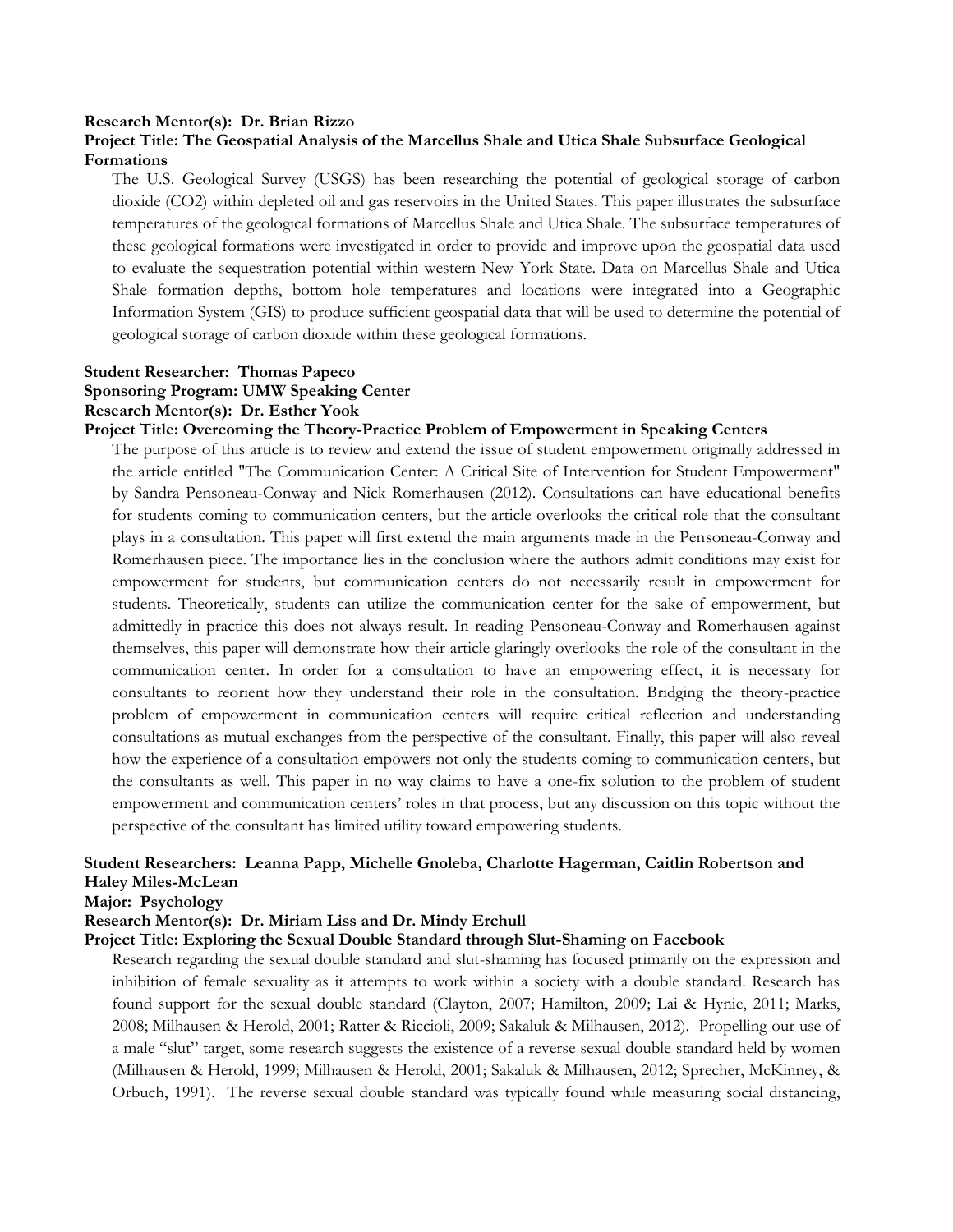**Research Mentor(s): Dr. Brian Rizzo**

**Project Title: The Geospatial Analysis of the Marcellus Shale and Utica Shale Subsurface Geological Formations**

The U.S. Geological Survey (USGS) has been researching the potential of geological storage of carbon dioxide ($CO_2$) within depleted oil and gas reservoirs in the United States. This paper illustrates the subsurface temperatures of the geological formations of Marcellus Shale and Utica Shale. The subsurface temperatures of these geological formations were investigated in order to provide and improve upon the geospatial data used to evaluate the sequestration potential within western New York State. Data on Marcellus Shale and Utica Shale formation depths, bottom hole temperatures and locations were integrated into a Geographic Information System (GIS) to produce sufficient geospatial data that will be used to determine the potential of geological storage of carbon dioxide within these geological formations.

**Student Researcher: Thomas Papeco**
**Sponsoring Program: UMW Speaking Center**
**Research Mentor(s): Dr. Esther Yook**
**Project Title: Overcoming the Theory-Practice Problem of Empowerment in Speaking Centers**

The purpose of this article is to review and extend the issue of student empowerment originally addressed in the article entitled "The Communication Center: A Critical Site of Intervention for Student Empowerment" by Sandra Pensoneau-Conway and Nick Romerhausen (2012). Consultations can have educational benefits for students coming to communication centers, but the article overlooks the critical role that the consultant plays in a consultation. This paper will first extend the main arguments made in the Pensoneau-Conway and Romerhausen piece. The importance lies in the conclusion where the authors admit conditions may exist for empowerment for students, but communication centers do not necessarily result in empowerment for students. Theoretically, students can utilize the communication center for the sake of empowerment, but admittedly in practice this does not always result. In reading Pensoneau-Conway and Romerhausen against themselves, this paper will demonstrate how their article glaringly overlooks the role of the consultant in the communication center. In order for a consultation to have an empowering effect, it is necessary for consultants to reorient how they understand their role in the consultation. Bridging the theory-practice problem of empowerment in communication centers will require critical reflection and understanding consultations as mutual exchanges from the perspective of the consultant. Finally, this paper will also reveal how the experience of a consultation empowers not only the students coming to communication centers, but the consultants as well. This paper in no way claims to have a one-fix solution to the problem of student empowerment and communication centers' roles in that process, but any discussion on this topic without the perspective of the consultant has limited utility toward empowering students.

**Student Researchers: Leanna Papp, Michelle Gnoleba, Charlotte Hagerman, Caitlin Robertson and Haley Miles-McLean**
**Major: Psychology**
**Research Mentor(s): Dr. Miriam Liss and Dr. Mindy Erchull**
**Project Title: Exploring the Sexual Double Standard through Slut-Shaming on Facebook**

Research regarding the sexual double standard and slut-shaming has focused primarily on the expression and inhibition of female sexuality as it attempts to work within a society with a double standard. Research has found support for the sexual double standard (Clayton, 2007; Hamilton, 2009; Lai & Hynie, 2011; Marks, 2008; Milhausen & Herold, 2001; Ratter & Riccioli, 2009; Sakaluk & Milhausen, 2012). Propelling our use of a male "slut" target, some research suggests the existence of a reverse sexual double standard held by women (Milhausen & Herold, 1999; Milhausen & Herold, 2001; Sakaluk & Milhausen, 2012; Sprecher, McKinney, & Orbuch, 1991). The reverse sexual double standard was typically found while measuring social distancing,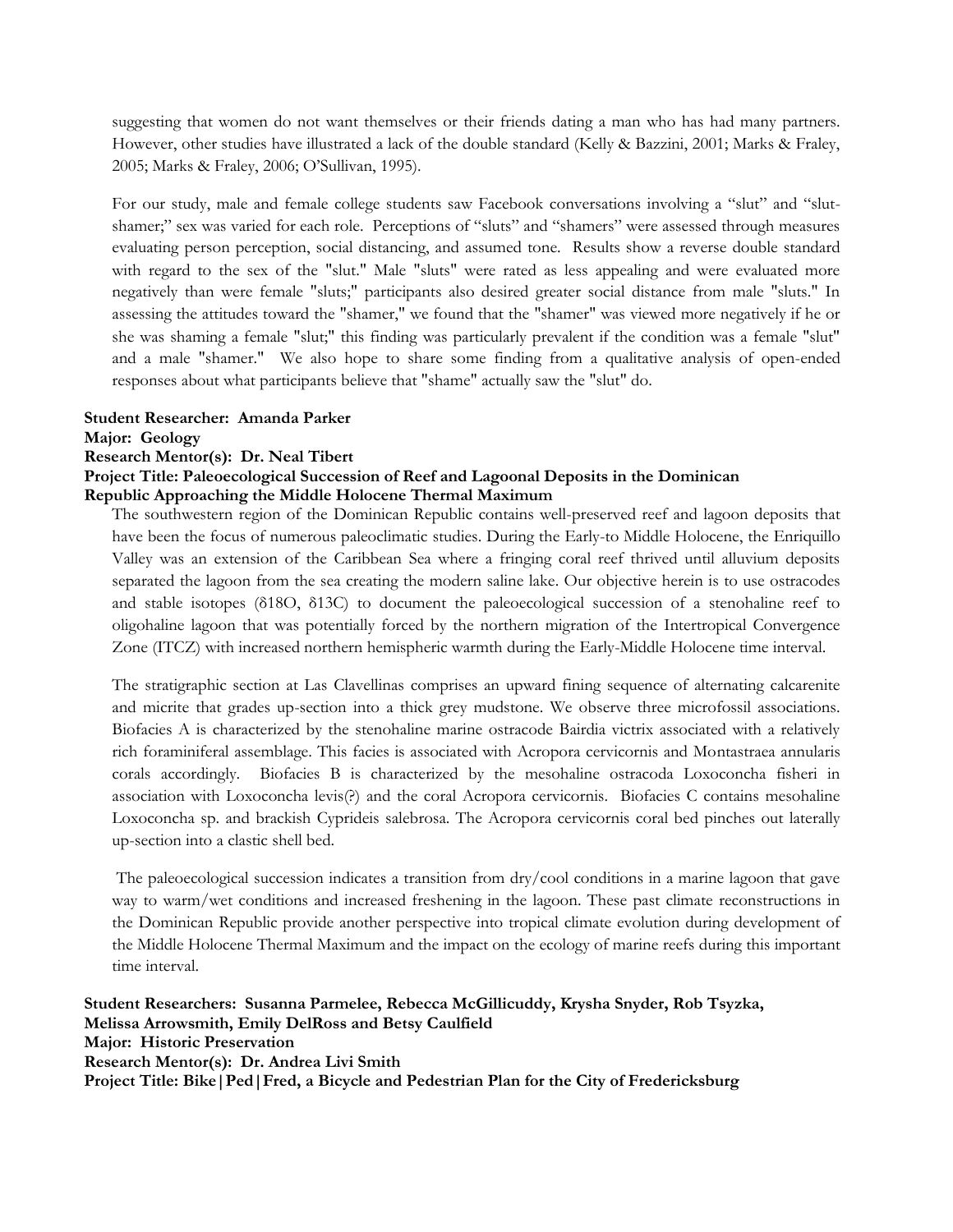suggesting that women do not want themselves or their friends dating a man who has had many partners. However, other studies have illustrated a lack of the double standard (Kelly & Bazzini, 2001; Marks & Fraley, 2005; Marks & Fraley, 2006; O'Sullivan, 1995).

For our study, male and female college students saw Facebook conversations involving a "slut" and "slut-shamer;" sex was varied for each role. Perceptions of "sluts" and "shamers" were assessed through measures evaluating person perception, social distancing, and assumed tone. Results show a reverse double standard with regard to the sex of the "slut." Male "sluts" were rated as less appealing and were evaluated more negatively than were female "sluts;" participants also desired greater social distance from male "sluts." In assessing the attitudes toward the "shamer," we found that the "shamer" was viewed more negatively if he or she was shaming a female "slut;" this finding was particularly prevalent if the condition was a female "slut" and a male "shamer." We also hope to share some finding from a qualitative analysis of open-ended responses about what participants believe that "shame" actually saw the "slut" do.

**Student Researcher: Amanda Parker**
**Major: Geology**
**Research Mentor(s): Dr. Neal Tibert**
**Project Title: Paleoecological Succession of Reef and Lagoonal Deposits in the Dominican Republic Approaching the Middle Holocene Thermal Maximum**

The southwestern region of the Dominican Republic contains well-preserved reef and lagoon deposits that have been the focus of numerous paleoclimatic studies. During the Early-to Middle Holocene, the Enriquillo Valley was an extension of the Caribbean Sea where a fringing coral reef thrived until alluvium deposits separated the lagoon from the sea creating the modern saline lake. Our objective herein is to use ostracodes and stable isotopes ($\delta$18O, $\delta$13C) to document the paleoecological succession of a stenohaline reef to oligohaline lagoon that was potentially forced by the northern migration of the Intertropical Convergence Zone (ITCZ) with increased northern hemispheric warmth during the Early-Middle Holocene time interval.

The stratigraphic section at Las Clavellinas comprises an upward fining sequence of alternating calcarenite and micrite that grades up-section into a thick grey mudstone. We observe three microfossil associations. Biofacies A is characterized by the stenohaline marine ostracode Bairdia victrix associated with a relatively rich foraminiferal assemblage. This facies is associated with Acropora cervicornis and Montastraea annularis corals accordingly. Biofacies B is characterized by the mesohaline ostracoda Loxoconcha fisheri in association with Loxoconcha levis(?) and the coral Acropora cervicornis. Biofacies C contains mesohaline Loxoconcha sp. and brackish Cyprideis salebrosa. The Acropora cervicornis coral bed pinches out laterally up-section into a clastic shell bed.

The paleoecological succession indicates a transition from dry/cool conditions in a marine lagoon that gave way to warm/wet conditions and increased freshening in the lagoon. These past climate reconstructions in the Dominican Republic provide another perspective into tropical climate evolution during development of the Middle Holocene Thermal Maximum and the impact on the ecology of marine reefs during this important time interval.

**Student Researchers: Susanna Parmelee, Rebecca McGillicuddy, Krysha Snyder, Rob Tsyzka, Melissa Arrowsmith, Emily DelRoss and Betsy Caulfield**
**Major: Historic Preservation**
**Research Mentor(s): Dr. Andrea Livi Smith**
**Project Title: Bike|Ped|Fred, a Bicycle and Pedestrian Plan for the City of Fredericksburg**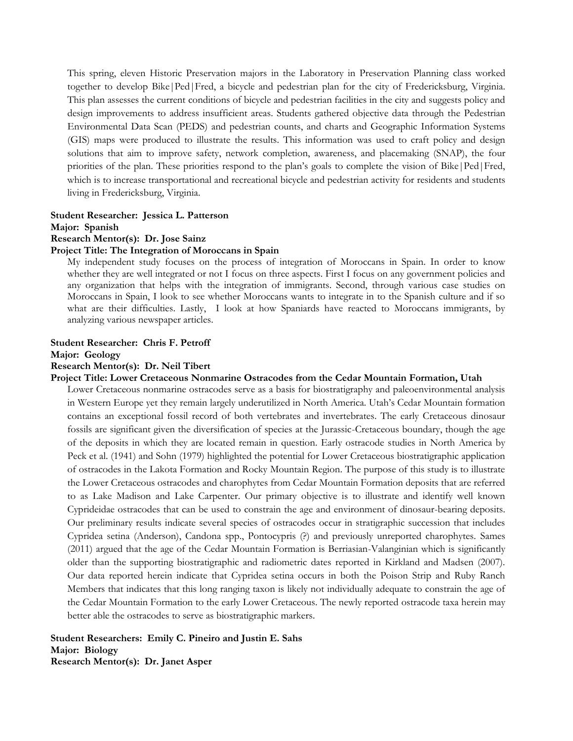This spring, eleven Historic Preservation majors in the Laboratory in Preservation Planning class worked together to develop Bike|Ped|Fred, a bicycle and pedestrian plan for the city of Fredericksburg, Virginia. This plan assesses the current conditions of bicycle and pedestrian facilities in the city and suggests policy and design improvements to address insufficient areas. Students gathered objective data through the Pedestrian Environmental Data Scan (PEDS) and pedestrian counts, and charts and Geographic Information Systems (GIS) maps were produced to illustrate the results. This information was used to craft policy and design solutions that aim to improve safety, network completion, awareness, and placemaking (SNAP), the four priorities of the plan. These priorities respond to the plan's goals to complete the vision of Bike|Ped|Fred, which is to increase transportational and recreational bicycle and pedestrian activity for residents and students living in Fredericksburg, Virginia.

**Student Researcher: Jessica L. Patterson**
**Major: Spanish**
**Research Mentor(s): Dr. Jose Sainz**
**Project Title: The Integration of Moroccans in Spain**

My independent study focuses on the process of integration of Moroccans in Spain. In order to know whether they are well integrated or not I focus on three aspects. First I focus on any government policies and any organization that helps with the integration of immigrants. Second, through various case studies on Moroccans in Spain, I look to see whether Moroccans wants to integrate in to the Spanish culture and if so what are their difficulties. Lastly, I look at how Spaniards have reacted to Moroccans immigrants, by analyzing various newspaper articles.

**Student Researcher: Chris F. Petroff**
**Major: Geology**
**Research Mentor(s): Dr. Neil Tibert**
**Project Title: Lower Cretaceous Nonmarine Ostracodes from the Cedar Mountain Formation, Utah**

Lower Cretaceous nonmarine ostracodes serve as a basis for biostratigraphy and paleoenvironmental analysis in Western Europe yet they remain largely underutilized in North America. Utah's Cedar Mountain formation contains an exceptional fossil record of both vertebrates and invertebrates. The early Cretaceous dinosaur fossils are significant given the diversification of species at the Jurassic-Cretaceous boundary, though the age of the deposits in which they are located remain in question. Early ostracode studies in North America by Peck et al. (1941) and Sohn (1979) highlighted the potential for Lower Cretaceous biostratigraphic application of ostracodes in the Lakota Formation and Rocky Mountain Region. The purpose of this study is to illustrate the Lower Cretaceous ostracodes and charophytes from Cedar Mountain Formation deposits that are referred to as Lake Madison and Lake Carpenter. Our primary objective is to illustrate and identify well known Cyprideidae ostracodes that can be used to constrain the age and environment of dinosaur-bearing deposits. Our preliminary results indicate several species of ostracodes occur in stratigraphic succession that includes Cypridea setina (Anderson), Candona spp., Pontocypris (?) and previously unreported charophytes. Sames (2011) argued that the age of the Cedar Mountain Formation is Berriasian-Valanginian which is significantly older than the supporting biostratigraphic and radiometric dates reported in Kirkland and Madsen (2007). Our data reported herein indicate that Cypridea setina occurs in both the Poison Strip and Ruby Ranch Members that indicates that this long ranging taxon is likely not individually adequate to constrain the age of the Cedar Mountain Formation to the early Lower Cretaceous. The newly reported ostracode taxa herein may better able the ostracodes to serve as biostratigraphic markers.

**Student Researchers: Emily C. Pineiro and Justin E. Sahs**
**Major: Biology**
**Research Mentor(s): Dr. Janet Asper**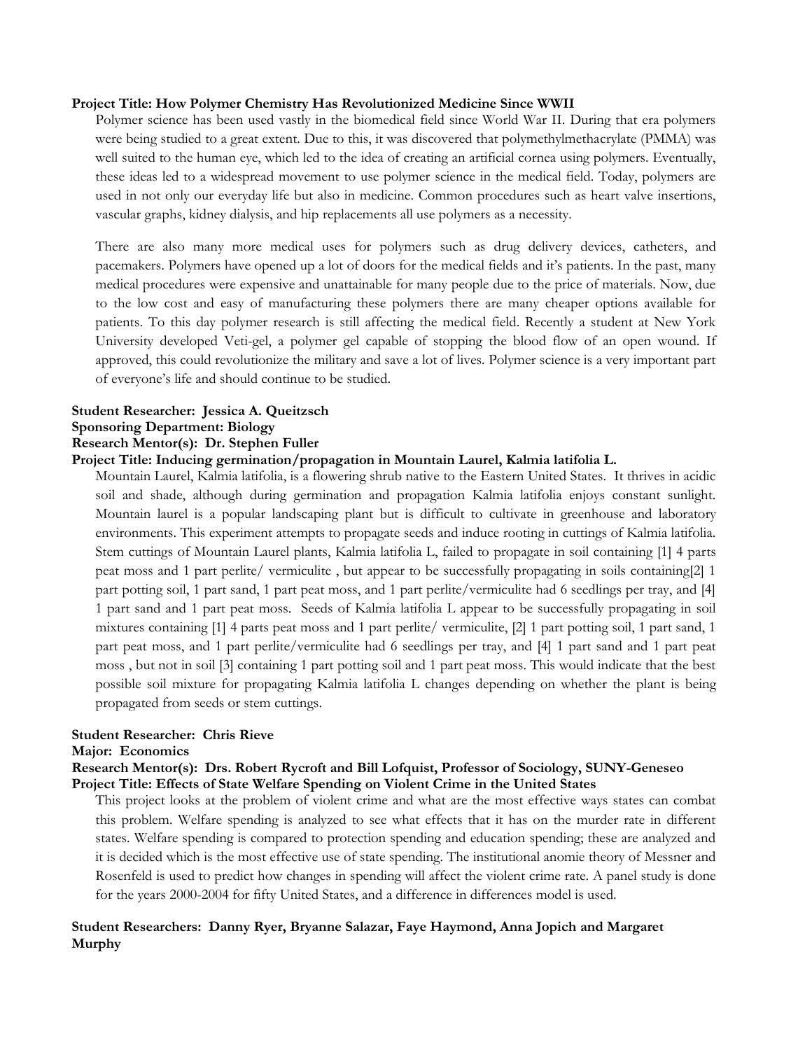**Project Title: How Polymer Chemistry Has Revolutionized Medicine Since WWII**

Polymer science has been used vastly in the biomedical field since World War II. During that era polymers were being studied to a great extent. Due to this, it was discovered that polymethylmethacrylate (PMMA) was well suited to the human eye, which led to the idea of creating an artificial cornea using polymers. Eventually, these ideas led to a widespread movement to use polymer science in the medical field. Today, polymers are used in not only our everyday life but also in medicine. Common procedures such as heart valve insertions, vascular graphs, kidney dialysis, and hip replacements all use polymers as a necessity.

There are also many more medical uses for polymers such as drug delivery devices, catheters, and pacemakers. Polymers have opened up a lot of doors for the medical fields and it's patients. In the past, many medical procedures were expensive and unattainable for many people due to the price of materials. Now, due to the low cost and easy of manufacturing these polymers there are many cheaper options available for patients. To this day polymer research is still affecting the medical field. Recently a student at New York University developed Veti-gel, a polymer gel capable of stopping the blood flow of an open wound. If approved, this could revolutionize the military and save a lot of lives. Polymer science is a very important part of everyone's life and should continue to be studied.

**Student Researcher: Jessica A. Queitzsch**
**Sponsoring Department: Biology**
**Research Mentor(s): Dr. Stephen Fuller**
**Project Title: Inducing germination/propagation in Mountain Laurel, Kalmia latifolia L.**

Mountain Laurel, Kalmia latifolia, is a flowering shrub native to the Eastern United States. It thrives in acidic soil and shade, although during germination and propagation Kalmia latifolia enjoys constant sunlight. Mountain laurel is a popular landscaping plant but is difficult to cultivate in greenhouse and laboratory environments. This experiment attempts to propagate seeds and induce rooting in cuttings of Kalmia latifolia. Stem cuttings of Mountain Laurel plants, Kalmia latifolia L, failed to propagate in soil containing [1] 4 parts peat moss and 1 part perlite/ vermiculite , but appear to be successfully propagating in soils containing[2] 1 part potting soil, 1 part sand, 1 part peat moss, and 1 part perlite/vermiculite had 6 seedlings per tray, and [4] 1 part sand and 1 part peat moss. Seeds of Kalmia latifolia L appear to be successfully propagating in soil mixtures containing [1] 4 parts peat moss and 1 part perlite/ vermiculite, [2] 1 part potting soil, 1 part sand, 1 part peat moss, and 1 part perlite/vermiculite had 6 seedlings per tray, and [4] 1 part sand and 1 part peat moss , but not in soil [3] containing 1 part potting soil and 1 part peat moss. This would indicate that the best possible soil mixture for propagating Kalmia latifolia L changes depending on whether the plant is being propagated from seeds or stem cuttings.

**Student Researcher: Chris Rieve**
**Major: Economics**
**Research Mentor(s): Drs. Robert Rycroft and Bill Lofquist, Professor of Sociology, SUNY-Geneseo**
**Project Title: Effects of State Welfare Spending on Violent Crime in the United States**

This project looks at the problem of violent crime and what are the most effective ways states can combat this problem. Welfare spending is analyzed to see what effects that it has on the murder rate in different states. Welfare spending is compared to protection spending and education spending; these are analyzed and it is decided which is the most effective use of state spending. The institutional anomie theory of Messner and Rosenfeld is used to predict how changes in spending will affect the violent crime rate. A panel study is done for the years 2000-2004 for fifty United States, and a difference in differences model is used.

**Student Researchers: Danny Ryer, Bryanne Salazar, Faye Haymond, Anna Jopich and Margaret Murphy**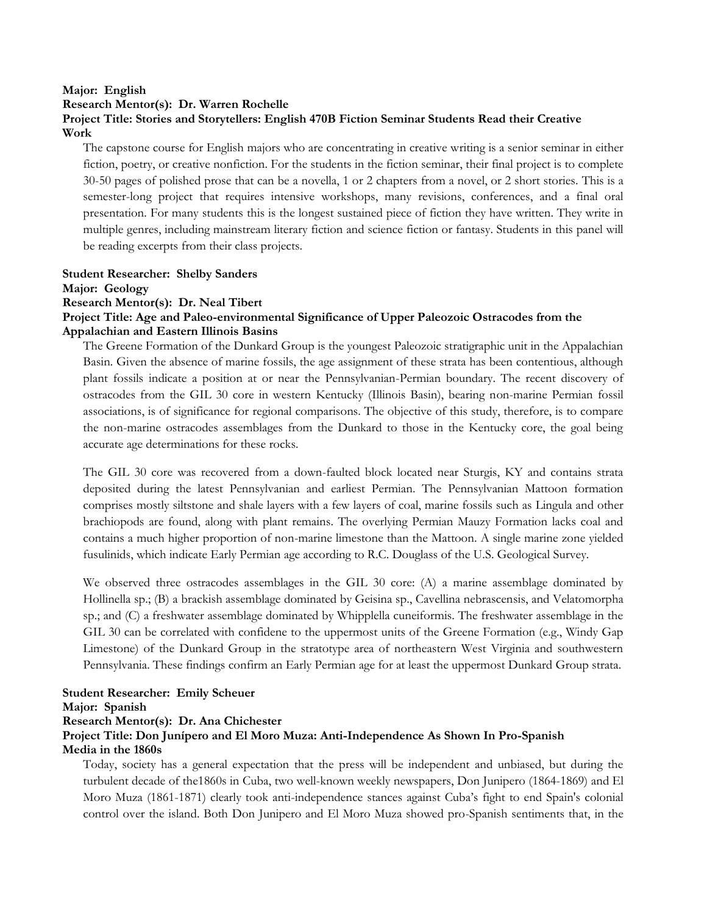**Major: English**
**Research Mentor(s): Dr. Warren Rochelle**
**Project Title: Stories and Storytellers: English 470B Fiction Seminar Students Read their Creative Work**

The capstone course for English majors who are concentrating in creative writing is a senior seminar in either fiction, poetry, or creative nonfiction. For the students in the fiction seminar, their final project is to complete 30-50 pages of polished prose that can be a novella, 1 or 2 chapters from a novel, or 2 short stories. This is a semester-long project that requires intensive workshops, many revisions, conferences, and a final oral presentation. For many students this is the longest sustained piece of fiction they have written. They write in multiple genres, including mainstream literary fiction and science fiction or fantasy. Students in this panel will be reading excerpts from their class projects.

**Student Researcher: Shelby Sanders**
**Major: Geology**
**Research Mentor(s): Dr. Neal Tibert**
**Project Title: Age and Paleo-environmental Significance of Upper Paleozoic Ostracodes from the Appalachian and Eastern Illinois Basins**

The Greene Formation of the Dunkard Group is the youngest Paleozoic stratigraphic unit in the Appalachian Basin. Given the absence of marine fossils, the age assignment of these strata has been contentious, although plant fossils indicate a position at or near the Pennsylvanian-Permian boundary. The recent discovery of ostracodes from the GIL 30 core in western Kentucky (Illinois Basin), bearing non-marine Permian fossil associations, is of significance for regional comparisons. The objective of this study, therefore, is to compare the non-marine ostracodes assemblages from the Dunkard to those in the Kentucky core, the goal being accurate age determinations for these rocks.

The GIL 30 core was recovered from a down-faulted block located near Sturgis, KY and contains strata deposited during the latest Pennsylvanian and earliest Permian. The Pennsylvanian Mattoon formation comprises mostly siltstone and shale layers with a few layers of coal, marine fossils such as Lingula and other brachiopods are found, along with plant remains. The overlying Permian Mauzy Formation lacks coal and contains a much higher proportion of non-marine limestone than the Mattoon. A single marine zone yielded fusulinids, which indicate Early Permian age according to R.C. Douglass of the U.S. Geological Survey.

We observed three ostracodes assemblages in the GIL 30 core: (A) a marine assemblage dominated by Hollinella sp.; (B) a brackish assemblage dominated by Geisina sp., Cavellina nebrascensis, and Velatomorpha sp.; and (C) a freshwater assemblage dominated by Whipplella cuneiformis. The freshwater assemblage in the GIL 30 can be correlated with confidene to the uppermost units of the Greene Formation (e.g., Windy Gap Limestone) of the Dunkard Group in the stratotype area of northeastern West Virginia and southwestern Pennsylvania. These findings confirm an Early Permian age for at least the uppermost Dunkard Group strata.

**Student Researcher: Emily Scheuer**
**Major: Spanish**
**Research Mentor(s): Dr. Ana Chichester**
**Project Title: Don Junípero and El Moro Muza: Anti-Independence As Shown In Pro-Spanish Media in the 1860s**

Today, society has a general expectation that the press will be independent and unbiased, but during the turbulent decade of the1860s in Cuba, two well-known weekly newspapers, Don Junipero (1864-1869) and El Moro Muza (1861-1871) clearly took anti-independence stances against Cuba's fight to end Spain's colonial control over the island. Both Don Junipero and El Moro Muza showed pro-Spanish sentiments that, in the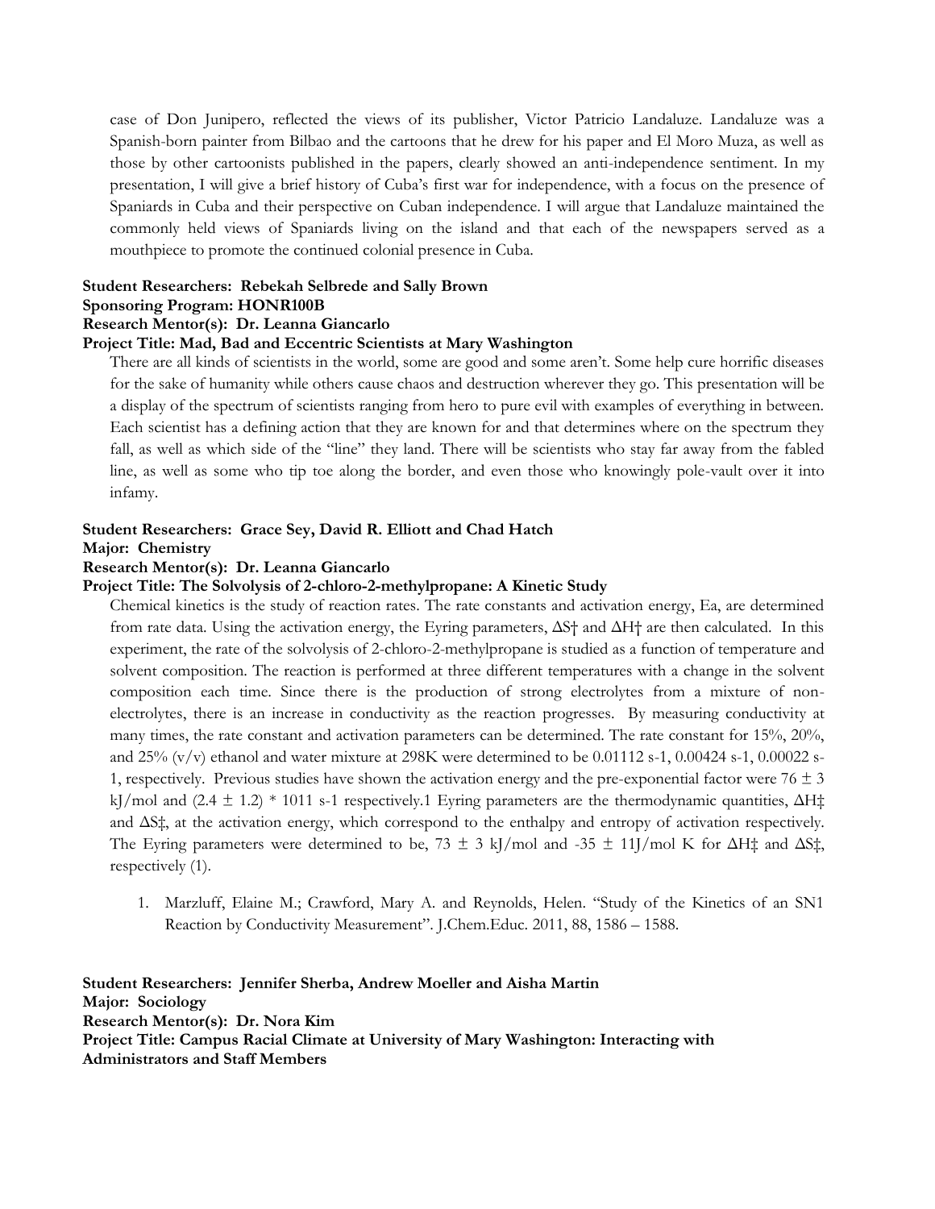case of Don Junipero, reflected the views of its publisher, Victor Patricio Landaluze. Landaluze was a Spanish-born painter from Bilbao and the cartoons that he drew for his paper and El Moro Muza, as well as those by other cartoonists published in the papers, clearly showed an anti-independence sentiment. In my presentation, I will give a brief history of Cuba's first war for independence, with a focus on the presence of Spaniards in Cuba and their perspective on Cuban independence. I will argue that Landaluze maintained the commonly held views of Spaniards living on the island and that each of the newspapers served as a mouthpiece to promote the continued colonial presence in Cuba.

**Student Researchers: Rebekah Selbrede and Sally Brown**
**Sponsoring Program: HONR100B**
**Research Mentor(s): Dr. Leanna Giancarlo**
**Project Title: Mad, Bad and Eccentric Scientists at Mary Washington**

There are all kinds of scientists in the world, some are good and some aren't. Some help cure horrific diseases for the sake of humanity while others cause chaos and destruction wherever they go. This presentation will be a display of the spectrum of scientists ranging from hero to pure evil with examples of everything in between. Each scientist has a defining action that they are known for and that determines where on the spectrum they fall, as well as which side of the "line" they land. There will be scientists who stay far away from the fabled line, as well as some who tip toe along the border, and even those who knowingly pole-vault over it into infamy.

**Student Researchers: Grace Sey, David R. Elliott and Chad Hatch**
**Major: Chemistry**
**Research Mentor(s): Dr. Leanna Giancarlo**
**Project Title: The Solvolysis of 2-chloro-2-methylpropane: A Kinetic Study**

Chemical kinetics is the study of reaction rates. The rate constants and activation energy, Ea, are determined from rate data. Using the activation energy, the Eyring parameters, $\Delta S^\dagger$ and $\Delta H^\dagger$ are then calculated. In this experiment, the rate of the solvolysis of 2-chloro-2-methylpropane is studied as a function of temperature and solvent composition. The reaction is performed at three different temperatures with a change in the solvent composition each time. Since there is the production of strong electrolytes from a mixture of non-electrolytes, there is an increase in conductivity as the reaction progresses. By measuring conductivity at many times, the rate constant and activation parameters can be determined. The rate constant for 15%, 20%, and 25% (v/v) ethanol and water mixture at 298K were determined to be 0.01112 s-1, 0.00424 s-1, 0.00022 s-1, respectively. Previous studies have shown the activation energy and the pre-exponential factor were 76 ± 3 kJ/mol and (2.4 ± 1.2) * 1011 s-1 respectively.[1] Eyring parameters are the thermodynamic quantities, $\Delta H^\ddagger$ and $\Delta S^\ddagger$, at the activation energy, which correspond to the enthalpy and entropy of activation respectively. The Eyring parameters were determined to be, 73 ± 3 kJ/mol and -35 ± 11J/mol K for $\Delta H^\ddagger$ and $\Delta S^\ddagger$, respectively (1).

1. Marzluff, Elaine M.; Crawford, Mary A. and Reynolds, Helen. "Study of the Kinetics of an SN1 Reaction by Conductivity Measurement". J.Chem.Educ. 2011, 88, 1586 – 1588.

**Student Researchers: Jennifer Sherba, Andrew Moeller and Aisha Martin**
**Major: Sociology**
**Research Mentor(s): Dr. Nora Kim**
**Project Title: Campus Racial Climate at University of Mary Washington: Interacting with Administrators and Staff Members**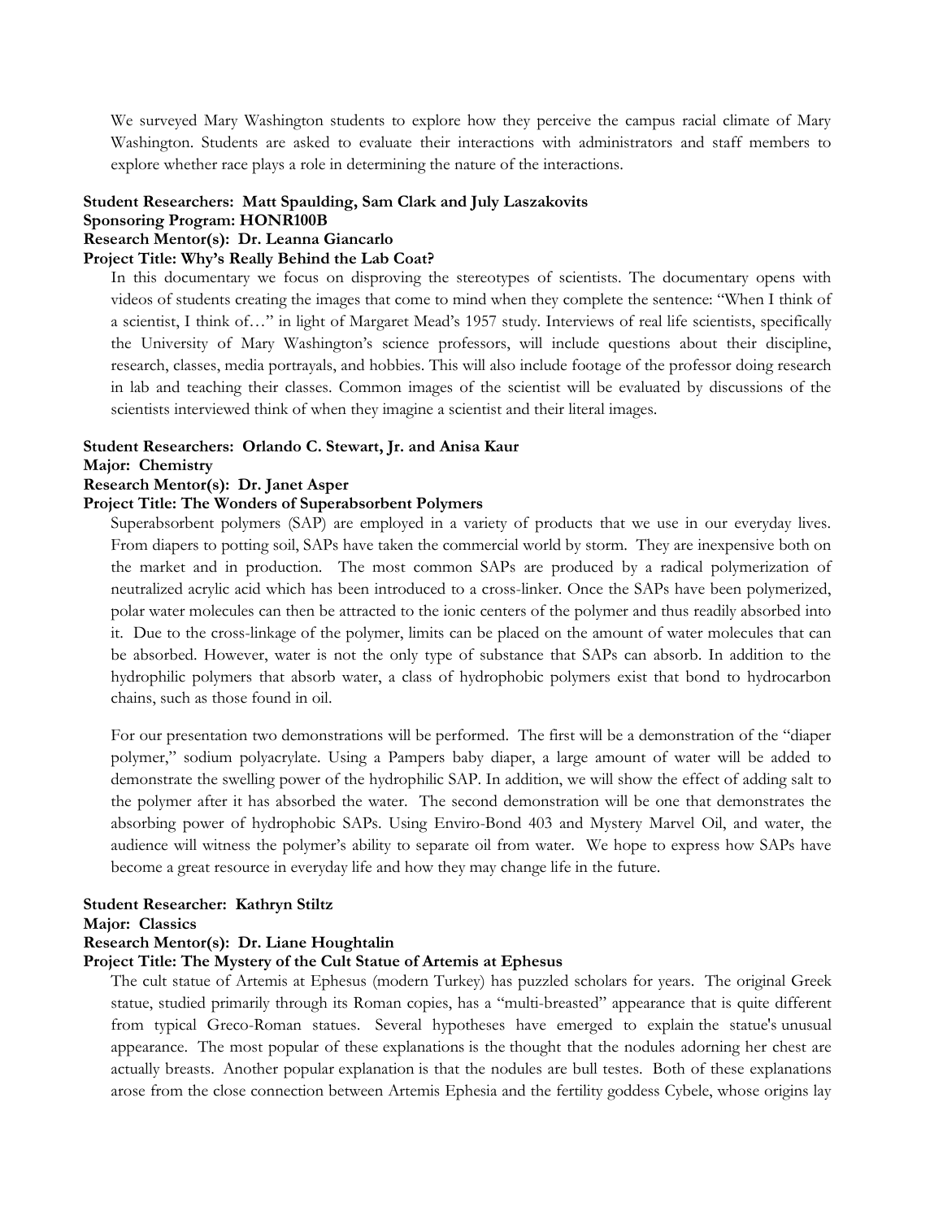We surveyed Mary Washington students to explore how they perceive the campus racial climate of Mary Washington. Students are asked to evaluate their interactions with administrators and staff members to explore whether race plays a role in determining the nature of the interactions.

**Student Researchers: Matt Spaulding, Sam Clark and July Laszakovits**
**Sponsoring Program: HONR100B**
**Research Mentor(s): Dr. Leanna Giancarlo**
**Project Title: Why's Really Behind the Lab Coat?**

In this documentary we focus on disproving the stereotypes of scientists. The documentary opens with videos of students creating the images that come to mind when they complete the sentence: "When I think of a scientist, I think of…" in light of Margaret Mead's 1957 study. Interviews of real life scientists, specifically the University of Mary Washington's science professors, will include questions about their discipline, research, classes, media portrayals, and hobbies. This will also include footage of the professor doing research in lab and teaching their classes. Common images of the scientist will be evaluated by discussions of the scientists interviewed think of when they imagine a scientist and their literal images.

**Student Researchers: Orlando C. Stewart, Jr. and Anisa Kaur**
**Major: Chemistry**
**Research Mentor(s): Dr. Janet Asper**
**Project Title: The Wonders of Superabsorbent Polymers**

Superabsorbent polymers (SAP) are employed in a variety of products that we use in our everyday lives. From diapers to potting soil, SAPs have taken the commercial world by storm. They are inexpensive both on the market and in production. The most common SAPs are produced by a radical polymerization of neutralized acrylic acid which has been introduced to a cross-linker. Once the SAPs have been polymerized, polar water molecules can then be attracted to the ionic centers of the polymer and thus readily absorbed into it. Due to the cross-linkage of the polymer, limits can be placed on the amount of water molecules that can be absorbed. However, water is not the only type of substance that SAPs can absorb. In addition to the hydrophilic polymers that absorb water, a class of hydrophobic polymers exist that bond to hydrocarbon chains, such as those found in oil.

For our presentation two demonstrations will be performed. The first will be a demonstration of the "diaper polymer," sodium polyacrylate. Using a Pampers baby diaper, a large amount of water will be added to demonstrate the swelling power of the hydrophilic SAP. In addition, we will show the effect of adding salt to the polymer after it has absorbed the water. The second demonstration will be one that demonstrates the absorbing power of hydrophobic SAPs. Using Enviro-Bond 403 and Mystery Marvel Oil, and water, the audience will witness the polymer's ability to separate oil from water. We hope to express how SAPs have become a great resource in everyday life and how they may change life in the future.

**Student Researcher: Kathryn Stiltz**
**Major: Classics**
**Research Mentor(s): Dr. Liane Houghtalin**
**Project Title: The Mystery of the Cult Statue of Artemis at Ephesus**

The cult statue of Artemis at Ephesus (modern Turkey) has puzzled scholars for years. The original Greek statue, studied primarily through its Roman copies, has a "multi-breasted" appearance that is quite different from typical Greco-Roman statues. Several hypotheses have emerged to explain the statue's unusual appearance. The most popular of these explanations is the thought that the nodules adorning her chest are actually breasts. Another popular explanation is that the nodules are bull testes. Both of these explanations arose from the close connection between Artemis Ephesia and the fertility goddess Cybele, whose origins lay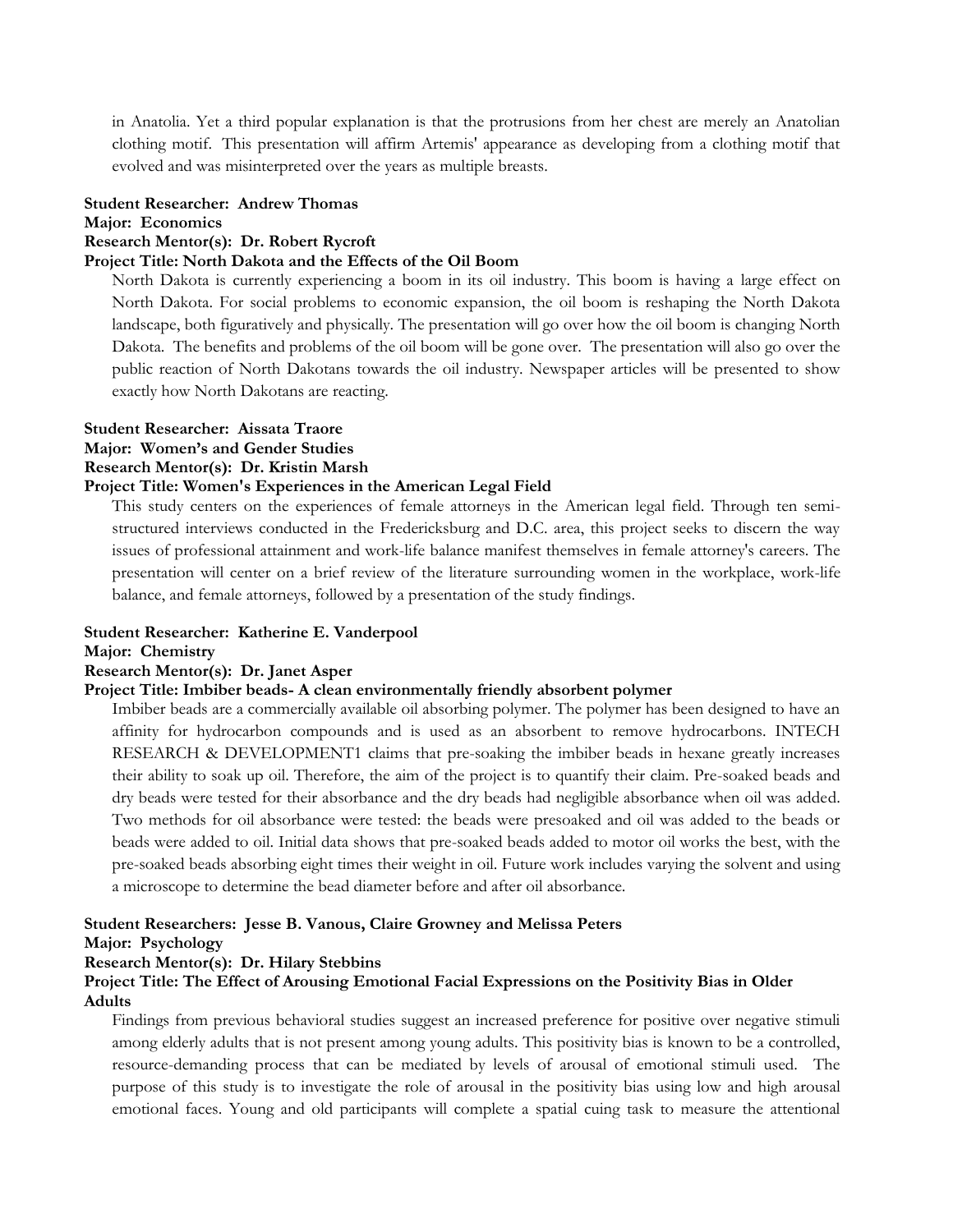in Anatolia. Yet a third popular explanation is that the protrusions from her chest are merely an Anatolian clothing motif. This presentation will affirm Artemis' appearance as developing from a clothing motif that evolved and was misinterpreted over the years as multiple breasts.

**Student Researcher: Andrew Thomas**
**Major: Economics**
**Research Mentor(s): Dr. Robert Rycroft**
**Project Title: North Dakota and the Effects of the Oil Boom**

North Dakota is currently experiencing a boom in its oil industry. This boom is having a large effect on North Dakota. For social problems to economic expansion, the oil boom is reshaping the North Dakota landscape, both figuratively and physically. The presentation will go over how the oil boom is changing North Dakota. The benefits and problems of the oil boom will be gone over. The presentation will also go over the public reaction of North Dakotans towards the oil industry. Newspaper articles will be presented to show exactly how North Dakotans are reacting.

**Student Researcher: Aissata Traore**
**Major: Women's and Gender Studies**
**Research Mentor(s): Dr. Kristin Marsh**
**Project Title: Women's Experiences in the American Legal Field**

This study centers on the experiences of female attorneys in the American legal field. Through ten semi-structured interviews conducted in the Fredericksburg and D.C. area, this project seeks to discern the way issues of professional attainment and work-life balance manifest themselves in female attorney's careers. The presentation will center on a brief review of the literature surrounding women in the workplace, work-life balance, and female attorneys, followed by a presentation of the study findings.

**Student Researcher: Katherine E. Vanderpool**
**Major: Chemistry**
**Research Mentor(s): Dr. Janet Asper**
**Project Title: Imbiber beads- A clean environmentally friendly absorbent polymer**

Imbiber beads are a commercially available oil absorbing polymer. The polymer has been designed to have an affinity for hydrocarbon compounds and is used as an absorbent to remove hydrocarbons. INTECH RESEARCH & DEVELOPMENT1 claims that pre-soaking the imbiber beads in hexane greatly increases their ability to soak up oil. Therefore, the aim of the project is to quantify their claim. Pre-soaked beads and dry beads were tested for their absorbance and the dry beads had negligible absorbance when oil was added. Two methods for oil absorbance were tested: the beads were presoaked and oil was added to the beads or beads were added to oil. Initial data shows that pre-soaked beads added to motor oil works the best, with the pre-soaked beads absorbing eight times their weight in oil. Future work includes varying the solvent and using a microscope to determine the bead diameter before and after oil absorbance.

**Student Researchers: Jesse B. Vanous, Claire Growney and Melissa Peters**
**Major: Psychology**
**Research Mentor(s): Dr. Hilary Stebbins**
**Project Title: The Effect of Arousing Emotional Facial Expressions on the Positivity Bias in Older Adults**

Findings from previous behavioral studies suggest an increased preference for positive over negative stimuli among elderly adults that is not present among young adults. This positivity bias is known to be a controlled, resource-demanding process that can be mediated by levels of arousal of emotional stimuli used. The purpose of this study is to investigate the role of arousal in the positivity bias using low and high arousal emotional faces. Young and old participants will complete a spatial cuing task to measure the attentional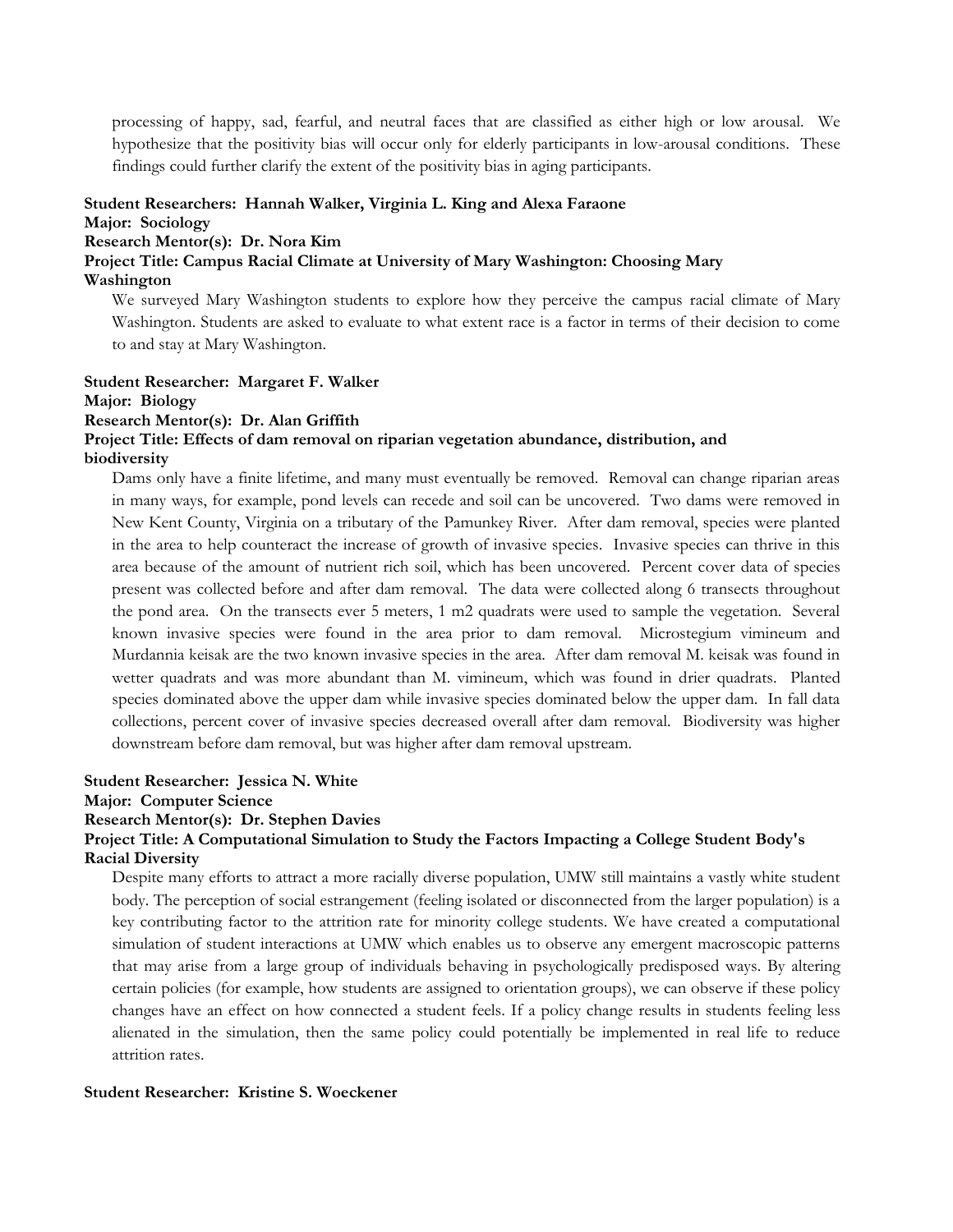processing of happy, sad, fearful, and neutral faces that are classified as either high or low arousal. We hypothesize that the positivity bias will occur only for elderly participants in low-arousal conditions. These findings could further clarify the extent of the positivity bias in aging participants.

**Student Researchers: Hannah Walker, Virginia L. King and Alexa Faraone**
**Major: Sociology**
**Research Mentor(s): Dr. Nora Kim**
**Project Title: Campus Racial Climate at University of Mary Washington: Choosing Mary Washington**

We surveyed Mary Washington students to explore how they perceive the campus racial climate of Mary Washington. Students are asked to evaluate to what extent race is a factor in terms of their decision to come to and stay at Mary Washington.

**Student Researcher: Margaret F. Walker**
**Major: Biology**
**Research Mentor(s): Dr. Alan Griffith**
**Project Title: Effects of dam removal on riparian vegetation abundance, distribution, and biodiversity**

Dams only have a finite lifetime, and many must eventually be removed. Removal can change riparian areas in many ways, for example, pond levels can recede and soil can be uncovered. Two dams were removed in New Kent County, Virginia on a tributary of the Pamunkey River. After dam removal, species were planted in the area to help counteract the increase of growth of invasive species. Invasive species can thrive in this area because of the amount of nutrient rich soil, which has been uncovered. Percent cover data of species present was collected before and after dam removal. The data were collected along 6 transects throughout the pond area. On the transects ever 5 meters, 1 m2 quadrats were used to sample the vegetation. Several known invasive species were found in the area prior to dam removal. Microstegium vimineum and Murdannia keisak are the two known invasive species in the area. After dam removal M. keisak was found in wetter quadrats and was more abundant than M. vimineum, which was found in drier quadrats. Planted species dominated above the upper dam while invasive species dominated below the upper dam. In fall data collections, percent cover of invasive species decreased overall after dam removal. Biodiversity was higher downstream before dam removal, but was higher after dam removal upstream.

**Student Researcher: Jessica N. White**
**Major: Computer Science**
**Research Mentor(s): Dr. Stephen Davies**
**Project Title: A Computational Simulation to Study the Factors Impacting a College Student Body's Racial Diversity**

Despite many efforts to attract a more racially diverse population, UMW still maintains a vastly white student body. The perception of social estrangement (feeling isolated or disconnected from the larger population) is a key contributing factor to the attrition rate for minority college students. We have created a computational simulation of student interactions at UMW which enables us to observe any emergent macroscopic patterns that may arise from a large group of individuals behaving in psychologically predisposed ways. By altering certain policies (for example, how students are assigned to orientation groups), we can observe if these policy changes have an effect on how connected a student feels. If a policy change results in students feeling less alienated in the simulation, then the same policy could potentially be implemented in real life to reduce attrition rates.

**Student Researcher: Kristine S. Woeckener**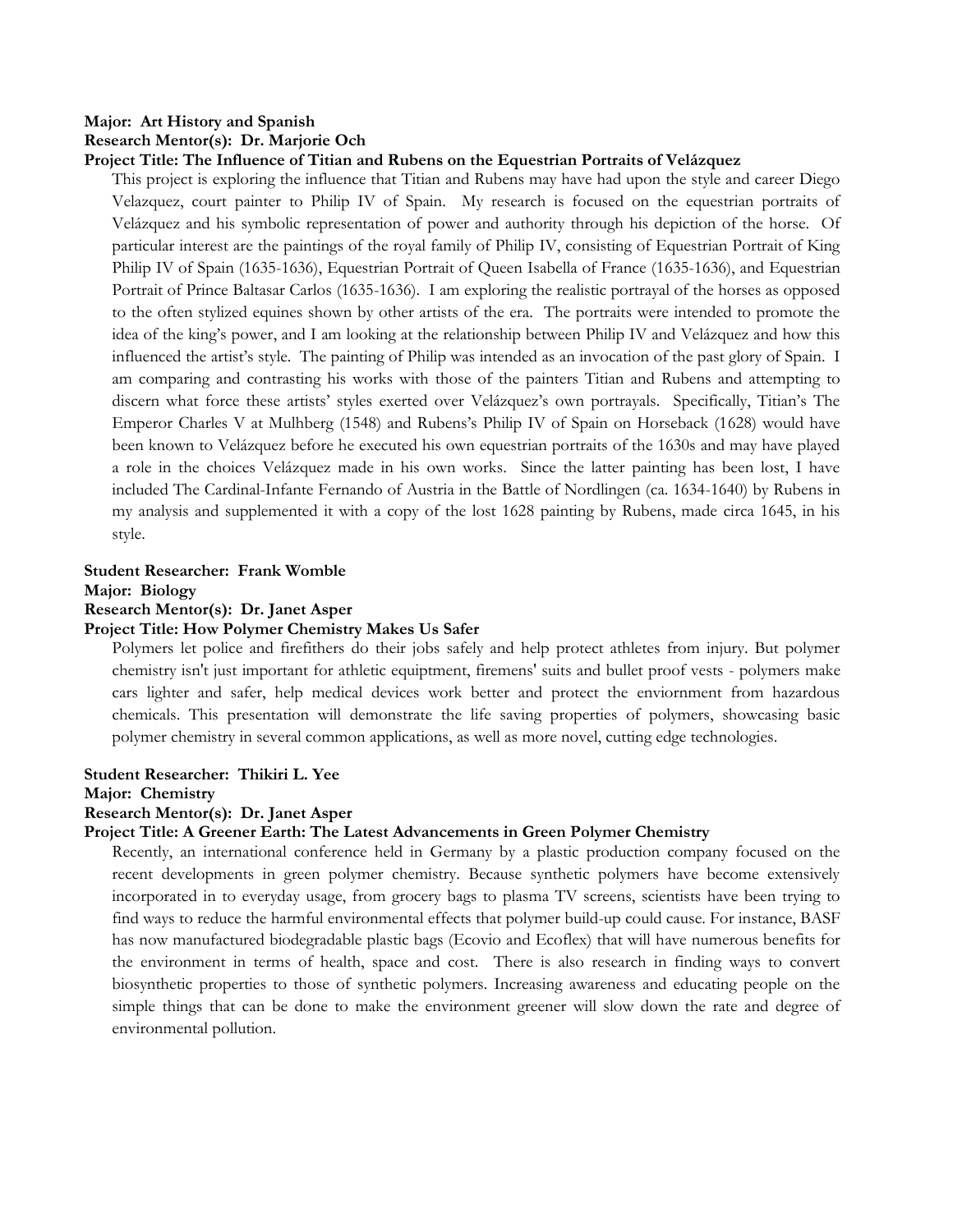**Major: Art History and Spanish**
**Research Mentor(s): Dr. Marjorie Och**
**Project Title: The Influence of Titian and Rubens on the Equestrian Portraits of Velázquez**

This project is exploring the influence that Titian and Rubens may have had upon the style and career Diego Velazquez, court painter to Philip IV of Spain. My research is focused on the equestrian portraits of Velázquez and his symbolic representation of power and authority through his depiction of the horse. Of particular interest are the paintings of the royal family of Philip IV, consisting of Equestrian Portrait of King Philip IV of Spain (1635-1636), Equestrian Portrait of Queen Isabella of France (1635-1636), and Equestrian Portrait of Prince Baltasar Carlos (1635-1636). I am exploring the realistic portrayal of the horses as opposed to the often stylized equines shown by other artists of the era. The portraits were intended to promote the idea of the king's power, and I am looking at the relationship between Philip IV and Velázquez and how this influenced the artist's style. The painting of Philip was intended as an invocation of the past glory of Spain. I am comparing and contrasting his works with those of the painters Titian and Rubens and attempting to discern what force these artists' styles exerted over Velázquez's own portrayals. Specifically, Titian's The Emperor Charles V at Mulhberg (1548) and Rubens's Philip IV of Spain on Horseback (1628) would have been known to Velázquez before he executed his own equestrian portraits of the 1630s and may have played a role in the choices Velázquez made in his own works. Since the latter painting has been lost, I have included The Cardinal-Infante Fernando of Austria in the Battle of Nordlingen (ca. 1634-1640) by Rubens in my analysis and supplemented it with a copy of the lost 1628 painting by Rubens, made circa 1645, in his style.

**Student Researcher: Frank Womble**
**Major: Biology**
**Research Mentor(s): Dr. Janet Asper**
**Project Title: How Polymer Chemistry Makes Us Safer**

Polymers let police and firefithers do their jobs safely and help protect athletes from injury. But polymer chemistry isn't just important for athletic equiptment, firemens' suits and bullet proof vests - polymers make cars lighter and safer, help medical devices work better and protect the enviornment from hazardous chemicals. This presentation will demonstrate the life saving properties of polymers, showcasing basic polymer chemistry in several common applications, as well as more novel, cutting edge technologies.

**Student Researcher: Thikiri L. Yee**
**Major: Chemistry**
**Research Mentor(s): Dr. Janet Asper**
**Project Title: A Greener Earth: The Latest Advancements in Green Polymer Chemistry**

Recently, an international conference held in Germany by a plastic production company focused on the recent developments in green polymer chemistry. Because synthetic polymers have become extensively incorporated in to everyday usage, from grocery bags to plasma TV screens, scientists have been trying to find ways to reduce the harmful environmental effects that polymer build-up could cause. For instance, BASF has now manufactured biodegradable plastic bags (Ecovio and Ecoflex) that will have numerous benefits for the environment in terms of health, space and cost. There is also research in finding ways to convert biosynthetic properties to those of synthetic polymers. Increasing awareness and educating people on the simple things that can be done to make the environment greener will slow down the rate and degree of environmental pollution.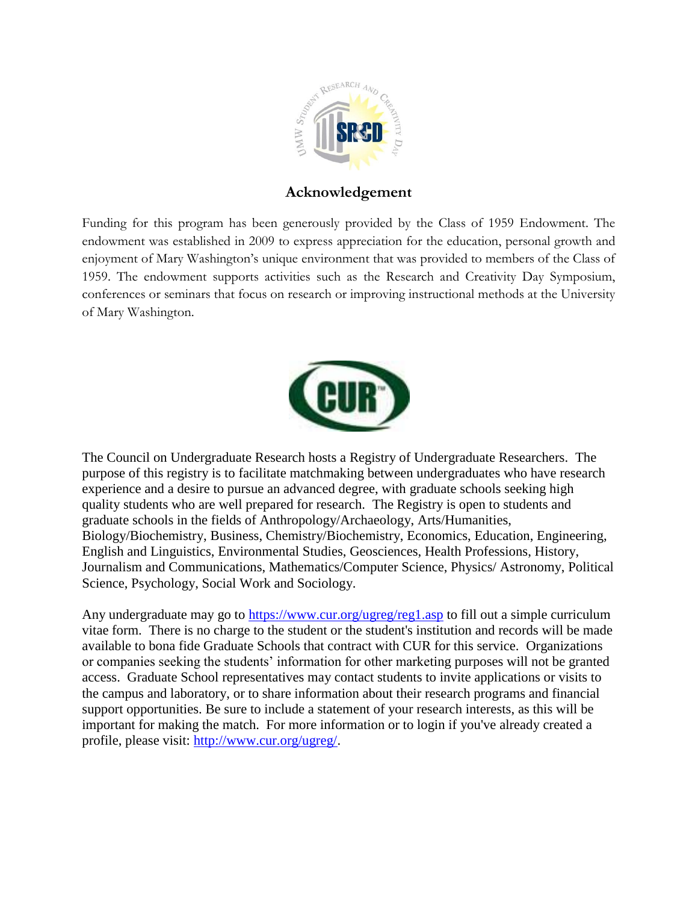## Acknowledgement

Funding for this program has been generously provided by the Class of 1959 Endowment. The endowment was established in 2009 to express appreciation for the education, personal growth and enjoyment of Mary Washington's unique environment that was provided to members of the Class of 1959. The endowment supports activities such as the Research and Creativity Day Symposium, conferences or seminars that focus on research or improving instructional methods at the University of Mary Washington.

The Council on Undergraduate Research hosts a Registry of Undergraduate Researchers. The purpose of this registry is to facilitate matchmaking between undergraduates who have research experience and a desire to pursue an advanced degree, with graduate schools seeking high quality students who are well prepared for research. The Registry is open to students and graduate schools in the fields of Anthropology/Archaeology, Arts/Humanities, Biology/Biochemistry, Business, Chemistry/Biochemistry, Economics, Education, Engineering, English and Linguistics, Environmental Studies, Geosciences, Health Professions, History, Journalism and Communications, Mathematics/Computer Science, Physics/ Astronomy, Political Science, Psychology, Social Work and Sociology.

Any undergraduate may go to https://www.cur.org/ugreg/reg1.asp to fill out a simple curriculum vitae form. There is no charge to the student or the student's institution and records will be made available to bona fide Graduate Schools that contract with CUR for this service. Organizations or companies seeking the students' information for other marketing purposes will not be granted access. Graduate School representatives may contact students to invite applications or visits to the campus and laboratory, or to share information about their research programs and financial support opportunities. Be sure to include a statement of your research interests, as this will be important for making the match. For more information or to login if you've already created a profile, please visit: http://www.cur.org/ugreg/.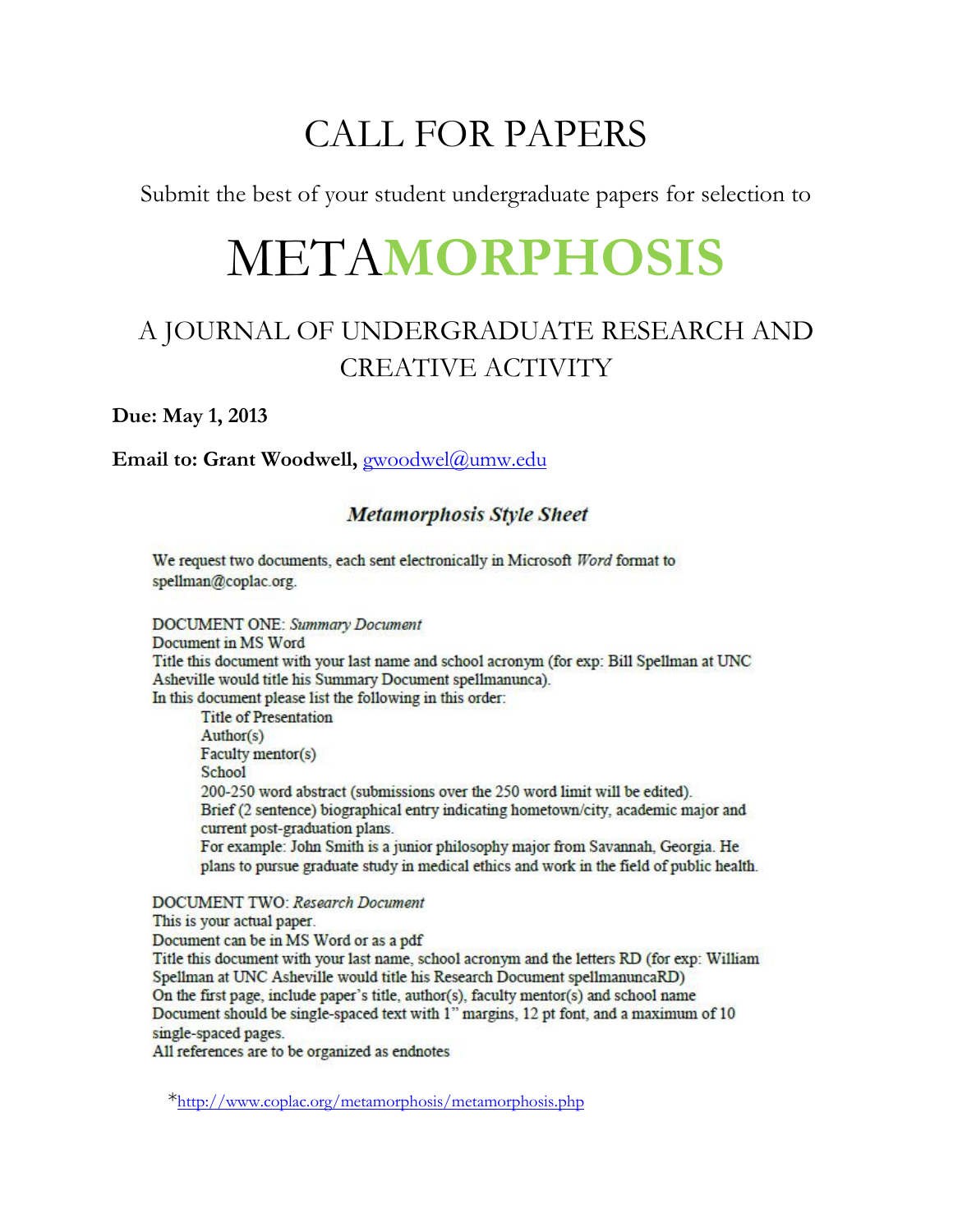# CALL FOR PAPERS

Submit the best of your student undergraduate papers for selection to

# METAMORPHOSIS

## A JOURNAL OF UNDERGRADUATE RESEARCH AND CREATIVE ACTIVITY

**Due: May 1, 2013**

**Email to: Grant Woodwell,** gwoodwel@umw.edu

### *Metamorphosis Style Sheet*

We request two documents, each sent electronically in Microsoft *Word* format to spellman@coplac.org.

DOCUMENT ONE: *Summary Document*
Document in MS Word
Title this document with your last name and school acronym (for exp: Bill Spellman at UNC Asheville would title his Summary Document spellmanunca).
In this document please list the following in this order:

- Title of Presentation
- Author(s)
- Faculty mentor(s)
- School
- 200-250 word abstract (submissions over the 250 word limit will be edited).
- Brief (2 sentence) biographical entry indicating hometown/city, academic major and current post-graduation plans.
- For example: John Smith is a junior philosophy major from Savannah, Georgia. He plans to pursue graduate study in medical ethics and work in the field of public health.

DOCUMENT TWO: *Research Document*
This is your actual paper.
Document can be in MS Word or as a pdf
Title this document with your last name, school acronym and the letters RD (for exp: William Spellman at UNC Asheville would title his Research Document spellmanuncaRD)
On the first page, include paper's title, author(s), faculty mentor(s) and school name
Document should be single-spaced text with 1" margins, 12 pt font, and a maximum of 10 single-spaced pages.
All references are to be organized as endnotes

*http://www.coplac.org/metamorphosis/metamorphosis.php